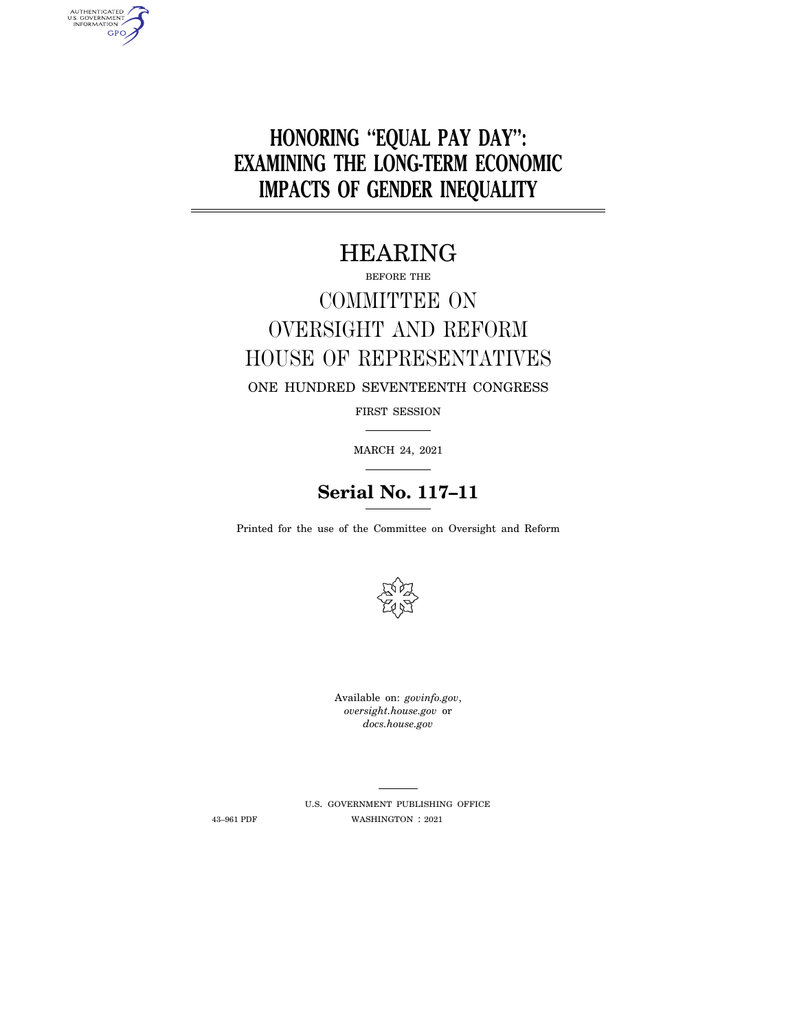# HONORING "EQUAL PAY DAY": EXAMINING THE LONG-TERM ECONOMIC IMPACTS OF GENDER INEQUALITY

## HEARING

BEFORE THE

## COMMITTEE ON OVERSIGHT AND REFORM HOUSE OF REPRESENTATIVES

ONE HUNDRED SEVENTEENTH CONGRESS

FIRST SESSION

MARCH 24, 2021

**Serial No. 117–11**

Printed for the use of the Committee on Oversight and Reform

Available on: *govinfo.gov*, *oversight.house.gov* or *docs.house.gov*

U.S. GOVERNMENT PUBLISHING OFFICE

43–961 PDF WASHINGTON : 2021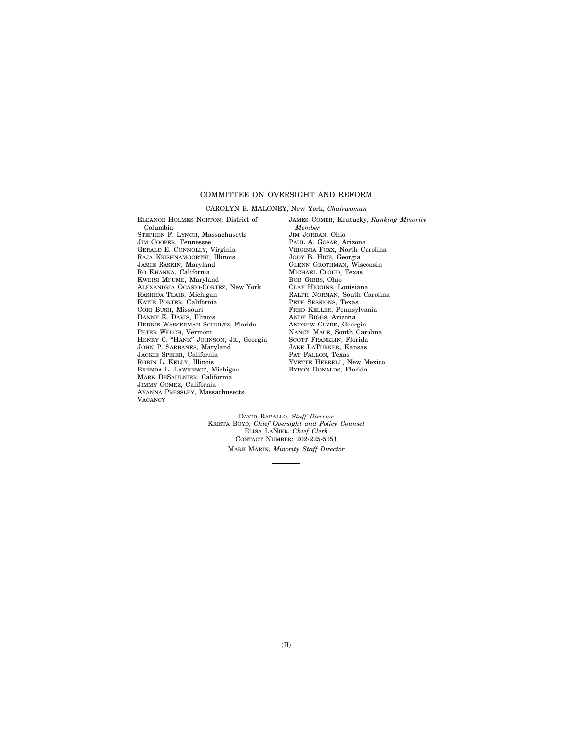## COMMITTEE ON OVERSIGHT AND REFORM

CAROLYN B. MALONEY, New York, *Chairwoman*

ELEANOR HOLMES NORTON, District of Columbia
STEPHEN F. LYNCH, Massachusetts
JIM COOPER, Tennessee
GERALD E. CONNOLLY, Virginia
RAJA KRISHNAMOORTHI, Illinois
JAMIE RASKIN, Maryland
RO KHANNA, California
KWEISI MFUME, Maryland
ALEXANDRIA OCASIO-CORTEZ, New York
RASHIDA TLAIB, Michigan
KATIE PORTER, California
CORI BUSH, Missouri
DANNY K. DAVIS, Illinois
DEBBIE WASSERMAN SCHULTZ, Florida
PETER WELCH, Vermont
HENRY C. "HANK" JOHNSON, JR., Georgia
JOHN P. SARBANES, Maryland
JACKIE SPEIER, California
ROBIN L. KELLY, Illinois
BRENDA L. LAWRENCE, Michigan
MARK DESAULNIER, California
JIMMY GOMEZ, California
AYANNA PRESSLEY, Massachusetts
VACANCY

JAMES COMER, Kentucky, *Ranking Minority Member*
JIM JORDAN, Ohio
PAUL A. GOSAR, Arizona
VIRGINIA FOXX, North Carolina
JODY B. HICE, Georgia
GLENN GROTHMAN, Wisconsin
MICHAEL CLOUD, Texas
BOB GIBBS, Ohio
CLAY HIGGINS, Louisiana
RALPH NORMAN, South Carolina
PETE SESSIONS, Texas
FRED KELLER, Pennsylvania
ANDY BIGGS, Arizona
ANDREW CLYDE, Georgia
NANCY MACE, South Carolina
SCOTT FRANKLIN, Florida
JAKE LATURNER, Kansas
PAT FALLON, Texas
YVETTE HERRELL, New Mexico
BYRON DONALDS, Florida

DAVID RAPALLO, *Staff Director*
KRISTA BOYD, *Chief Oversight and Policy Counsel*
ELISA LANIER, *Chief Clerk*
CONTACT NUMBER: 202-225-5051
MARK MARIN, *Minority Staff Director*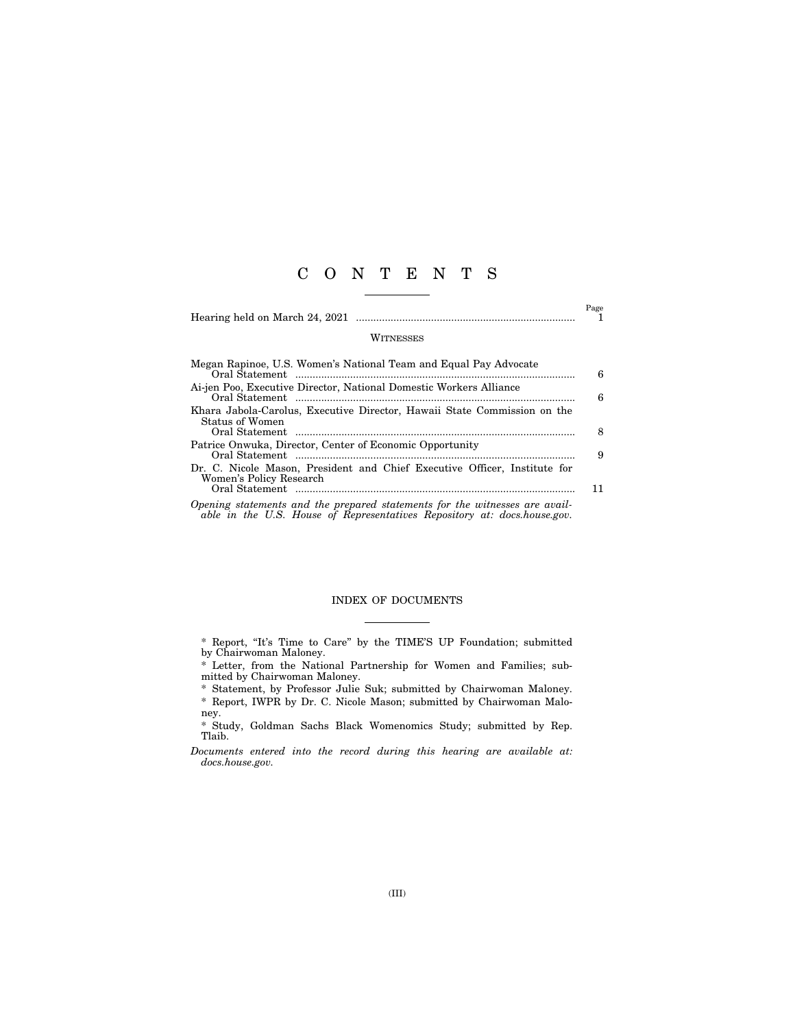# C O N T E N T S

| | Page |
|---|---|
| Hearing held on March 24, 2021 | 1 |

## WITNESSES

| | |
|---|---|
| Megan Rapinoe, U.S. Women's National Team and Equal Pay Advocate | |
| Oral Statement | 6 |
| Ai-jen Poo, Executive Director, National Domestic Workers Alliance | |
| Oral Statement | 6 |
| Khara Jabola-Carolus, Executive Director, Hawaii State Commission on the Status of Women | |
| Oral Statement | 8 |
| Patrice Onwuka, Director, Center of Economic Opportunity | |
| Oral Statement | 9 |
| Dr. C. Nicole Mason, President and Chief Executive Officer, Institute for Women's Policy Research | |
| Oral Statement | 11 |

*Opening statements and the prepared statements for the witnesses are available in the U.S. House of Representatives Repository at: docs.house.gov.*

## INDEX OF DOCUMENTS

* Report, "It's Time to Care" by the TIME'S UP Foundation; submitted by Chairwoman Maloney.

* Letter, from the National Partnership for Women and Families; submitted by Chairwoman Maloney.

* Statement, by Professor Julie Suk; submitted by Chairwoman Maloney.

* Report, IWPR by Dr. C. Nicole Mason; submitted by Chairwoman Maloney.

* Study, Goldman Sachs Black Womenomics Study; submitted by Rep. Tlaib.

*Documents entered into the record during this hearing are available at: docs.house.gov.*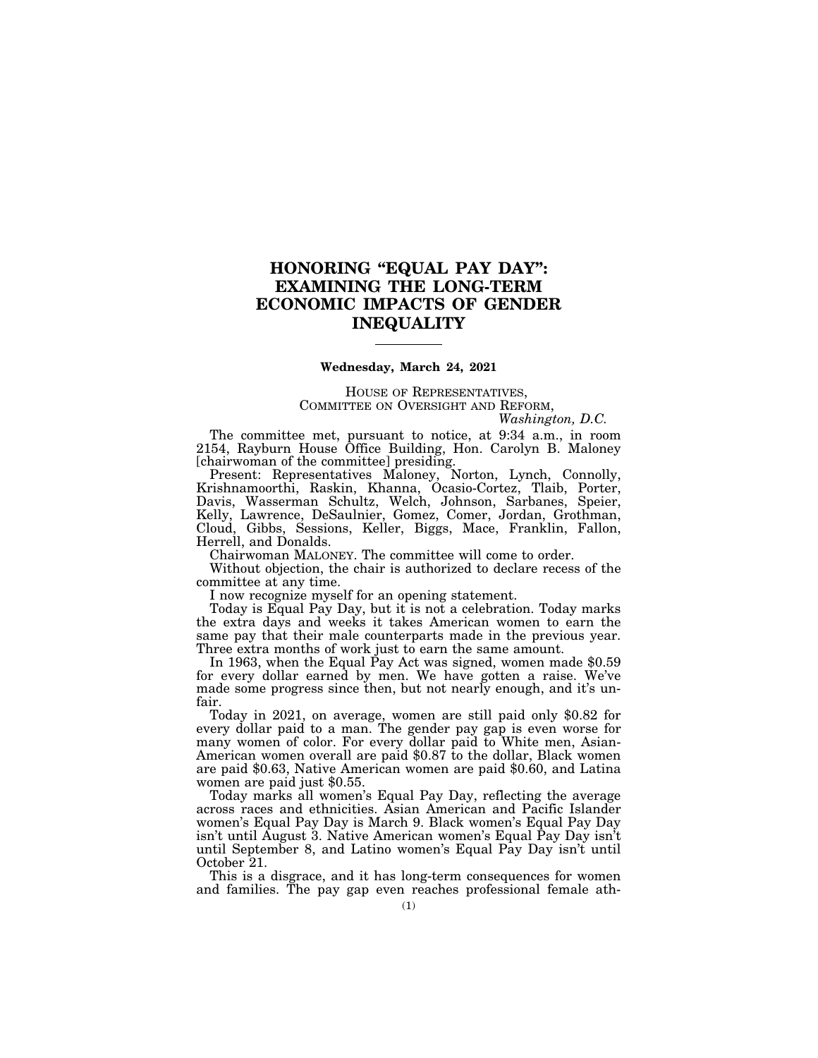# HONORING "EQUAL PAY DAY": EXAMINING THE LONG-TERM ECONOMIC IMPACTS OF GENDER INEQUALITY

---

**Wednesday, March 24, 2021**

HOUSE OF REPRESENTATIVES,
COMMITTEE ON OVERSIGHT AND REFORM,
*Washington, D.C.*

The committee met, pursuant to notice, at 9:34 a.m., in room 2154, Rayburn House Office Building, Hon. Carolyn B. Maloney [chairwoman of the committee] presiding.

Present: Representatives Maloney, Norton, Lynch, Connolly, Krishnamoorthi, Raskin, Khanna, Ocasio-Cortez, Tlaib, Porter, Davis, Wasserman Schultz, Welch, Johnson, Sarbanes, Speier, Kelly, Lawrence, DeSaulnier, Gomez, Comer, Jordan, Grothman, Cloud, Gibbs, Sessions, Keller, Biggs, Mace, Franklin, Fallon, Herrell, and Donalds.

Chairwoman MALONEY. The committee will come to order.

Without objection, the chair is authorized to declare recess of the committee at any time.

I now recognize myself for an opening statement.

Today is Equal Pay Day, but it is not a celebration. Today marks the extra days and weeks it takes American women to earn the same pay that their male counterparts made in the previous year. Three extra months of work just to earn the same amount.

In 1963, when the Equal Pay Act was signed, women made $0.59 for every dollar earned by men. We have gotten a raise. We've made some progress since then, but not nearly enough, and it's unfair.

Today in 2021, on average, women are still paid only $0.82 for every dollar paid to a man. The gender pay gap is even worse for many women of color. For every dollar paid to White men, Asian-American women overall are paid $0.87 to the dollar, Black women are paid $0.63, Native American women are paid $0.60, and Latina women are paid just $0.55.

Today marks all women's Equal Pay Day, reflecting the average across races and ethnicities. Asian American and Pacific Islander women's Equal Pay Day is March 9. Black women's Equal Pay Day isn't until August 3. Native American women's Equal Pay Day isn't until September 8, and Latino women's Equal Pay Day isn't until October 21.

This is a disgrace, and it has long-term consequences for women and families. The pay gap even reaches professional female ath-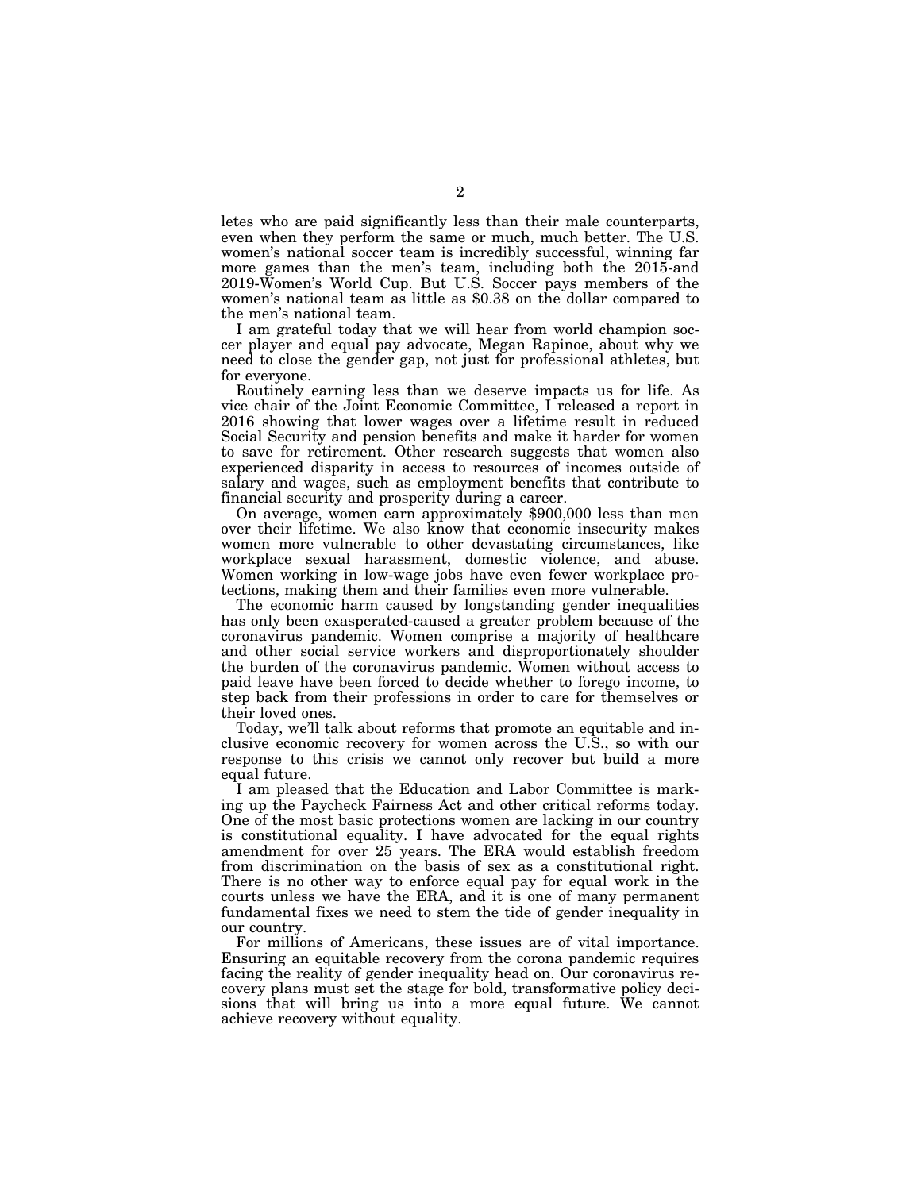letes who are paid significantly less than their male counterparts, even when they perform the same or much, much better. The U.S. women's national soccer team is incredibly successful, winning far more games than the men's team, including both the 2015-and 2019-Women's World Cup. But U.S. Soccer pays members of the women's national team as little as $0.38 on the dollar compared to the men's national team.

I am grateful today that we will hear from world champion soccer player and equal pay advocate, Megan Rapinoe, about why we need to close the gender gap, not just for professional athletes, but for everyone.

Routinely earning less than we deserve impacts us for life. As vice chair of the Joint Economic Committee, I released a report in 2016 showing that lower wages over a lifetime result in reduced Social Security and pension benefits and make it harder for women to save for retirement. Other research suggests that women also experienced disparity in access to resources of incomes outside of salary and wages, such as employment benefits that contribute to financial security and prosperity during a career.

On average, women earn approximately $900,000 less than men over their lifetime. We also know that economic insecurity makes women more vulnerable to other devastating circumstances, like workplace sexual harassment, domestic violence, and abuse. Women working in low-wage jobs have even fewer workplace protections, making them and their families even more vulnerable.

The economic harm caused by longstanding gender inequalities has only been exasperated-caused a greater problem because of the coronavirus pandemic. Women comprise a majority of healthcare and other social service workers and disproportionately shoulder the burden of the coronavirus pandemic. Women without access to paid leave have been forced to decide whether to forego income, to step back from their professions in order to care for themselves or their loved ones.

Today, we'll talk about reforms that promote an equitable and inclusive economic recovery for women across the U.S., so with our response to this crisis we cannot only recover but build a more equal future.

I am pleased that the Education and Labor Committee is marking up the Paycheck Fairness Act and other critical reforms today. One of the most basic protections women are lacking in our country is constitutional equality. I have advocated for the equal rights amendment for over 25 years. The ERA would establish freedom from discrimination on the basis of sex as a constitutional right. There is no other way to enforce equal pay for equal work in the courts unless we have the ERA, and it is one of many permanent fundamental fixes we need to stem the tide of gender inequality in our country.

For millions of Americans, these issues are of vital importance. Ensuring an equitable recovery from the corona pandemic requires facing the reality of gender inequality head on. Our coronavirus recovery plans must set the stage for bold, transformative policy decisions that will bring us into a more equal future. We cannot achieve recovery without equality.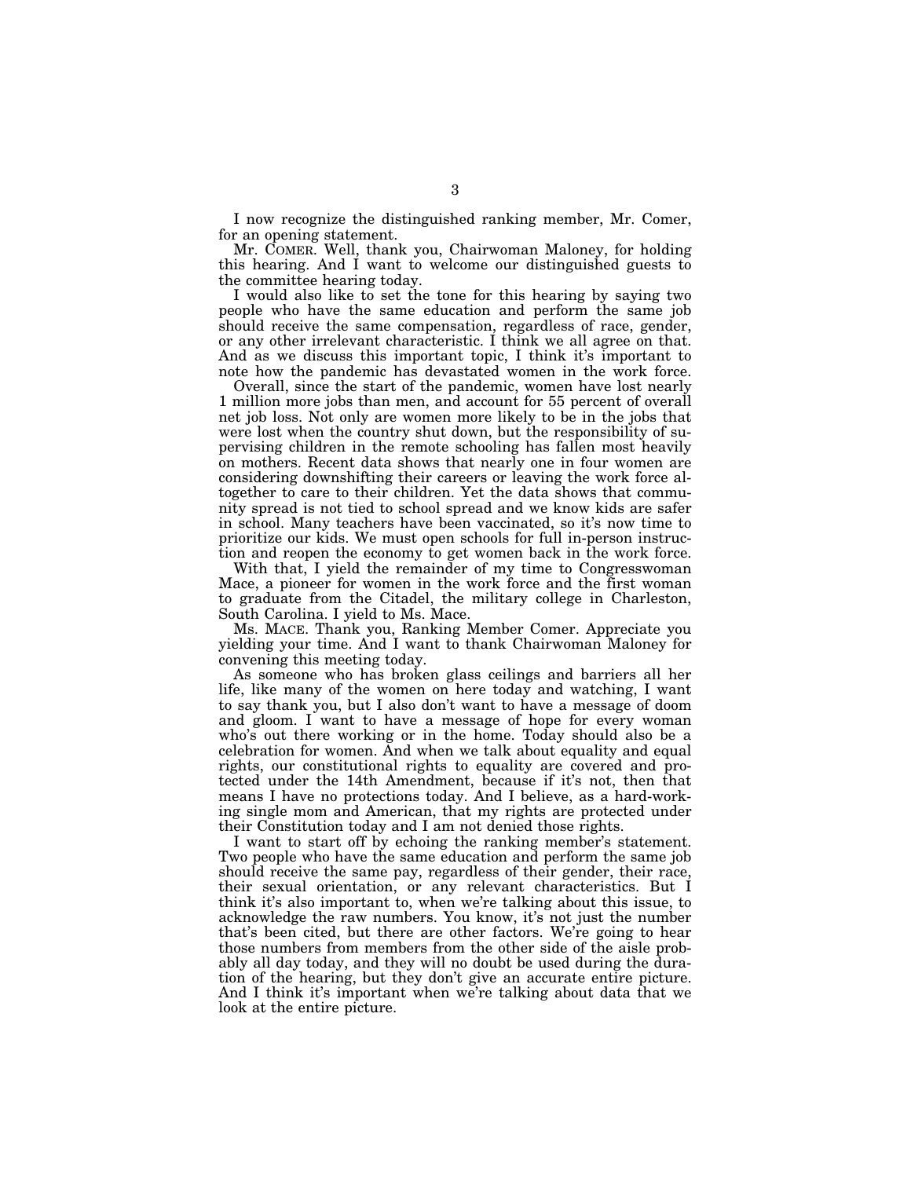I now recognize the distinguished ranking member, Mr. Comer, for an opening statement.

Mr. COMER. Well, thank you, Chairwoman Maloney, for holding this hearing. And I want to welcome our distinguished guests to the committee hearing today.

I would also like to set the tone for this hearing by saying two people who have the same education and perform the same job should receive the same compensation, regardless of race, gender, or any other irrelevant characteristic. I think we all agree on that. And as we discuss this important topic, I think it's important to note how the pandemic has devastated women in the work force.

Overall, since the start of the pandemic, women have lost nearly 1 million more jobs than men, and account for 55 percent of overall net job loss. Not only are women more likely to be in the jobs that were lost when the country shut down, but the responsibility of supervising children in the remote schooling has fallen most heavily on mothers. Recent data shows that nearly one in four women are considering downshifting their careers or leaving the work force altogether to care to their children. Yet the data shows that community spread is not tied to school spread and we know kids are safer in school. Many teachers have been vaccinated, so it's now time to prioritize our kids. We must open schools for full in-person instruction and reopen the economy to get women back in the work force.

With that, I yield the remainder of my time to Congresswoman Mace, a pioneer for women in the work force and the first woman to graduate from the Citadel, the military college in Charleston, South Carolina. I yield to Ms. Mace.

Ms. MACE. Thank you, Ranking Member Comer. Appreciate you yielding your time. And I want to thank Chairwoman Maloney for convening this meeting today.

As someone who has broken glass ceilings and barriers all her life, like many of the women on here today and watching, I want to say thank you, but I also don't want to have a message of doom and gloom. I want to have a message of hope for every woman who's out there working or in the home. Today should also be a celebration for women. And when we talk about equality and equal rights, our constitutional rights to equality are covered and protected under the 14th Amendment, because if it's not, then that means I have no protections today. And I believe, as a hard-working single mom and American, that my rights are protected under their Constitution today and I am not denied those rights.

I want to start off by echoing the ranking member's statement. Two people who have the same education and perform the same job should receive the same pay, regardless of their gender, their race, their sexual orientation, or any relevant characteristics. But I think it's also important to, when we're talking about this issue, to acknowledge the raw numbers. You know, it's not just the number that's been cited, but there are other factors. We're going to hear those numbers from members from the other side of the aisle probably all day today, and they will no doubt be used during the duration of the hearing, but they don't give an accurate entire picture. And I think it's important when we're talking about data that we look at the entire picture.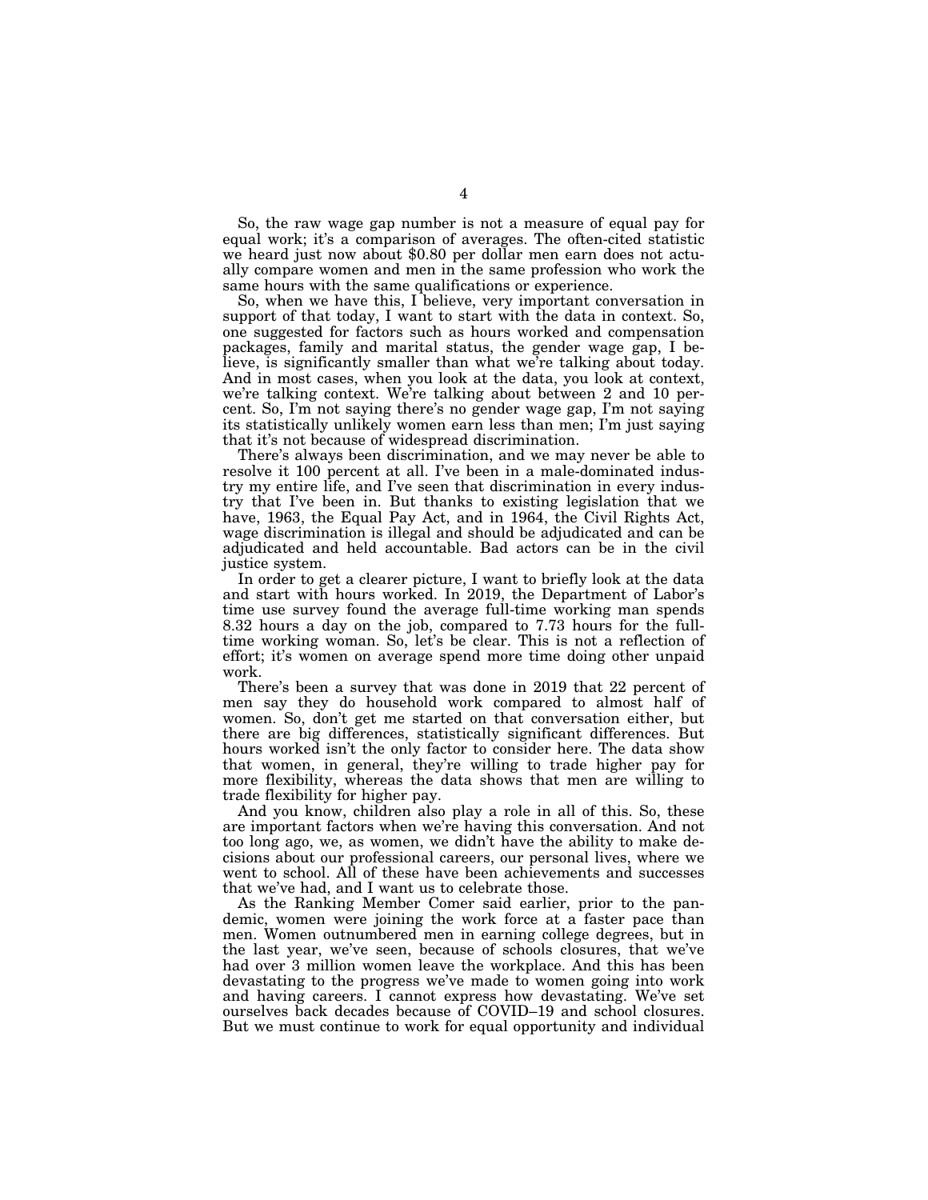So, the raw wage gap number is not a measure of equal pay for equal work; it's a comparison of averages. The often-cited statistic we heard just now about $0.80 per dollar men earn does not actually compare women and men in the same profession who work the same hours with the same qualifications or experience.

So, when we have this, I believe, very important conversation in support of that today, I want to start with the data in context. So, one suggested for factors such as hours worked and compensation packages, family and marital status, the gender wage gap, I believe, is significantly smaller than what we're talking about today. And in most cases, when you look at the data, you look at context, we're talking context. We're talking about between 2 and 10 percent. So, I'm not saying there's no gender wage gap, I'm not saying its statistically unlikely women earn less than men; I'm just saying that it's not because of widespread discrimination.

There's always been discrimination, and we may never be able to resolve it 100 percent at all. I've been in a male-dominated industry my entire life, and I've seen that discrimination in every industry that I've been in. But thanks to existing legislation that we have, 1963, the Equal Pay Act, and in 1964, the Civil Rights Act, wage discrimination is illegal and should be adjudicated and can be adjudicated and held accountable. Bad actors can be in the civil justice system.

In order to get a clearer picture, I want to briefly look at the data and start with hours worked. In 2019, the Department of Labor's time use survey found the average full-time working man spends 8.32 hours a day on the job, compared to 7.73 hours for the full-time working woman. So, let's be clear. This is not a reflection of effort; it's women on average spend more time doing other unpaid work.

There's been a survey that was done in 2019 that 22 percent of men say they do household work compared to almost half of women. So, don't get me started on that conversation either, but there are big differences, statistically significant differences. But hours worked isn't the only factor to consider here. The data show that women, in general, they're willing to trade higher pay for more flexibility, whereas the data shows that men are willing to trade flexibility for higher pay.

And you know, children also play a role in all of this. So, these are important factors when we're having this conversation. And not too long ago, we, as women, we didn't have the ability to make decisions about our professional careers, our personal lives, where we went to school. All of these have been achievements and successes that we've had, and I want us to celebrate those.

As the Ranking Member Comer said earlier, prior to the pandemic, women were joining the work force at a faster pace than men. Women outnumbered men in earning college degrees, but in the last year, we've seen, because of schools closures, that we've had over 3 million women leave the workplace. And this has been devastating to the progress we've made to women going into work and having careers. I cannot express how devastating. We've set ourselves back decades because of COVID–19 and school closures. But we must continue to work for equal opportunity and individual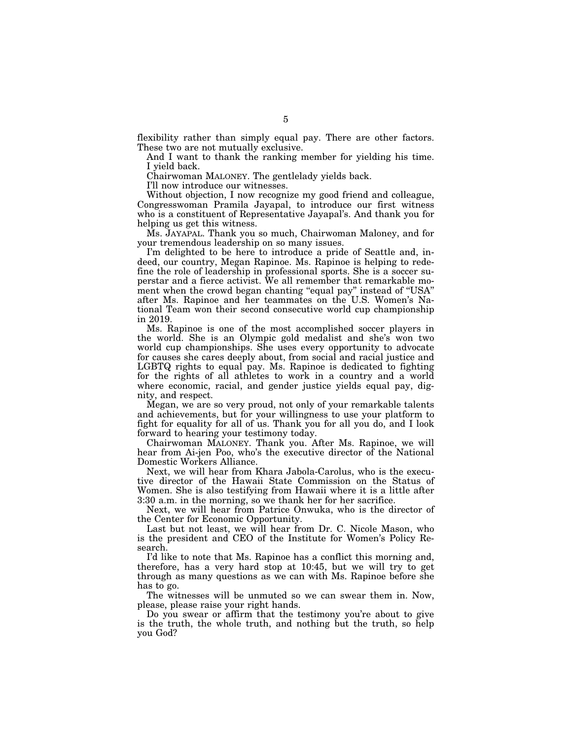flexibility rather than simply equal pay. There are other factors. These two are not mutually exclusive.

And I want to thank the ranking member for yielding his time. I yield back.

Chairwoman MALONEY. The gentlelady yields back.

I'll now introduce our witnesses.

Without objection, I now recognize my good friend and colleague, Congresswoman Pramila Jayapal, to introduce our first witness who is a constituent of Representative Jayapal's. And thank you for helping us get this witness.

Ms. JAYAPAL. Thank you so much, Chairwoman Maloney, and for your tremendous leadership on so many issues.

I'm delighted to be here to introduce a pride of Seattle and, indeed, our country, Megan Rapinoe. Ms. Rapinoe is helping to redefine the role of leadership in professional sports. She is a soccer superstar and a fierce activist. We all remember that remarkable moment when the crowd began chanting "equal pay" instead of "USA" after Ms. Rapinoe and her teammates on the U.S. Women's National Team won their second consecutive world cup championship in 2019.

Ms. Rapinoe is one of the most accomplished soccer players in the world. She is an Olympic gold medalist and she's won two world cup championships. She uses every opportunity to advocate for causes she cares deeply about, from social and racial justice and LGBTQ rights to equal pay. Ms. Rapinoe is dedicated to fighting for the rights of all athletes to work in a country and a world where economic, racial, and gender justice yields equal pay, dignity, and respect.

Megan, we are so very proud, not only of your remarkable talents and achievements, but for your willingness to use your platform to fight for equality for all of us. Thank you for all you do, and I look forward to hearing your testimony today.

Chairwoman MALONEY. Thank you. After Ms. Rapinoe, we will hear from Ai-jen Poo, who's the executive director of the National Domestic Workers Alliance.

Next, we will hear from Khara Jabola-Carolus, who is the executive director of the Hawaii State Commission on the Status of Women. She is also testifying from Hawaii where it is a little after 3:30 a.m. in the morning, so we thank her for her sacrifice.

Next, we will hear from Patrice Onwuka, who is the director of the Center for Economic Opportunity.

Last but not least, we will hear from Dr. C. Nicole Mason, who is the president and CEO of the Institute for Women's Policy Research.

I'd like to note that Ms. Rapinoe has a conflict this morning and, therefore, has a very hard stop at 10:45, but we will try to get through as many questions as we can with Ms. Rapinoe before she has to go.

The witnesses will be unmuted so we can swear them in. Now, please, please raise your right hands.

Do you swear or affirm that the testimony you're about to give is the truth, the whole truth, and nothing but the truth, so help you God?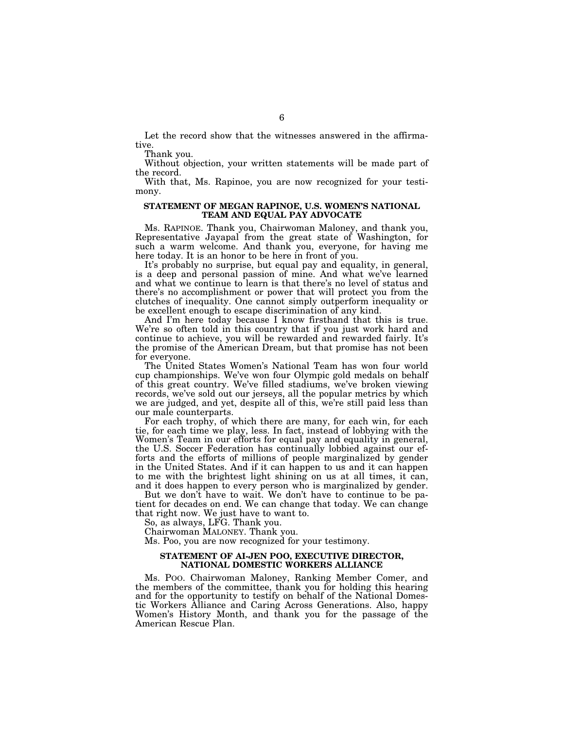Let the record show that the witnesses answered in the affirmative.

Thank you.

Without objection, your written statements will be made part of the record.

With that, Ms. Rapinoe, you are now recognized for your testimony.

**STATEMENT OF MEGAN RAPINOE, U.S. WOMEN'S NATIONAL TEAM AND EQUAL PAY ADVOCATE**

Ms. RAPINOE. Thank you, Chairwoman Maloney, and thank you, Representative Jayapal from the great state of Washington, for such a warm welcome. And thank you, everyone, for having me here today. It is an honor to be here in front of you.

It's probably no surprise, but equal pay and equality, in general, is a deep and personal passion of mine. And what we've learned and what we continue to learn is that there's no level of status and there's no accomplishment or power that will protect you from the clutches of inequality. One cannot simply outperform inequality or be excellent enough to escape discrimination of any kind.

And I'm here today because I know firsthand that this is true. We're so often told in this country that if you just work hard and continue to achieve, you will be rewarded and rewarded fairly. It's the promise of the American Dream, but that promise has not been for everyone.

The United States Women's National Team has won four world cup championships. We've won four Olympic gold medals on behalf of this great country. We've filled stadiums, we've broken viewing records, we've sold out our jerseys, all the popular metrics by which we are judged, and yet, despite all of this, we're still paid less than our male counterparts.

For each trophy, of which there are many, for each win, for each tie, for each time we play, less. In fact, instead of lobbying with the Women's Team in our efforts for equal pay and equality in general, the U.S. Soccer Federation has continually lobbied against our efforts and the efforts of millions of people marginalized by gender in the United States. And if it can happen to us and it can happen to me with the brightest light shining on us at all times, it can, and it does happen to every person who is marginalized by gender.

But we don't have to wait. We don't have to continue to be patient for decades on end. We can change that today. We can change that right now. We just have to want to.

So, as always, LFG. Thank you.

Chairwoman MALONEY. Thank you.

Ms. Poo, you are now recognized for your testimony.

**STATEMENT OF AI-JEN POO, EXECUTIVE DIRECTOR, NATIONAL DOMESTIC WORKERS ALLIANCE**

Ms. POO. Chairwoman Maloney, Ranking Member Comer, and the members of the committee, thank you for holding this hearing and for the opportunity to testify on behalf of the National Domestic Workers Alliance and Caring Across Generations. Also, happy Women's History Month, and thank you for the passage of the American Rescue Plan.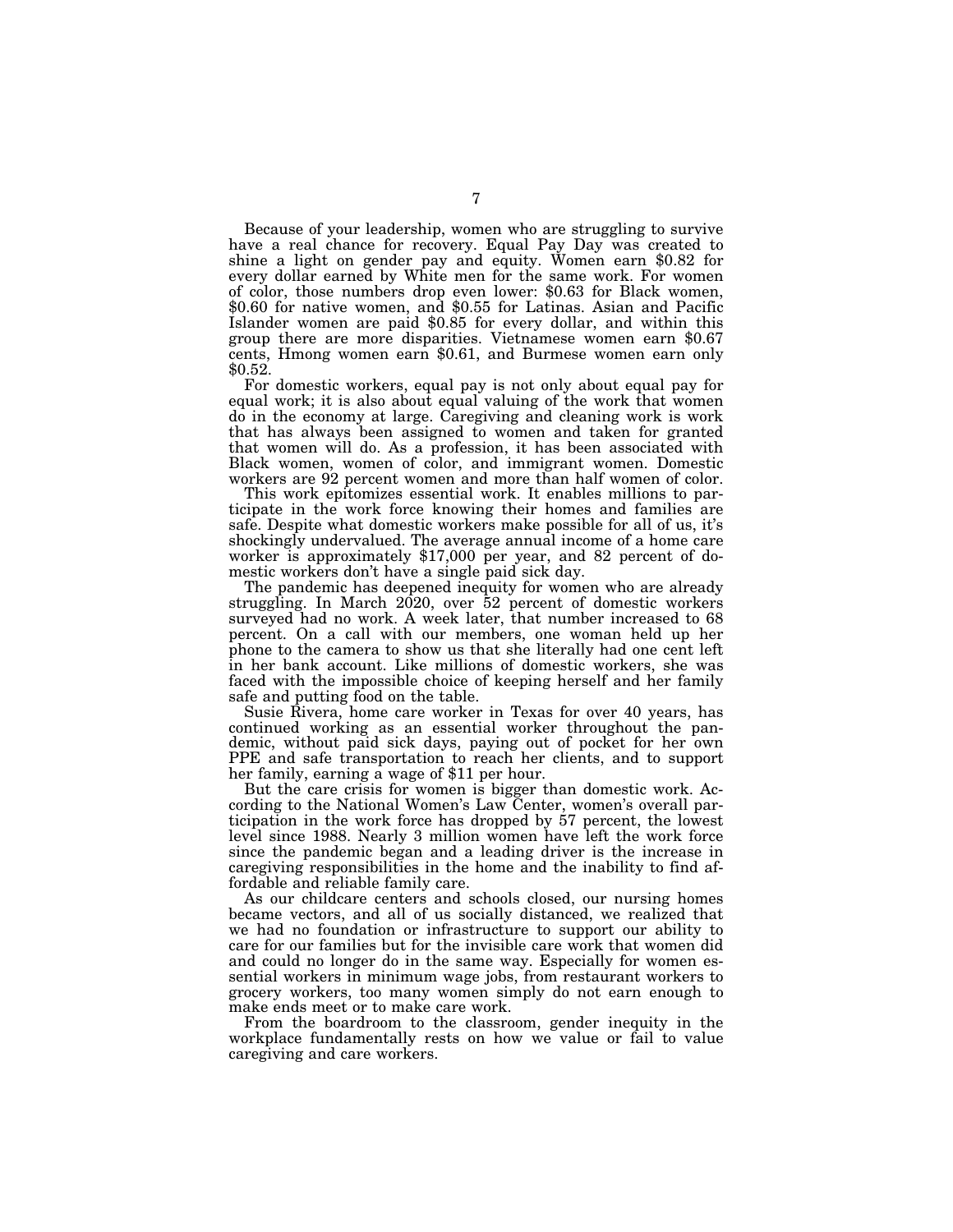Because of your leadership, women who are struggling to survive have a real chance for recovery. Equal Pay Day was created to shine a light on gender pay and equity. Women earn $0.82 for every dollar earned by White men for the same work. For women of color, those numbers drop even lower: $0.63 for Black women, $0.60 for native women, and $0.55 for Latinas. Asian and Pacific Islander women are paid $0.85 for every dollar, and within this group there are more disparities. Vietnamese women earn $0.67 cents, Hmong women earn $0.61, and Burmese women earn only $0.52.

For domestic workers, equal pay is not only about equal pay for equal work; it is also about equal valuing of the work that women do in the economy at large. Caregiving and cleaning work is work that has always been assigned to women and taken for granted that women will do. As a profession, it has been associated with Black women, women of color, and immigrant women. Domestic workers are 92 percent women and more than half women of color.

This work epitomizes essential work. It enables millions to participate in the work force knowing their homes and families are safe. Despite what domestic workers make possible for all of us, it's shockingly undervalued. The average annual income of a home care worker is approximately $17,000 per year, and 82 percent of domestic workers don't have a single paid sick day.

The pandemic has deepened inequity for women who are already struggling. In March 2020, over 52 percent of domestic workers surveyed had no work. A week later, that number increased to 68 percent. On a call with our members, one woman held up her phone to the camera to show us that she literally had one cent left in her bank account. Like millions of domestic workers, she was faced with the impossible choice of keeping herself and her family safe and putting food on the table.

Susie Rivera, home care worker in Texas for over 40 years, has continued working as an essential worker throughout the pandemic, without paid sick days, paying out of pocket for her own PPE and safe transportation to reach her clients, and to support her family, earning a wage of $11 per hour.

But the care crisis for women is bigger than domestic work. According to the National Women's Law Center, women's overall participation in the work force has dropped by 57 percent, the lowest level since 1988. Nearly 3 million women have left the work force since the pandemic began and a leading driver is the increase in caregiving responsibilities in the home and the inability to find affordable and reliable family care.

As our childcare centers and schools closed, our nursing homes became vectors, and all of us socially distanced, we realized that we had no foundation or infrastructure to support our ability to care for our families but for the invisible care work that women did and could no longer do in the same way. Especially for women essential workers in minimum wage jobs, from restaurant workers to grocery workers, too many women simply do not earn enough to make ends meet or to make care work.

From the boardroom to the classroom, gender inequity in the workplace fundamentally rests on how we value or fail to value caregiving and care workers.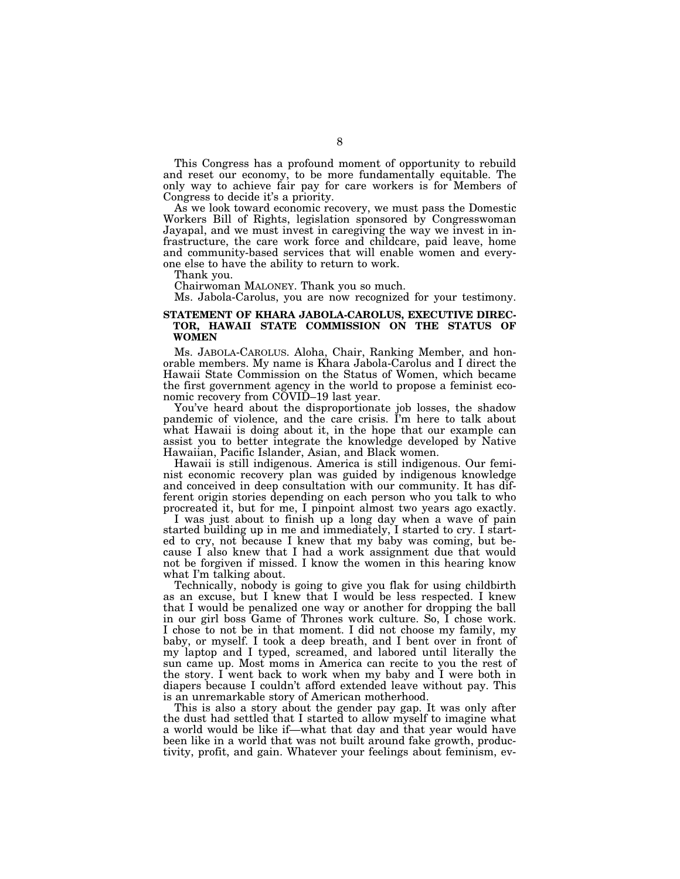This Congress has a profound moment of opportunity to rebuild and reset our economy, to be more fundamentally equitable. The only way to achieve fair pay for care workers is for Members of Congress to decide it's a priority.

As we look toward economic recovery, we must pass the Domestic Workers Bill of Rights, legislation sponsored by Congresswoman Jayapal, and we must invest in caregiving the way we invest in infrastructure, the care work force and childcare, paid leave, home and community-based services that will enable women and everyone else to have the ability to return to work.

Thank you.

Chairwoman MALONEY. Thank you so much.

Ms. Jabola-Carolus, you are now recognized for your testimony.

## STATEMENT OF KHARA JABOLA-CAROLUS, EXECUTIVE DIRECTOR, HAWAII STATE COMMISSION ON THE STATUS OF WOMEN

Ms. JABOLA-CAROLUS. Aloha, Chair, Ranking Member, and honorable members. My name is Khara Jabola-Carolus and I direct the Hawaii State Commission on the Status of Women, which became the first government agency in the world to propose a feminist economic recovery from COVID–19 last year.

You've heard about the disproportionate job losses, the shadow pandemic of violence, and the care crisis. I'm here to talk about what Hawaii is doing about it, in the hope that our example can assist you to better integrate the knowledge developed by Native Hawaiian, Pacific Islander, Asian, and Black women.

Hawaii is still indigenous. America is still indigenous. Our feminist economic recovery plan was guided by indigenous knowledge and conceived in deep consultation with our community. It has different origin stories depending on each person who you talk to who procreated it, but for me, I pinpoint almost two years ago exactly.

I was just about to finish up a long day when a wave of pain started building up in me and immediately, I started to cry. I started to cry, not because I knew that my baby was coming, but because I also knew that I had a work assignment due that would not be forgiven if missed. I know the women in this hearing know what I'm talking about.

Technically, nobody is going to give you flak for using childbirth as an excuse, but I knew that I would be less respected. I knew that I would be penalized one way or another for dropping the ball in our girl boss Game of Thrones work culture. So, I chose work. I chose to not be in that moment. I did not choose my family, my baby, or myself. I took a deep breath, and I bent over in front of my laptop and I typed, screamed, and labored until literally the sun came up. Most moms in America can recite to you the rest of the story. I went back to work when my baby and I were both in diapers because I couldn't afford extended leave without pay. This is an unremarkable story of American motherhood.

This is also a story about the gender pay gap. It was only after the dust had settled that I started to allow myself to imagine what a world would be like if—what that day and that year would have been like in a world that was not built around fake growth, productivity, profit, and gain. Whatever your feelings about feminism, ev-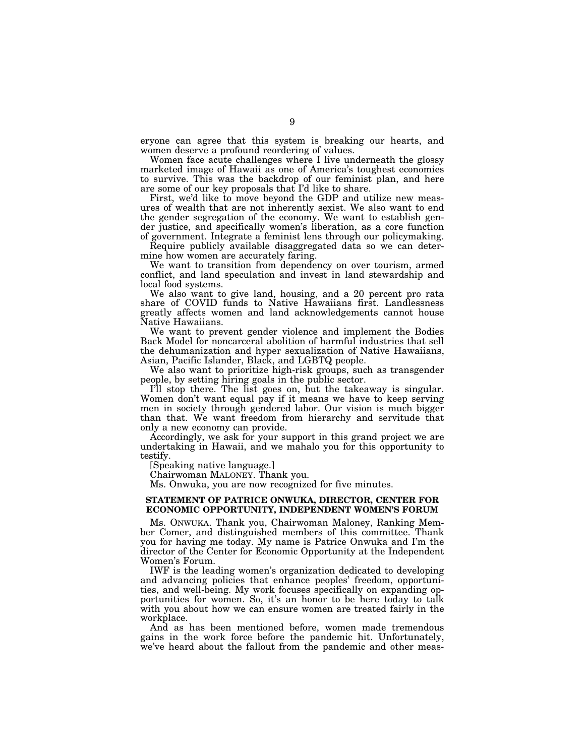eryone can agree that this system is breaking our hearts, and women deserve a profound reordering of values.

Women face acute challenges where I live underneath the glossy marketed image of Hawaii as one of America's toughest economies to survive. This was the backdrop of our feminist plan, and here are some of our key proposals that I'd like to share.

First, we'd like to move beyond the GDP and utilize new measures of wealth that are not inherently sexist. We also want to end the gender segregation of the economy. We want to establish gender justice, and specifically women's liberation, as a core function of government. Integrate a feminist lens through our policymaking.

Require publicly available disaggregated data so we can determine how women are accurately faring.

We want to transition from dependency on over tourism, armed conflict, and land speculation and invest in land stewardship and local food systems.

We also want to give land, housing, and a 20 percent pro rata share of COVID funds to Native Hawaiians first. Landlessness greatly affects women and land acknowledgements cannot house Native Hawaiians.

We want to prevent gender violence and implement the Bodies Back Model for noncarceral abolition of harmful industries that sell the dehumanization and hyper sexualization of Native Hawaiians, Asian, Pacific Islander, Black, and LGBTQ people.

We also want to prioritize high-risk groups, such as transgender people, by setting hiring goals in the public sector.

I'll stop there. The list goes on, but the takeaway is singular. Women don't want equal pay if it means we have to keep serving men in society through gendered labor. Our vision is much bigger than that. We want freedom from hierarchy and servitude that only a new economy can provide.

Accordingly, we ask for your support in this grand project we are undertaking in Hawaii, and we mahalo you for this opportunity to testify.

[Speaking native language.]

Chairwoman MALONEY. Thank you.

Ms. Onwuka, you are now recognized for five minutes.

## STATEMENT OF PATRICE ONWUKA, DIRECTOR, CENTER FOR ECONOMIC OPPORTUNITY, INDEPENDENT WOMEN'S FORUM

Ms. ONWUKA. Thank you, Chairwoman Maloney, Ranking Member Comer, and distinguished members of this committee. Thank you for having me today. My name is Patrice Onwuka and I'm the director of the Center for Economic Opportunity at the Independent Women's Forum.

IWF is the leading women's organization dedicated to developing and advancing policies that enhance peoples' freedom, opportunities, and well-being. My work focuses specifically on expanding opportunities for women. So, it's an honor to be here today to talk with you about how we can ensure women are treated fairly in the workplace.

And as has been mentioned before, women made tremendous gains in the work force before the pandemic hit. Unfortunately, we've heard about the fallout from the pandemic and other meas-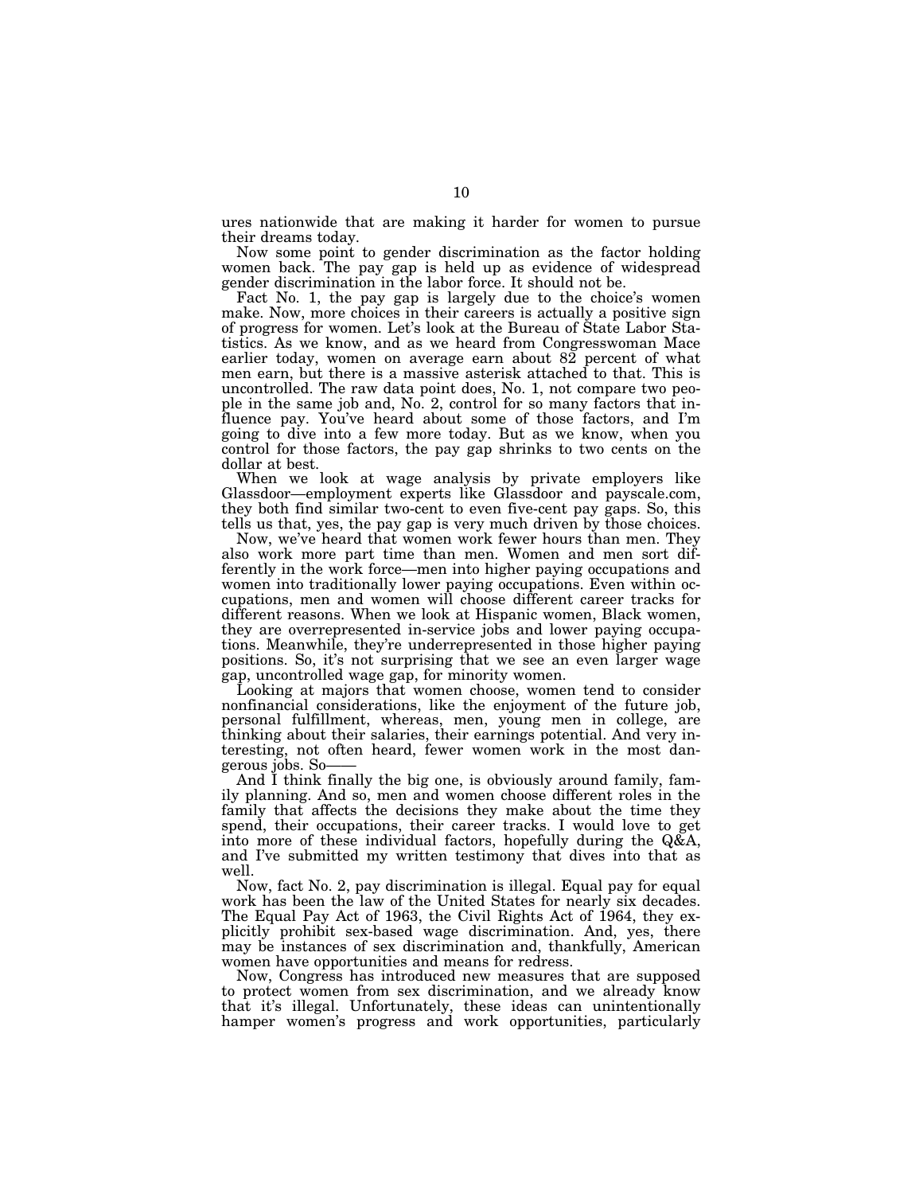ures nationwide that are making it harder for women to pursue their dreams today.

Now some point to gender discrimination as the factor holding women back. The pay gap is held up as evidence of widespread gender discrimination in the labor force. It should not be.

Fact No. 1, the pay gap is largely due to the choice's women make. Now, more choices in their careers is actually a positive sign of progress for women. Let's look at the Bureau of State Labor Statistics. As we know, and as we heard from Congresswoman Mace earlier today, women on average earn about 82 percent of what men earn, but there is a massive asterisk attached to that. This is uncontrolled. The raw data point does, No. 1, not compare two people in the same job and, No. 2, control for so many factors that influence pay. You've heard about some of those factors, and I'm going to dive into a few more today. But as we know, when you control for those factors, the pay gap shrinks to two cents on the dollar at best.

When we look at wage analysis by private employers like Glassdoor—employment experts like Glassdoor and payscale.com, they both find similar two-cent to even five-cent pay gaps. So, this tells us that, yes, the pay gap is very much driven by those choices.

Now, we've heard that women work fewer hours than men. They also work more part time than men. Women and men sort differently in the work force—men into higher paying occupations and women into traditionally lower paying occupations. Even within occupations, men and women will choose different career tracks for different reasons. When we look at Hispanic women, Black women, they are overrepresented in-service jobs and lower paying occupations. Meanwhile, they're underrepresented in those higher paying positions. So, it's not surprising that we see an even larger wage gap, uncontrolled wage gap, for minority women.

Looking at majors that women choose, women tend to consider nonfinancial considerations, like the enjoyment of the future job, personal fulfillment, whereas, men, young men in college, are thinking about their salaries, their earnings potential. And very interesting, not often heard, fewer women work in the most dangerous jobs. So——

And I think finally the big one, is obviously around family, family planning. And so, men and women choose different roles in the family that affects the decisions they make about the time they spend, their occupations, their career tracks. I would love to get into more of these individual factors, hopefully during the Q&A, and I've submitted my written testimony that dives into that as well.

Now, fact No. 2, pay discrimination is illegal. Equal pay for equal work has been the law of the United States for nearly six decades. The Equal Pay Act of 1963, the Civil Rights Act of 1964, they explicitly prohibit sex-based wage discrimination. And, yes, there may be instances of sex discrimination and, thankfully, American women have opportunities and means for redress.

Now, Congress has introduced new measures that are supposed to protect women from sex discrimination, and we already know that it's illegal. Unfortunately, these ideas can unintentionally hamper women's progress and work opportunities, particularly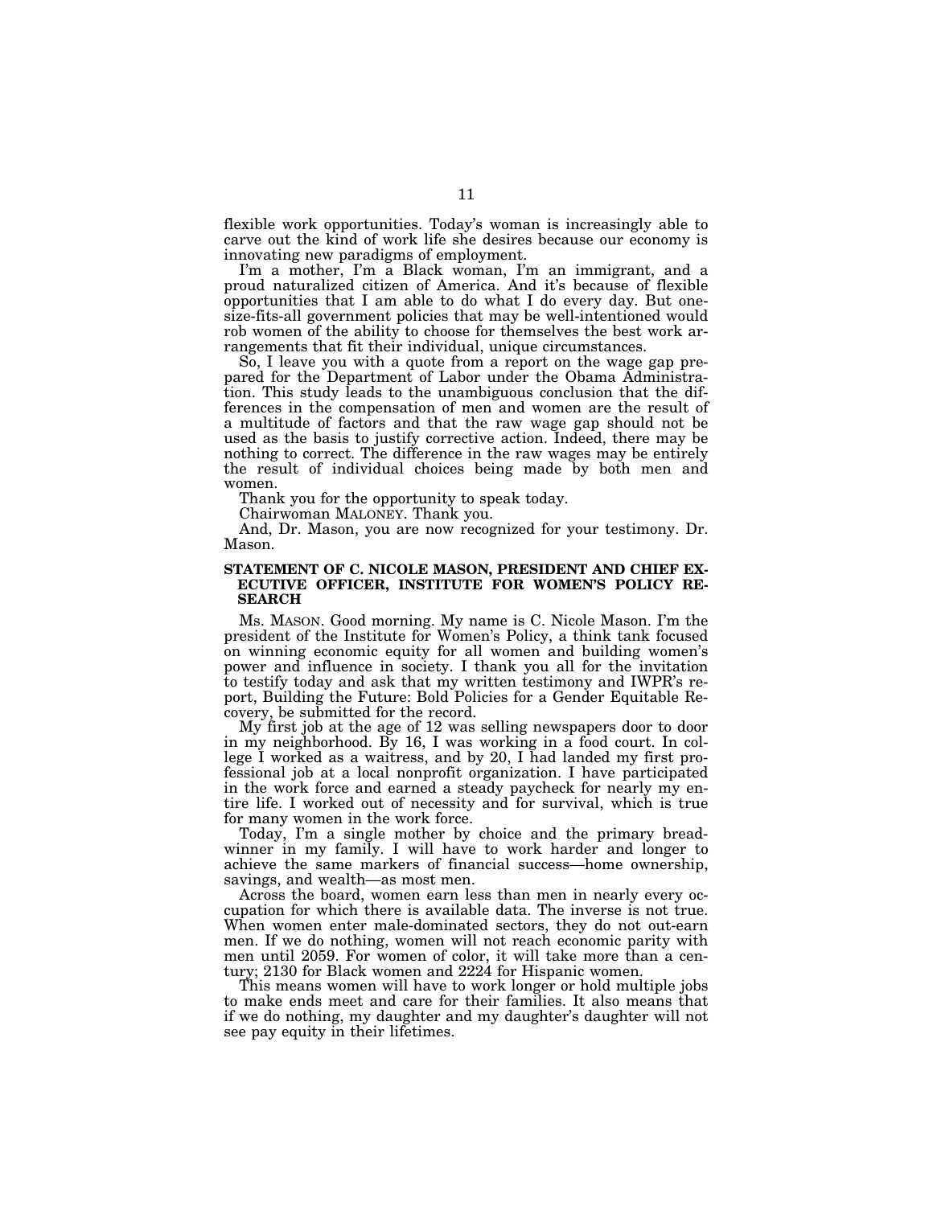flexible work opportunities. Today's woman is increasingly able to carve out the kind of work life she desires because our economy is innovating new paradigms of employment.

I'm a mother, I'm a Black woman, I'm an immigrant, and a proud naturalized citizen of America. And it's because of flexible opportunities that I am able to do what I do every day. But one-size-fits-all government policies that may be well-intentioned would rob women of the ability to choose for themselves the best work arrangements that fit their individual, unique circumstances.

So, I leave you with a quote from a report on the wage gap prepared for the Department of Labor under the Obama Administration. This study leads to the unambiguous conclusion that the differences in the compensation of men and women are the result of a multitude of factors and that the raw wage gap should not be used as the basis to justify corrective action. Indeed, there may be nothing to correct. The difference in the raw wages may be entirely the result of individual choices being made by both men and women.

Thank you for the opportunity to speak today.

Chairwoman MALONEY. Thank you.

And, Dr. Mason, you are now recognized for your testimony. Dr. Mason.

### STATEMENT OF C. NICOLE MASON, PRESIDENT AND CHIEF EXECUTIVE OFFICER, INSTITUTE FOR WOMEN'S POLICY RESEARCH

Ms. MASON. Good morning. My name is C. Nicole Mason. I'm the president of the Institute for Women's Policy, a think tank focused on winning economic equity for all women and building women's power and influence in society. I thank you all for the invitation to testify today and ask that my written testimony and IWPR's report, Building the Future: Bold Policies for a Gender Equitable Recovery, be submitted for the record.

My first job at the age of 12 was selling newspapers door to door in my neighborhood. By 16, I was working in a food court. In college I worked as a waitress, and by 20, I had landed my first professional job at a local nonprofit organization. I have participated in the work force and earned a steady paycheck for nearly my entire life. I worked out of necessity and for survival, which is true for many women in the work force.

Today, I'm a single mother by choice and the primary breadwinner in my family. I will have to work harder and longer to achieve the same markers of financial success—home ownership, savings, and wealth—as most men.

Across the board, women earn less than men in nearly every occupation for which there is available data. The inverse is not true. When women enter male-dominated sectors, they do not out-earn men. If we do nothing, women will not reach economic parity with men until 2059. For women of color, it will take more than a century; 2130 for Black women and 2224 for Hispanic women.

This means women will have to work longer or hold multiple jobs to make ends meet and care for their families. It also means that if we do nothing, my daughter and my daughter's daughter will not see pay equity in their lifetimes.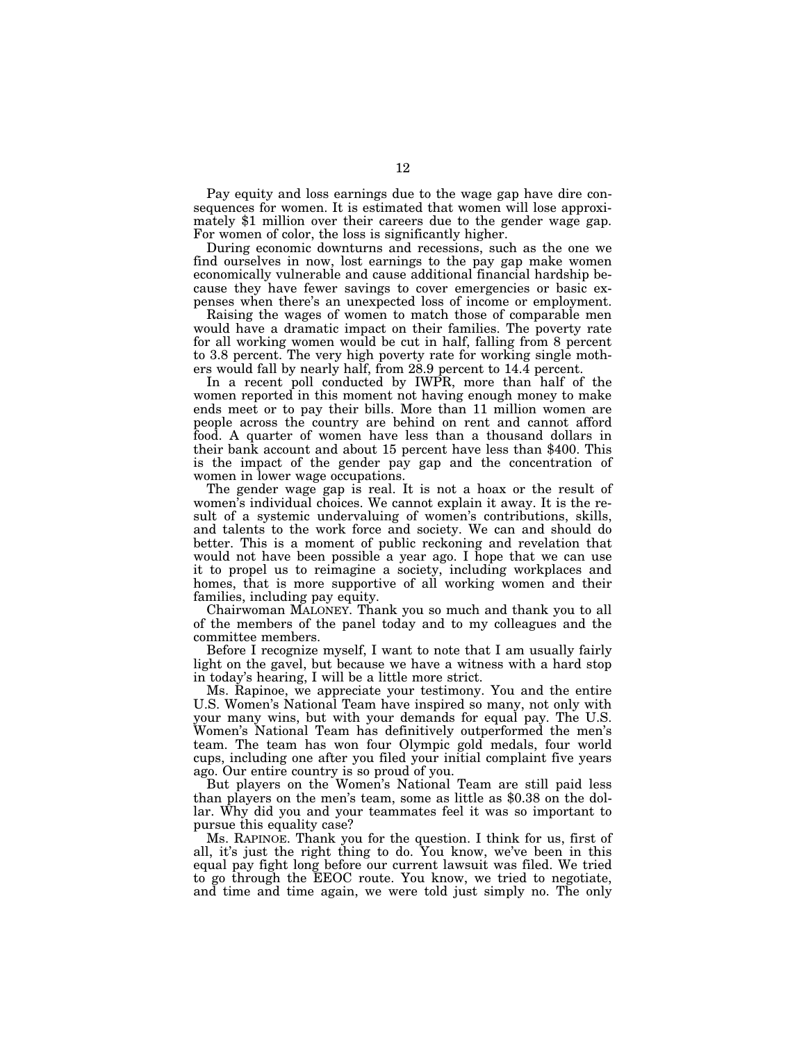Pay equity and loss earnings due to the wage gap have dire consequences for women. It is estimated that women will lose approximately $1 million over their careers due to the gender wage gap. For women of color, the loss is significantly higher.

During economic downturns and recessions, such as the one we find ourselves in now, lost earnings to the pay gap make women economically vulnerable and cause additional financial hardship because they have fewer savings to cover emergencies or basic expenses when there's an unexpected loss of income or employment.

Raising the wages of women to match those of comparable men would have a dramatic impact on their families. The poverty rate for all working women would be cut in half, falling from 8 percent to 3.8 percent. The very high poverty rate for working single mothers would fall by nearly half, from 28.9 percent to 14.4 percent.

In a recent poll conducted by IWPR, more than half of the women reported in this moment not having enough money to make ends meet or to pay their bills. More than 11 million women are people across the country are behind on rent and cannot afford food. A quarter of women have less than a thousand dollars in their bank account and about 15 percent have less than $400. This is the impact of the gender pay gap and the concentration of women in lower wage occupations.

The gender wage gap is real. It is not a hoax or the result of women's individual choices. We cannot explain it away. It is the result of a systemic undervaluing of women's contributions, skills, and talents to the work force and society. We can and should do better. This is a moment of public reckoning and revelation that would not have been possible a year ago. I hope that we can use it to propel us to reimagine a society, including workplaces and homes, that is more supportive of all working women and their families, including pay equity.

Chairwoman MALONEY. Thank you so much and thank you to all of the members of the panel today and to my colleagues and the committee members.

Before I recognize myself, I want to note that I am usually fairly light on the gavel, but because we have a witness with a hard stop in today's hearing, I will be a little more strict.

Ms. Rapinoe, we appreciate your testimony. You and the entire U.S. Women's National Team have inspired so many, not only with your many wins, but with your demands for equal pay. The U.S. Women's National Team has definitively outperformed the men's team. The team has won four Olympic gold medals, four world cups, including one after you filed your initial complaint five years ago. Our entire country is so proud of you.

But players on the Women's National Team are still paid less than players on the men's team, some as little as $0.38 on the dollar. Why did you and your teammates feel it was so important to pursue this equality case?

Ms. RAPINOE. Thank you for the question. I think for us, first of all, it's just the right thing to do. You know, we've been in this equal pay fight long before our current lawsuit was filed. We tried to go through the EEOC route. You know, we tried to negotiate, and time and time again, we were told just simply no. The only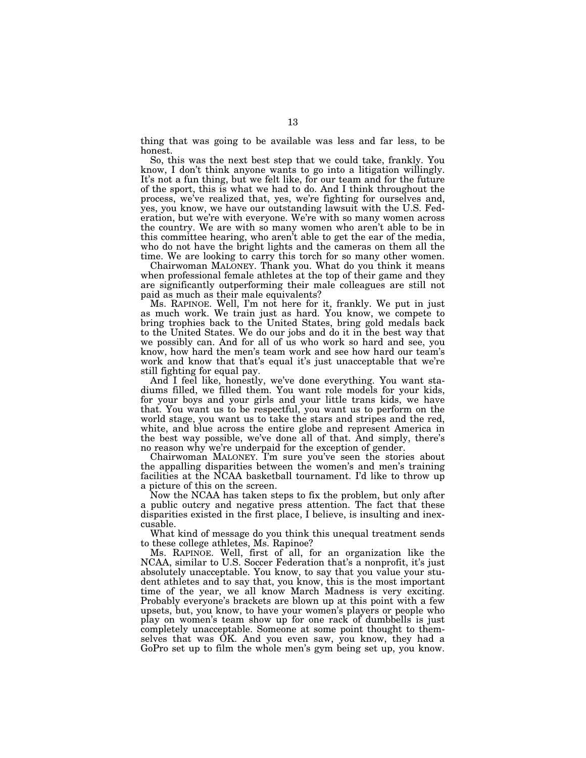thing that was going to be available was less and far less, to be honest.

So, this was the next best step that we could take, frankly. You know, I don't think anyone wants to go into a litigation willingly. It's not a fun thing, but we felt like, for our team and for the future of the sport, this is what we had to do. And I think throughout the process, we've realized that, yes, we're fighting for ourselves and, yes, you know, we have our outstanding lawsuit with the U.S. Federation, but we're with everyone. We're with so many women across the country. We are with so many women who aren't able to be in this committee hearing, who aren't able to get the ear of the media, who do not have the bright lights and the cameras on them all the time. We are looking to carry this torch for so many other women.

Chairwoman MALONEY. Thank you. What do you think it means when professional female athletes at the top of their game and they are significantly outperforming their male colleagues are still not paid as much as their male equivalents?

Ms. RAPINOE. Well, I'm not here for it, frankly. We put in just as much work. We train just as hard. You know, we compete to bring trophies back to the United States, bring gold medals back to the United States. We do our jobs and do it in the best way that we possibly can. And for all of us who work so hard and see, you know, how hard the men's team work and see how hard our team's work and know that that's equal it's just unacceptable that we're still fighting for equal pay.

And I feel like, honestly, we've done everything. You want stadiums filled, we filled them. You want role models for your kids, for your boys and your girls and your little trans kids, we have that. You want us to be respectful, you want us to perform on the world stage, you want us to take the stars and stripes and the red, white, and blue across the entire globe and represent America in the best way possible, we've done all of that. And simply, there's no reason why we're underpaid for the exception of gender.

Chairwoman MALONEY. I'm sure you've seen the stories about the appalling disparities between the women's and men's training facilities at the NCAA basketball tournament. I'd like to throw up a picture of this on the screen.

Now the NCAA has taken steps to fix the problem, but only after a public outcry and negative press attention. The fact that these disparities existed in the first place, I believe, is insulting and inexcusable.

What kind of message do you think this unequal treatment sends to these college athletes, Ms. Rapinoe?

Ms. RAPINOE. Well, first of all, for an organization like the NCAA, similar to U.S. Soccer Federation that's a nonprofit, it's just absolutely unacceptable. You know, to say that you value your student athletes and to say that, you know, this is the most important time of the year, we all know March Madness is very exciting. Probably everyone's brackets are blown up at this point with a few upsets, but, you know, to have your women's players or people who play on women's team show up for one rack of dumbbells is just completely unacceptable. Someone at some point thought to themselves that was OK. And you even saw, you know, they had a GoPro set up to film the whole men's gym being set up, you know.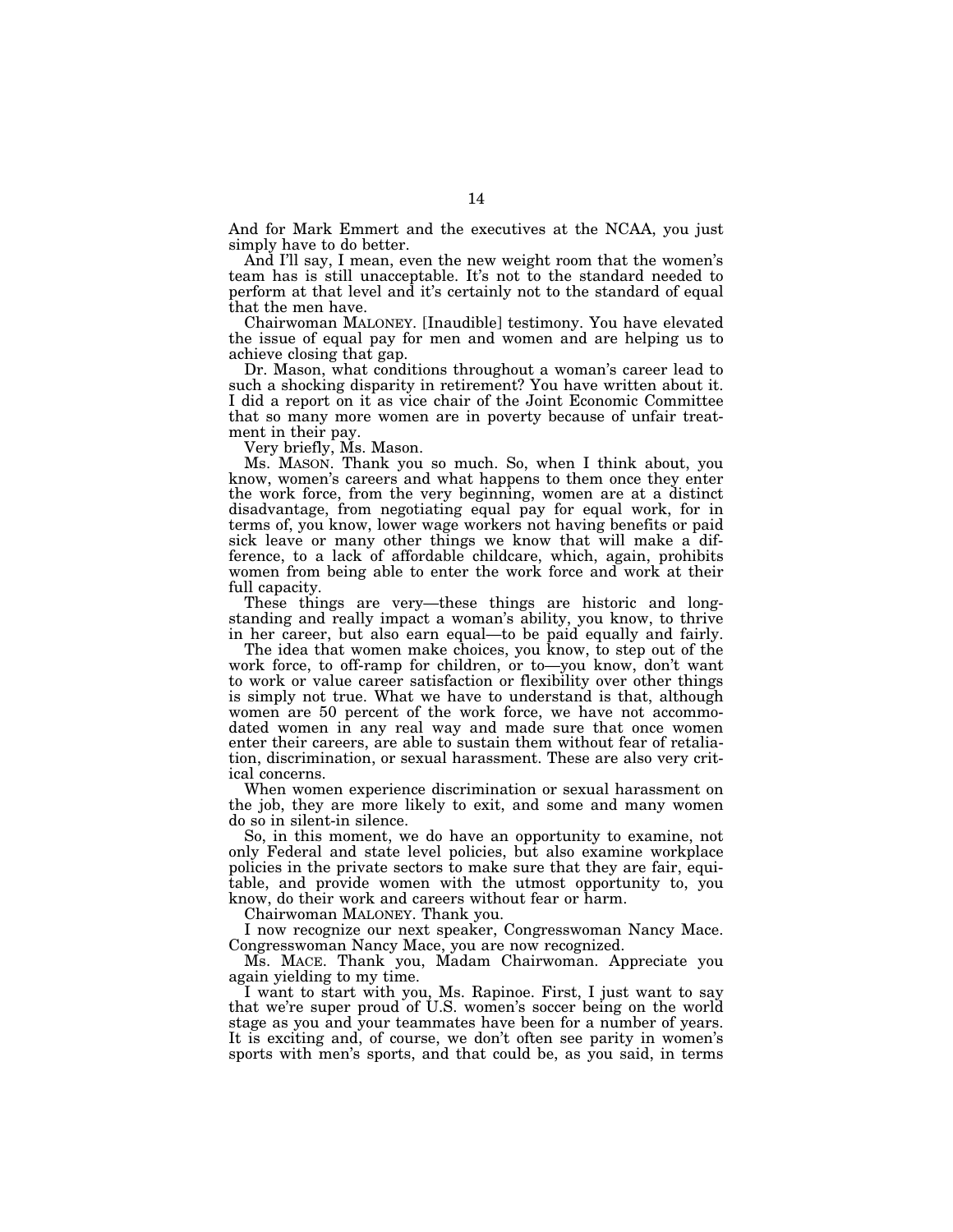And for Mark Emmert and the executives at the NCAA, you just simply have to do better.

And I'll say, I mean, even the new weight room that the women's team has is still unacceptable. It's not to the standard needed to perform at that level and it's certainly not to the standard of equal that the men have.

Chairwoman MALONEY. [Inaudible] testimony. You have elevated the issue of equal pay for men and women and are helping us to achieve closing that gap.

Dr. Mason, what conditions throughout a woman's career lead to such a shocking disparity in retirement? You have written about it. I did a report on it as vice chair of the Joint Economic Committee that so many more women are in poverty because of unfair treatment in their pay.

Very briefly, Ms. Mason.

Ms. MASON. Thank you so much. So, when I think about, you know, women's careers and what happens to them once they enter the work force, from the very beginning, women are at a distinct disadvantage, from negotiating equal pay for equal work, for in terms of, you know, lower wage workers not having benefits or paid sick leave or many other things we know that will make a difference, to a lack of affordable childcare, which, again, prohibits women from being able to enter the work force and work at their full capacity.

These things are very—these things are historic and longstanding and really impact a woman's ability, you know, to thrive in her career, but also earn equal—to be paid equally and fairly.

The idea that women make choices, you know, to step out of the work force, to off-ramp for children, or to—you know, don't want to work or value career satisfaction or flexibility over other things is simply not true. What we have to understand is that, although women are 50 percent of the work force, we have not accommodated women in any real way and made sure that once women enter their careers, are able to sustain them without fear of retaliation, discrimination, or sexual harassment. These are also very critical concerns.

When women experience discrimination or sexual harassment on the job, they are more likely to exit, and some and many women do so in silent-in silence.

So, in this moment, we do have an opportunity to examine, not only Federal and state level policies, but also examine workplace policies in the private sectors to make sure that they are fair, equitable, and provide women with the utmost opportunity to, you know, do their work and careers without fear or harm.

Chairwoman MALONEY. Thank you.

I now recognize our next speaker, Congresswoman Nancy Mace. Congresswoman Nancy Mace, you are now recognized.

Ms. MACE. Thank you, Madam Chairwoman. Appreciate you again yielding to my time.

I want to start with you, Ms. Rapinoe. First, I just want to say that we're super proud of U.S. women's soccer being on the world stage as you and your teammates have been for a number of years. It is exciting and, of course, we don't often see parity in women's sports with men's sports, and that could be, as you said, in terms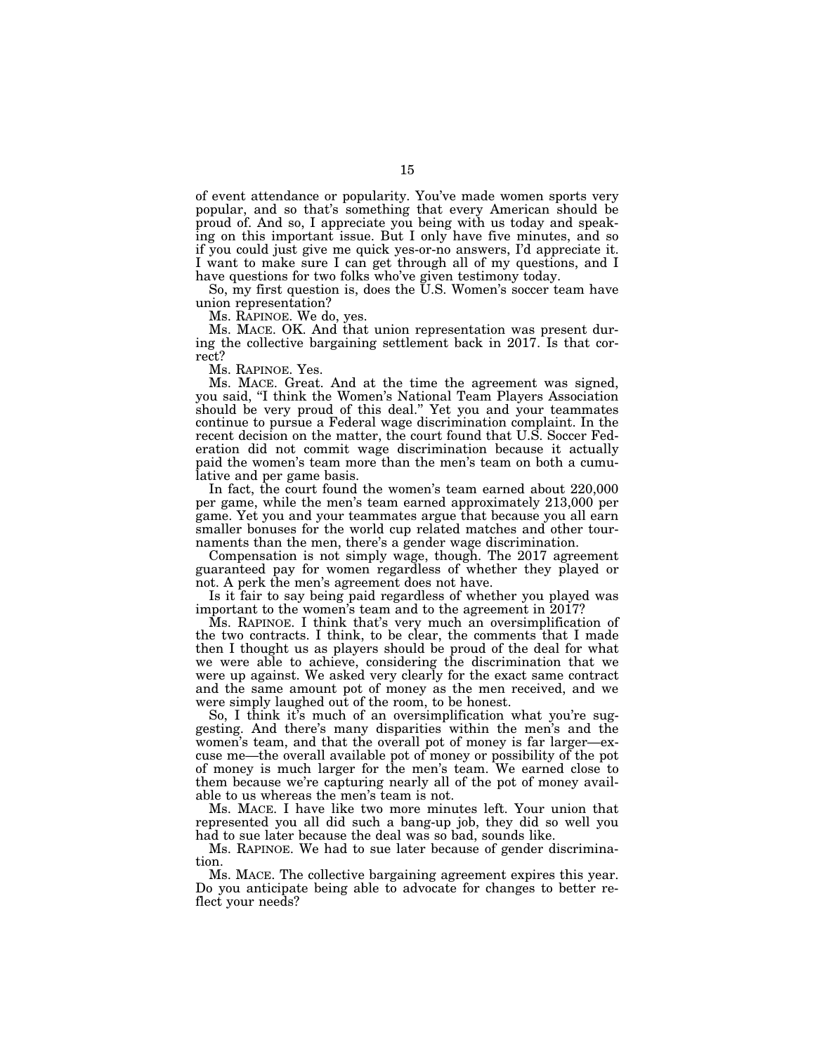of event attendance or popularity. You've made women sports very popular, and so that's something that every American should be proud of. And so, I appreciate you being with us today and speaking on this important issue. But I only have five minutes, and so if you could just give me quick yes-or-no answers, I'd appreciate it. I want to make sure I can get through all of my questions, and I have questions for two folks who've given testimony today.

So, my first question is, does the U.S. Women's soccer team have union representation?

Ms. RAPINOE. We do, yes.

Ms. MACE. OK. And that union representation was present during the collective bargaining settlement back in 2017. Is that correct?

Ms. RAPINOE. Yes.

Ms. MACE. Great. And at the time the agreement was signed, you said, "I think the Women's National Team Players Association should be very proud of this deal." Yet you and your teammates continue to pursue a Federal wage discrimination complaint. In the recent decision on the matter, the court found that U.S. Soccer Federation did not commit wage discrimination because it actually paid the women's team more than the men's team on both a cumulative and per game basis.

In fact, the court found the women's team earned about 220,000 per game, while the men's team earned approximately 213,000 per game. Yet you and your teammates argue that because you all earn smaller bonuses for the world cup related matches and other tournaments than the men, there's a gender wage discrimination.

Compensation is not simply wage, though. The 2017 agreement guaranteed pay for women regardless of whether they played or not. A perk the men's agreement does not have.

Is it fair to say being paid regardless of whether you played was important to the women's team and to the agreement in 2017?

Ms. RAPINOE. I think that's very much an oversimplification of the two contracts. I think, to be clear, the comments that I made then I thought us as players should be proud of the deal for what we were able to achieve, considering the discrimination that we were up against. We asked very clearly for the exact same contract and the same amount pot of money as the men received, and we were simply laughed out of the room, to be honest.

So, I think it's much of an oversimplification what you're suggesting. And there's many disparities within the men's and the women's team, and that the overall pot of money is far larger—excuse me—the overall available pot of money or possibility of the pot of money is much larger for the men's team. We earned close to them because we're capturing nearly all of the pot of money available to us whereas the men's team is not.

Ms. MACE. I have like two more minutes left. Your union that represented you all did such a bang-up job, they did so well you had to sue later because the deal was so bad, sounds like.

Ms. RAPINOE. We had to sue later because of gender discrimination.

Ms. MACE. The collective bargaining agreement expires this year. Do you anticipate being able to advocate for changes to better reflect your needs?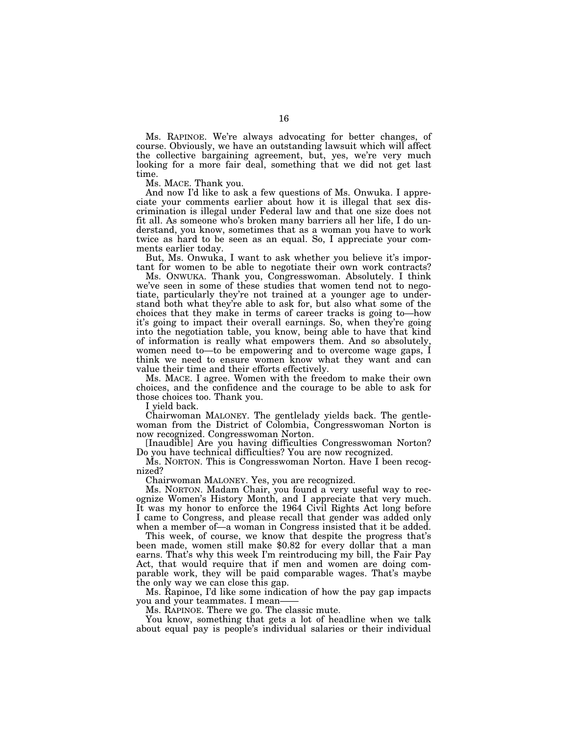Ms. RAPINOE. We're always advocating for better changes, of course. Obviously, we have an outstanding lawsuit which will affect the collective bargaining agreement, but, yes, we're very much looking for a more fair deal, something that we did not get last time.

Ms. MACE. Thank you.

And now I'd like to ask a few questions of Ms. Onwuka. I appreciate your comments earlier about how it is illegal that sex discrimination is illegal under Federal law and that one size does not fit all. As someone who's broken many barriers all her life, I do understand, you know, sometimes that as a woman you have to work twice as hard to be seen as an equal. So, I appreciate your comments earlier today.

But, Ms. Onwuka, I want to ask whether you believe it's important for women to be able to negotiate their own work contracts?

Ms. ONWUKA. Thank you, Congresswoman. Absolutely. I think we've seen in some of these studies that women tend not to negotiate, particularly they're not trained at a younger age to understand both what they're able to ask for, but also what some of the choices that they make in terms of career tracks is going to—how it's going to impact their overall earnings. So, when they're going into the negotiation table, you know, being able to have that kind of information is really what empowers them. And so absolutely, women need to—to be empowering and to overcome wage gaps, I think we need to ensure women know what they want and can value their time and their efforts effectively.

Ms. MACE. I agree. Women with the freedom to make their own choices, and the confidence and the courage to be able to ask for those choices too. Thank you.

I yield back.

Chairwoman MALONEY. The gentlelady yields back. The gentlewoman from the District of Colombia, Congresswoman Norton is now recognized. Congresswoman Norton.

[Inaudible] Are you having difficulties Congresswoman Norton? Do you have technical difficulties? You are now recognized.

Ms. NORTON. This is Congresswoman Norton. Have I been recognized?

Chairwoman MALONEY. Yes, you are recognized.

Ms. NORTON. Madam Chair, you found a very useful way to recognize Women's History Month, and I appreciate that very much. It was my honor to enforce the 1964 Civil Rights Act long before I came to Congress, and please recall that gender was added only when a member of—a woman in Congress insisted that it be added.

This week, of course, we know that despite the progress that's been made, women still make $0.82 for every dollar that a man earns. That's why this week I'm reintroducing my bill, the Fair Pay Act, that would require that if men and women are doing comparable work, they will be paid comparable wages. That's maybe the only way we can close this gap.

Ms. Rapinoe, I'd like some indication of how the pay gap impacts you and your teammates. I mean——

Ms. RAPINOE. There we go. The classic mute.

You know, something that gets a lot of headline when we talk about equal pay is people's individual salaries or their individual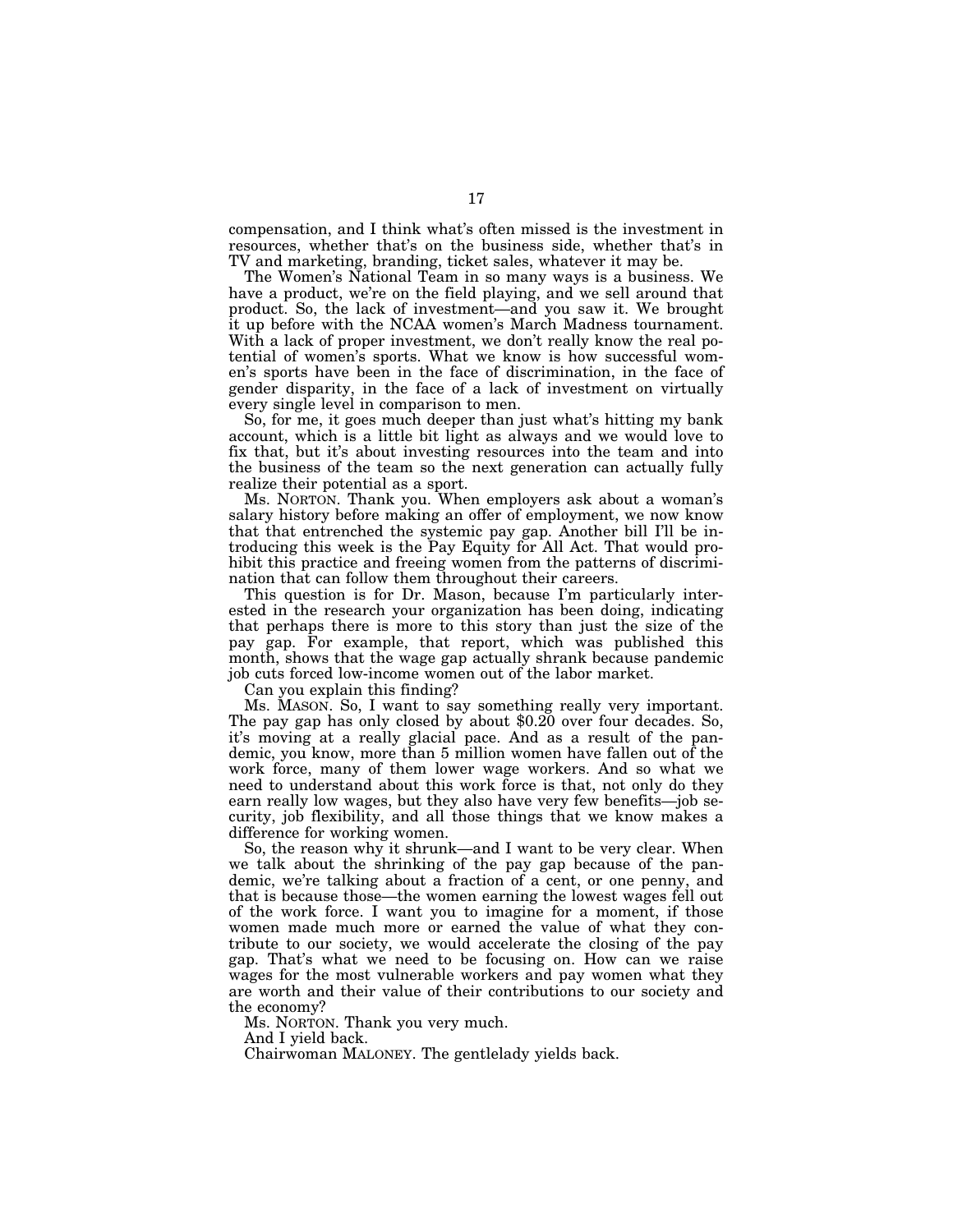compensation, and I think what's often missed is the investment in resources, whether that's on the business side, whether that's in TV and marketing, branding, ticket sales, whatever it may be.

The Women's National Team in so many ways is a business. We have a product, we're on the field playing, and we sell around that product. So, the lack of investment—and you saw it. We brought it up before with the NCAA women's March Madness tournament. With a lack of proper investment, we don't really know the real potential of women's sports. What we know is how successful women's sports have been in the face of discrimination, in the face of gender disparity, in the face of a lack of investment on virtually every single level in comparison to men.

So, for me, it goes much deeper than just what's hitting my bank account, which is a little bit light as always and we would love to fix that, but it's about investing resources into the team and into the business of the team so the next generation can actually fully realize their potential as a sport.

Ms. NORTON. Thank you. When employers ask about a woman's salary history before making an offer of employment, we now know that that entrenched the systemic pay gap. Another bill I'll be introducing this week is the Pay Equity for All Act. That would prohibit this practice and freeing women from the patterns of discrimination that can follow them throughout their careers.

This question is for Dr. Mason, because I'm particularly interested in the research your organization has been doing, indicating that perhaps there is more to this story than just the size of the pay gap. For example, that report, which was published this month, shows that the wage gap actually shrank because pandemic job cuts forced low-income women out of the labor market.

Can you explain this finding?

Ms. MASON. So, I want to say something really very important. The pay gap has only closed by about $0.20 over four decades. So, it's moving at a really glacial pace. And as a result of the pandemic, you know, more than 5 million women have fallen out of the work force, many of them lower wage workers. And so what we need to understand about this work force is that, not only do they earn really low wages, but they also have very few benefits—job security, job flexibility, and all those things that we know makes a difference for working women.

So, the reason why it shrunk—and I want to be very clear. When we talk about the shrinking of the pay gap because of the pandemic, we're talking about a fraction of a cent, or one penny, and that is because those—the women earning the lowest wages fell out of the work force. I want you to imagine for a moment, if those women made much more or earned the value of what they contribute to our society, we would accelerate the closing of the pay gap. That's what we need to be focusing on. How can we raise wages for the most vulnerable workers and pay women what they are worth and their value of their contributions to our society and the economy?

Ms. NORTON. Thank you very much.

And I yield back.

Chairwoman MALONEY. The gentlelady yields back.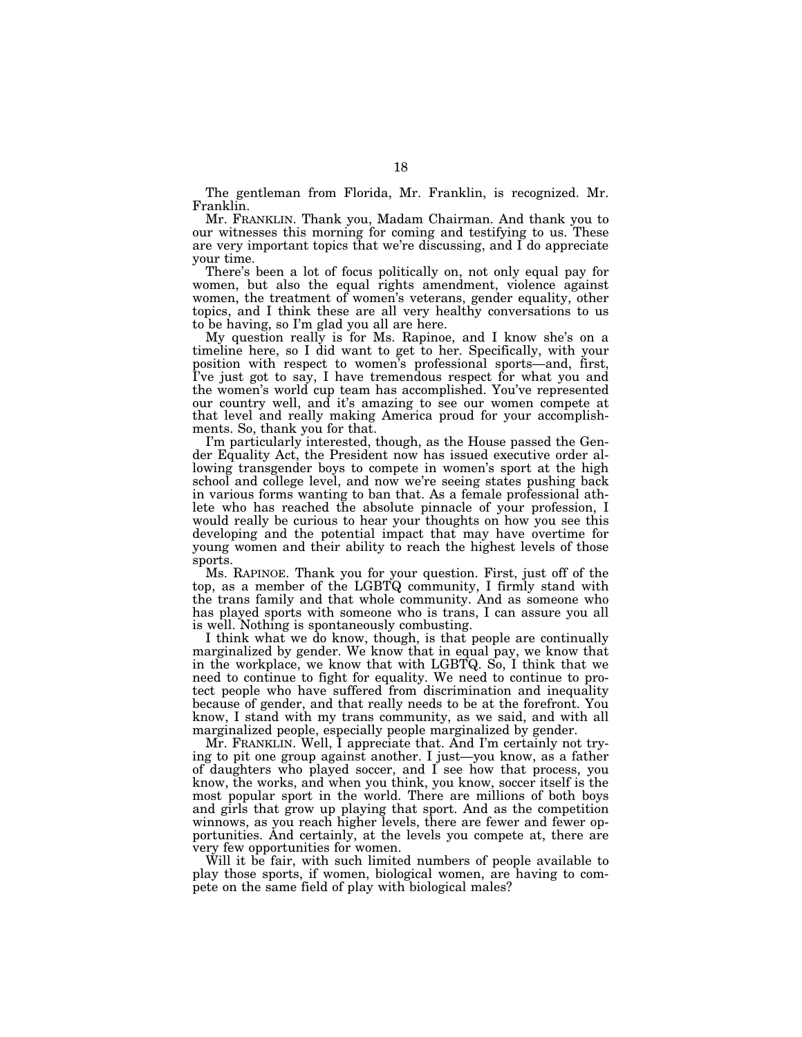The gentleman from Florida, Mr. Franklin, is recognized. Mr. Franklin.

Mr. FRANKLIN. Thank you, Madam Chairman. And thank you to our witnesses this morning for coming and testifying to us. These are very important topics that we're discussing, and I do appreciate your time.

There's been a lot of focus politically on, not only equal pay for women, but also the equal rights amendment, violence against women, the treatment of women's veterans, gender equality, other topics, and I think these are all very healthy conversations to us to be having, so I'm glad you all are here.

My question really is for Ms. Rapinoe, and I know she's on a timeline here, so I did want to get to her. Specifically, with your position with respect to women's professional sports—and, first, I've just got to say, I have tremendous respect for what you and the women's world cup team has accomplished. You've represented our country well, and it's amazing to see our women compete at that level and really making America proud for your accomplishments. So, thank you for that.

I'm particularly interested, though, as the House passed the Gender Equality Act, the President now has issued executive order allowing transgender boys to compete in women's sport at the high school and college level, and now we're seeing states pushing back in various forms wanting to ban that. As a female professional athlete who has reached the absolute pinnacle of your profession, I would really be curious to hear your thoughts on how you see this developing and the potential impact that may have overtime for young women and their ability to reach the highest levels of those sports.

Ms. RAPINOE. Thank you for your question. First, just off of the top, as a member of the LGBTQ community, I firmly stand with the trans family and that whole community. And as someone who has played sports with someone who is trans, I can assure you all is well. Nothing is spontaneously combusting.

I think what we do know, though, is that people are continually marginalized by gender. We know that in equal pay, we know that in the workplace, we know that with LGBTQ. So, I think that we need to continue to fight for equality. We need to continue to protect people who have suffered from discrimination and inequality because of gender, and that really needs to be at the forefront. You know, I stand with my trans community, as we said, and with all marginalized people, especially people marginalized by gender.

Mr. FRANKLIN. Well, I appreciate that. And I'm certainly not trying to pit one group against another. I just—you know, as a father of daughters who played soccer, and I see how that process, you know, the works, and when you think, you know, soccer itself is the most popular sport in the world. There are millions of both boys and girls that grow up playing that sport. And as the competition winnows, as you reach higher levels, there are fewer and fewer opportunities. And certainly, at the levels you compete at, there are very few opportunities for women.

Will it be fair, with such limited numbers of people available to play those sports, if women, biological women, are having to compete on the same field of play with biological males?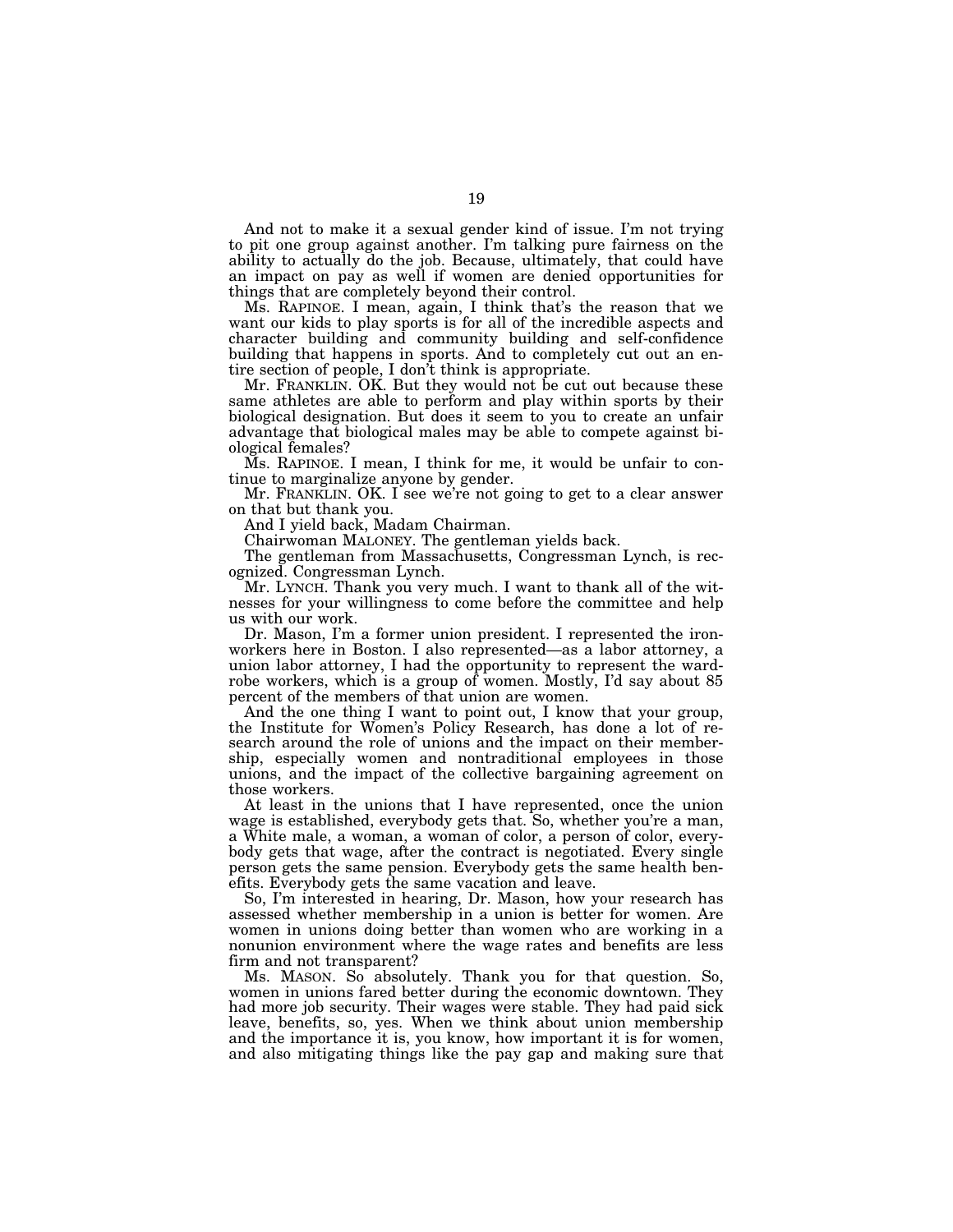And not to make it a sexual gender kind of issue. I'm not trying to pit one group against another. I'm talking pure fairness on the ability to actually do the job. Because, ultimately, that could have an impact on pay as well if women are denied opportunities for things that are completely beyond their control.

Ms. RAPINOE. I mean, again, I think that's the reason that we want our kids to play sports is for all of the incredible aspects and character building and community building and self-confidence building that happens in sports. And to completely cut out an entire section of people, I don't think is appropriate.

Mr. FRANKLIN. OK. But they would not be cut out because these same athletes are able to perform and play within sports by their biological designation. But does it seem to you to create an unfair advantage that biological males may be able to compete against biological females?

Ms. RAPINOE. I mean, I think for me, it would be unfair to continue to marginalize anyone by gender.

Mr. FRANKLIN. OK. I see we're not going to get to a clear answer on that but thank you.

And I yield back, Madam Chairman.

Chairwoman MALONEY. The gentleman yields back.

The gentleman from Massachusetts, Congressman Lynch, is recognized. Congressman Lynch.

Mr. LYNCH. Thank you very much. I want to thank all of the witnesses for your willingness to come before the committee and help us with our work.

Dr. Mason, I'm a former union president. I represented the ironworkers here in Boston. I also represented—as a labor attorney, a union labor attorney, I had the opportunity to represent the wardrobe workers, which is a group of women. Mostly, I'd say about 85 percent of the members of that union are women.

And the one thing I want to point out, I know that your group, the Institute for Women's Policy Research, has done a lot of research around the role of unions and the impact on their membership, especially women and nontraditional employees in those unions, and the impact of the collective bargaining agreement on those workers.

At least in the unions that I have represented, once the union wage is established, everybody gets that. So, whether you're a man, a White male, a woman, a woman of color, a person of color, everybody gets that wage, after the contract is negotiated. Every single person gets the same pension. Everybody gets the same health benefits. Everybody gets the same vacation and leave.

So, I'm interested in hearing, Dr. Mason, how your research has assessed whether membership in a union is better for women. Are women in unions doing better than women who are working in a nonunion environment where the wage rates and benefits are less firm and not transparent?

Ms. MASON. So absolutely. Thank you for that question. So, women in unions fared better during the economic downtown. They had more job security. Their wages were stable. They had paid sick leave, benefits, so, yes. When we think about union membership and the importance it is, you know, how important it is for women, and also mitigating things like the pay gap and making sure that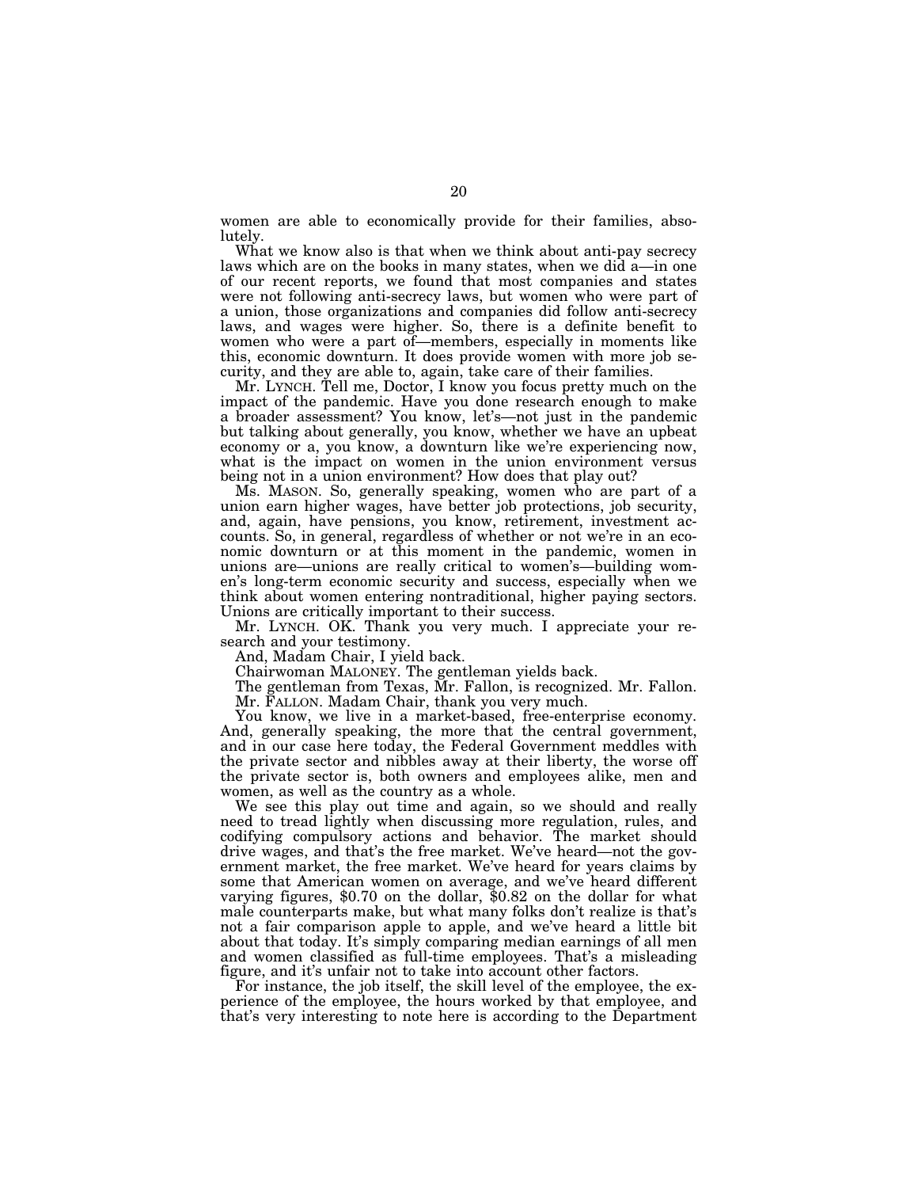women are able to economically provide for their families, absolutely.

What we know also is that when we think about anti-pay secrecy laws which are on the books in many states, when we did a—in one of our recent reports, we found that most companies and states were not following anti-secrecy laws, but women who were part of a union, those organizations and companies did follow anti-secrecy laws, and wages were higher. So, there is a definite benefit to women who were a part of—members, especially in moments like this, economic downturn. It does provide women with more job security, and they are able to, again, take care of their families.

Mr. LYNCH. Tell me, Doctor, I know you focus pretty much on the impact of the pandemic. Have you done research enough to make a broader assessment? You know, let's—not just in the pandemic but talking about generally, you know, whether we have an upbeat economy or a, you know, a downturn like we're experiencing now, what is the impact on women in the union environment versus being not in a union environment? How does that play out?

Ms. MASON. So, generally speaking, women who are part of a union earn higher wages, have better job protections, job security, and, again, have pensions, you know, retirement, investment accounts. So, in general, regardless of whether or not we're in an economic downturn or at this moment in the pandemic, women in unions are—unions are really critical to women's—building women's long-term economic security and success, especially when we think about women entering nontraditional, higher paying sectors. Unions are critically important to their success.

Mr. LYNCH. OK. Thank you very much. I appreciate your research and your testimony.

And, Madam Chair, I yield back.

Chairwoman MALONEY. The gentleman yields back.

The gentleman from Texas, Mr. Fallon, is recognized. Mr. Fallon.

Mr. FALLON. Madam Chair, thank you very much.

You know, we live in a market-based, free-enterprise economy. And, generally speaking, the more that the central government, and in our case here today, the Federal Government meddles with the private sector and nibbles away at their liberty, the worse off the private sector is, both owners and employees alike, men and women, as well as the country as a whole.

We see this play out time and again, so we should and really need to tread lightly when discussing more regulation, rules, and codifying compulsory actions and behavior. The market should drive wages, and that's the free market. We've heard—not the government market, the free market. We've heard for years claims by some that American women on average, and we've heard different varying figures, $0.70 on the dollar, $0.82 on the dollar for what male counterparts make, but what many folks don't realize is that's not a fair comparison apple to apple, and we've heard a little bit about that today. It's simply comparing median earnings of all men and women classified as full-time employees. That's a misleading figure, and it's unfair not to take into account other factors.

For instance, the job itself, the skill level of the employee, the experience of the employee, the hours worked by that employee, and that's very interesting to note here is according to the Department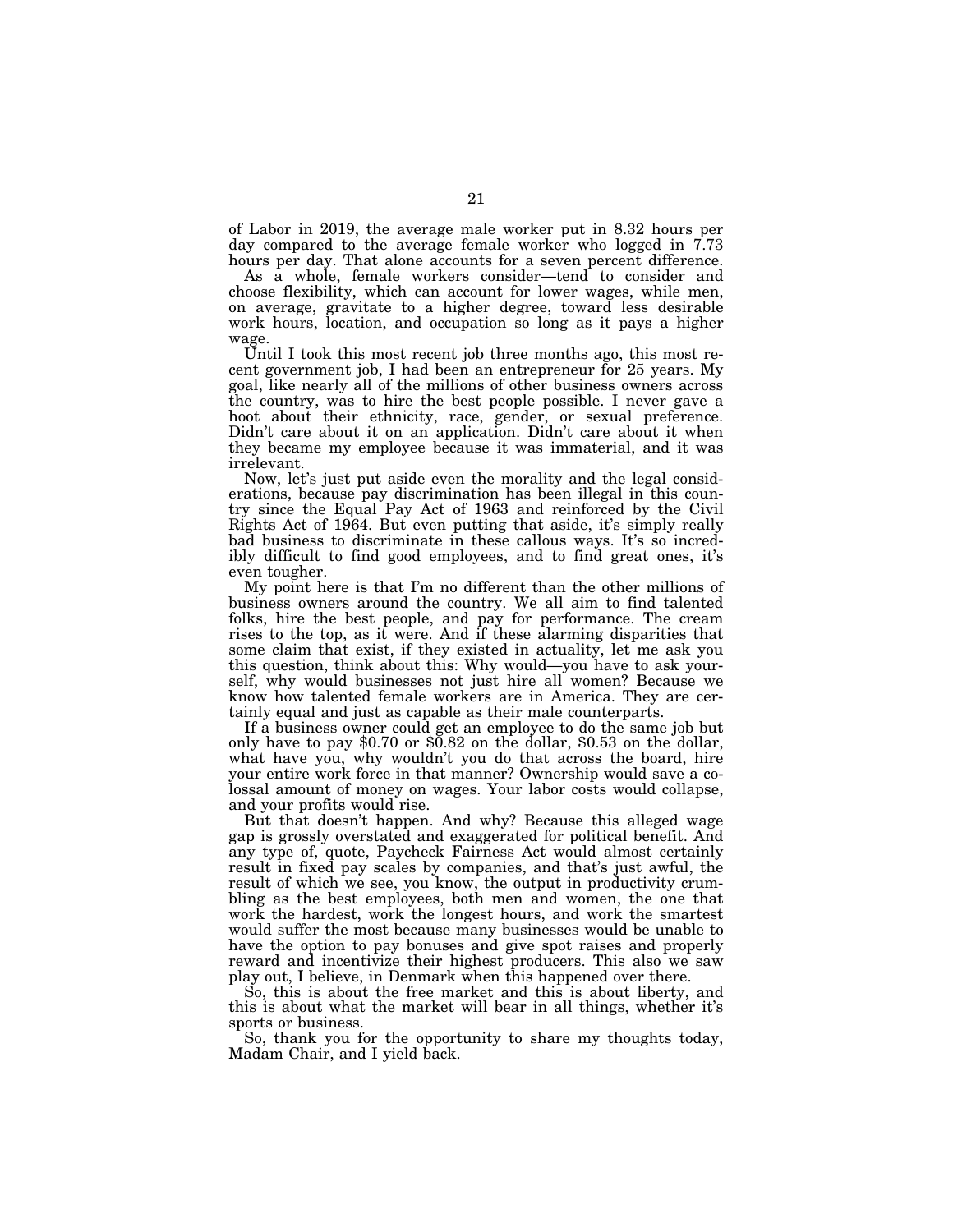of Labor in 2019, the average male worker put in 8.32 hours per day compared to the average female worker who logged in 7.73 hours per day. That alone accounts for a seven percent difference.

As a whole, female workers consider—tend to consider and choose flexibility, which can account for lower wages, while men, on average, gravitate to a higher degree, toward less desirable work hours, location, and occupation so long as it pays a higher wage.

Until I took this most recent job three months ago, this most recent government job, I had been an entrepreneur for 25 years. My goal, like nearly all of the millions of other business owners across the country, was to hire the best people possible. I never gave a hoot about their ethnicity, race, gender, or sexual preference. Didn't care about it on an application. Didn't care about it when they became my employee because it was immaterial, and it was irrelevant.

Now, let's just put aside even the morality and the legal considerations, because pay discrimination has been illegal in this country since the Equal Pay Act of 1963 and reinforced by the Civil Rights Act of 1964. But even putting that aside, it's simply really bad business to discriminate in these callous ways. It's so incredibly difficult to find good employees, and to find great ones, it's even tougher.

My point here is that I'm no different than the other millions of business owners around the country. We all aim to find talented folks, hire the best people, and pay for performance. The cream rises to the top, as it were. And if these alarming disparities that some claim that exist, if they existed in actuality, let me ask you this question, think about this: Why would—you have to ask yourself, why would businesses not just hire all women? Because we know how talented female workers are in America. They are certainly equal and just as capable as their male counterparts.

If a business owner could get an employee to do the same job but only have to pay $0.70 or $0.82 on the dollar, $0.53 on the dollar, what have you, why wouldn't you do that across the board, hire your entire work force in that manner? Ownership would save a colossal amount of money on wages. Your labor costs would collapse, and your profits would rise.

But that doesn't happen. And why? Because this alleged wage gap is grossly overstated and exaggerated for political benefit. And any type of, quote, Paycheck Fairness Act would almost certainly result in fixed pay scales by companies, and that's just awful, the result of which we see, you know, the output in productivity crumbling as the best employees, both men and women, the one that work the hardest, work the longest hours, and work the smartest would suffer the most because many businesses would be unable to have the option to pay bonuses and give spot raises and properly reward and incentivize their highest producers. This also we saw play out, I believe, in Denmark when this happened over there.

So, this is about the free market and this is about liberty, and this is about what the market will bear in all things, whether it's sports or business.

So, thank you for the opportunity to share my thoughts today, Madam Chair, and I yield back.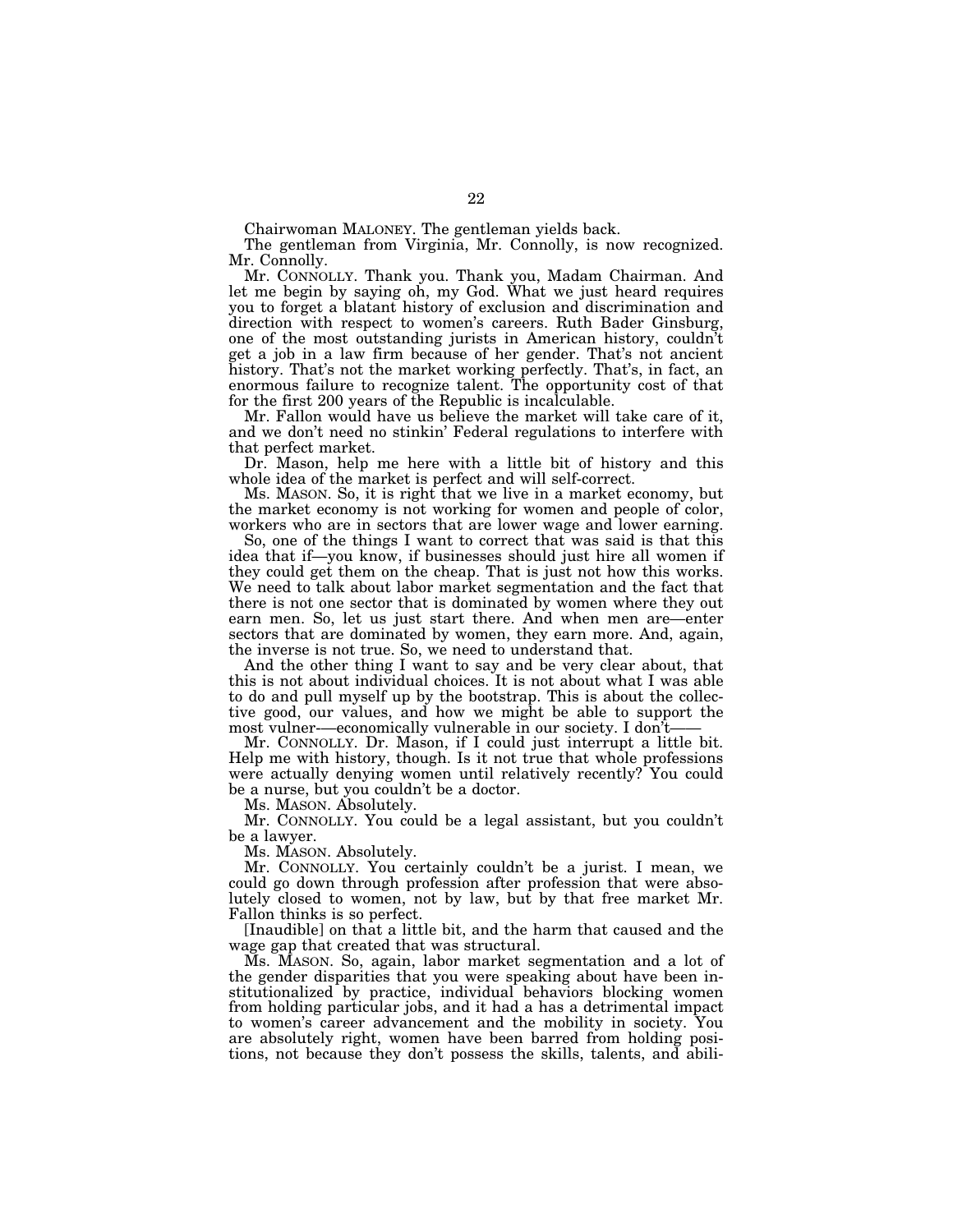Chairwoman MALONEY. The gentleman yields back.

The gentleman from Virginia, Mr. Connolly, is now recognized. Mr. Connolly.

Mr. CONNOLLY. Thank you. Thank you, Madam Chairman. And let me begin by saying oh, my God. What we just heard requires you to forget a blatant history of exclusion and discrimination and direction with respect to women's careers. Ruth Bader Ginsburg, one of the most outstanding jurists in American history, couldn't get a job in a law firm because of her gender. That's not ancient history. That's not the market working perfectly. That's, in fact, an enormous failure to recognize talent. The opportunity cost of that for the first 200 years of the Republic is incalculable.

Mr. Fallon would have us believe the market will take care of it, and we don't need no stinkin' Federal regulations to interfere with that perfect market.

Dr. Mason, help me here with a little bit of history and this whole idea of the market is perfect and will self-correct.

Ms. MASON. So, it is right that we live in a market economy, but the market economy is not working for women and people of color, workers who are in sectors that are lower wage and lower earning.

So, one of the things I want to correct that was said is that this idea that if—you know, if businesses should just hire all women if they could get them on the cheap. That is just not how this works. We need to talk about labor market segmentation and the fact that there is not one sector that is dominated by women where they out earn men. So, let us just start there. And when men are—enter sectors that are dominated by women, they earn more. And, again, the inverse is not true. So, we need to understand that.

And the other thing I want to say and be very clear about, that this is not about individual choices. It is not about what I was able to do and pull myself up by the bootstrap. This is about the collective good, our values, and how we might be able to support the most vulner-—economically vulnerable in our society. I don't——

Mr. CONNOLLY. Dr. Mason, if I could just interrupt a little bit. Help me with history, though. Is it not true that whole professions were actually denying women until relatively recently? You could be a nurse, but you couldn't be a doctor.

Ms. MASON. Absolutely.

Mr. CONNOLLY. You could be a legal assistant, but you couldn't be a lawyer.

Ms. MASON. Absolutely.

Mr. CONNOLLY. You certainly couldn't be a jurist. I mean, we could go down through profession after profession that were absolutely closed to women, not by law, but by that free market Mr. Fallon thinks is so perfect.

[Inaudible] on that a little bit, and the harm that caused and the wage gap that created that was structural.

Ms. MASON. So, again, labor market segmentation and a lot of the gender disparities that you were speaking about have been institutionalized by practice, individual behaviors blocking women from holding particular jobs, and it had a has a detrimental impact to women's career advancement and the mobility in society. You are absolutely right, women have been barred from holding positions, not because they don't possess the skills, talents, and abili-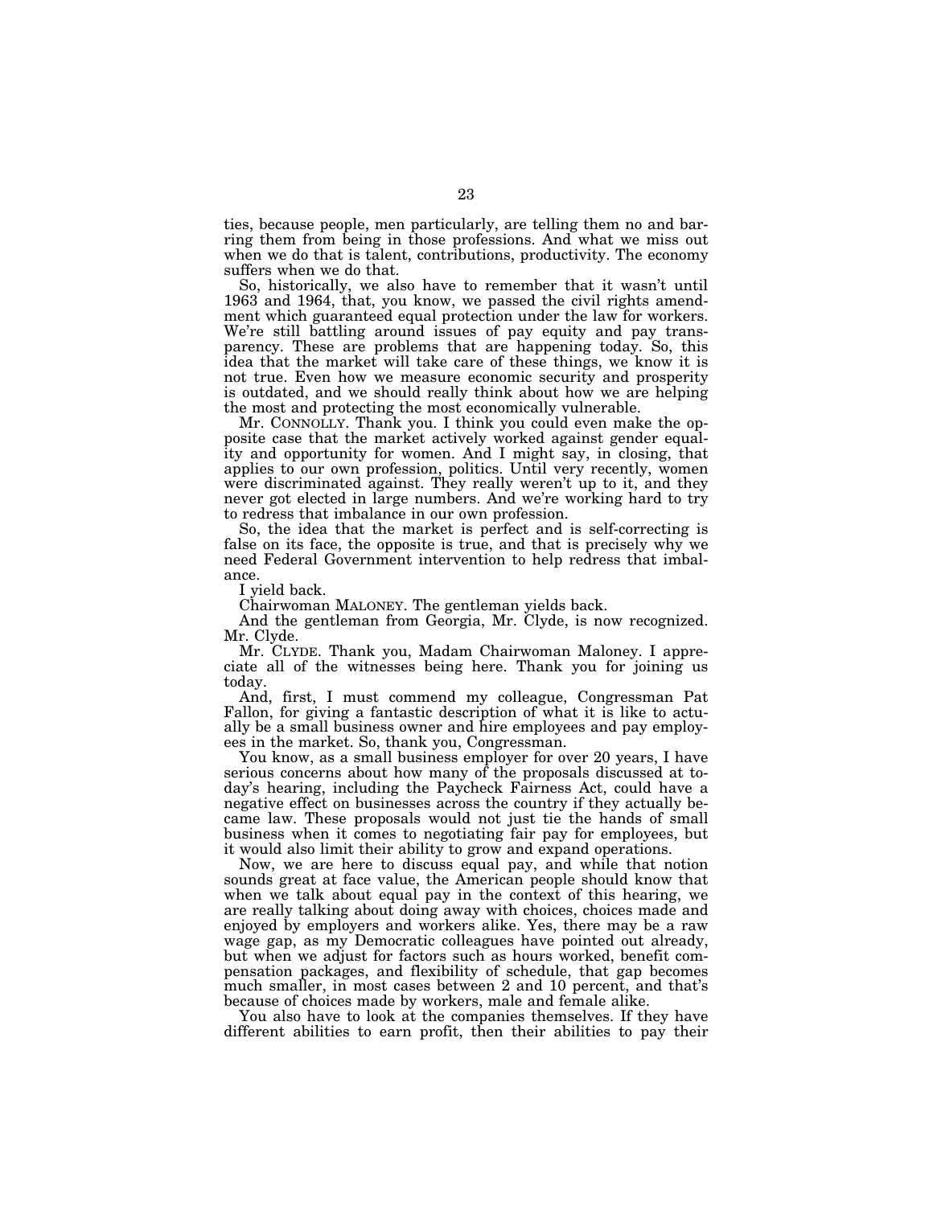ties, because people, men particularly, are telling them no and barring them from being in those professions. And what we miss out when we do that is talent, contributions, productivity. The economy suffers when we do that.

So, historically, we also have to remember that it wasn't until 1963 and 1964, that, you know, we passed the civil rights amendment which guaranteed equal protection under the law for workers. We're still battling around issues of pay equity and pay transparency. These are problems that are happening today. So, this idea that the market will take care of these things, we know it is not true. Even how we measure economic security and prosperity is outdated, and we should really think about how we are helping the most and protecting the most economically vulnerable.

Mr. CONNOLLY. Thank you. I think you could even make the opposite case that the market actively worked against gender equality and opportunity for women. And I might say, in closing, that applies to our own profession, politics. Until very recently, women were discriminated against. They really weren't up to it, and they never got elected in large numbers. And we're working hard to try to redress that imbalance in our own profession.

So, the idea that the market is perfect and is self-correcting is false on its face, the opposite is true, and that is precisely why we need Federal Government intervention to help redress that imbalance.

I yield back.

Chairwoman MALONEY. The gentleman yields back.

And the gentleman from Georgia, Mr. Clyde, is now recognized. Mr. Clyde.

Mr. CLYDE. Thank you, Madam Chairwoman Maloney. I appreciate all of the witnesses being here. Thank you for joining us today.

And, first, I must commend my colleague, Congressman Pat Fallon, for giving a fantastic description of what it is like to actually be a small business owner and hire employees and pay employees in the market. So, thank you, Congressman.

You know, as a small business employer for over 20 years, I have serious concerns about how many of the proposals discussed at today's hearing, including the Paycheck Fairness Act, could have a negative effect on businesses across the country if they actually became law. These proposals would not just tie the hands of small business when it comes to negotiating fair pay for employees, but it would also limit their ability to grow and expand operations.

Now, we are here to discuss equal pay, and while that notion sounds great at face value, the American people should know that when we talk about equal pay in the context of this hearing, we are really talking about doing away with choices, choices made and enjoyed by employers and workers alike. Yes, there may be a raw wage gap, as my Democratic colleagues have pointed out already, but when we adjust for factors such as hours worked, benefit compensation packages, and flexibility of schedule, that gap becomes much smaller, in most cases between 2 and 10 percent, and that's because of choices made by workers, male and female alike.

You also have to look at the companies themselves. If they have different abilities to earn profit, then their abilities to pay their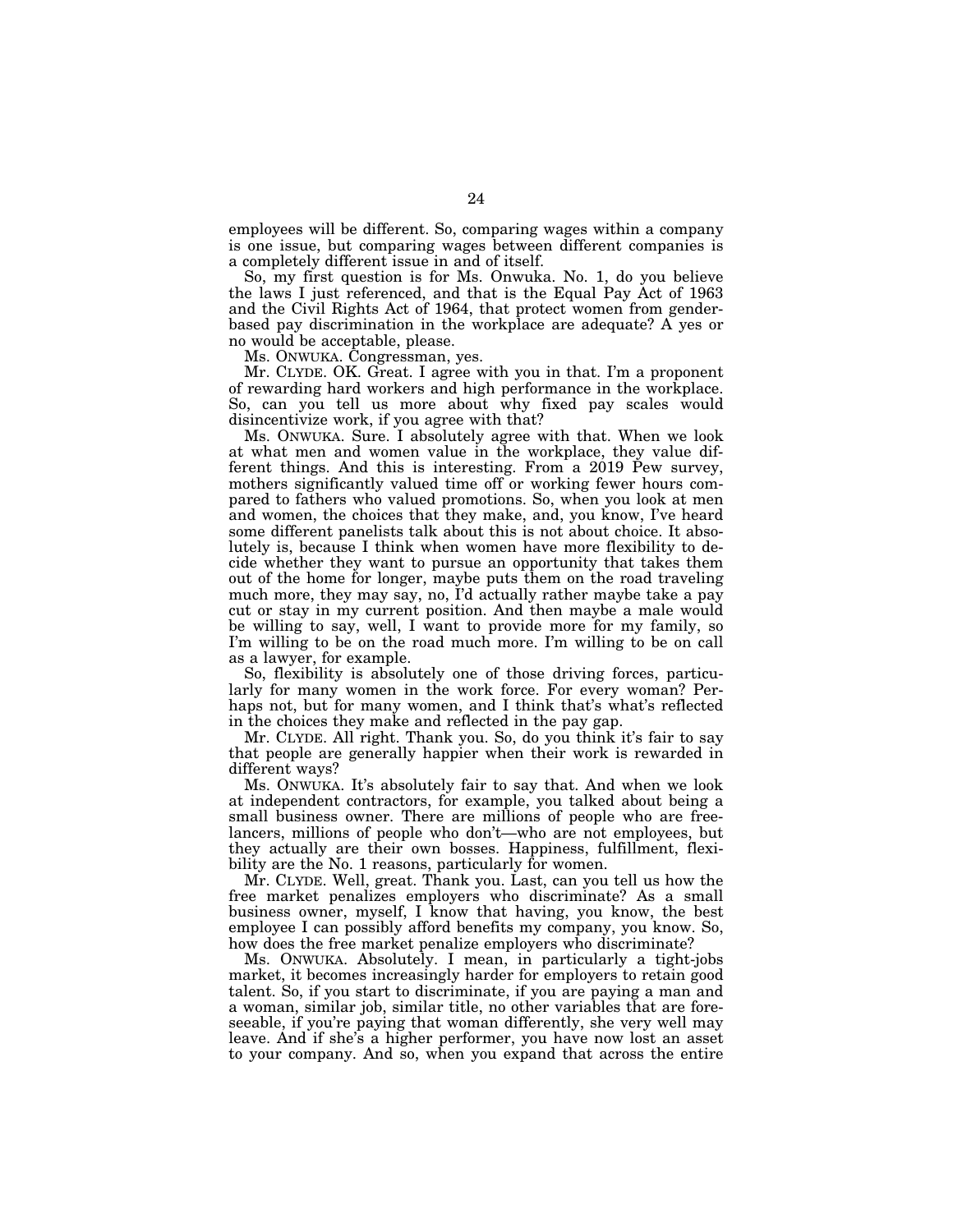employees will be different. So, comparing wages within a company is one issue, but comparing wages between different companies is a completely different issue in and of itself.

So, my first question is for Ms. Onwuka. No. 1, do you believe the laws I just referenced, and that is the Equal Pay Act of 1963 and the Civil Rights Act of 1964, that protect women from gender-based pay discrimination in the workplace are adequate? A yes or no would be acceptable, please.

Ms. ONWUKA. Congressman, yes.

Mr. CLYDE. OK. Great. I agree with you in that. I'm a proponent of rewarding hard workers and high performance in the workplace. So, can you tell us more about why fixed pay scales would disincentivize work, if you agree with that?

Ms. ONWUKA. Sure. I absolutely agree with that. When we look at what men and women value in the workplace, they value different things. And this is interesting. From a 2019 Pew survey, mothers significantly valued time off or working fewer hours compared to fathers who valued promotions. So, when you look at men and women, the choices that they make, and, you know, I've heard some different panelists talk about this is not about choice. It absolutely is, because I think when women have more flexibility to decide whether they want to pursue an opportunity that takes them out of the home for longer, maybe puts them on the road traveling much more, they may say, no, I'd actually rather maybe take a pay cut or stay in my current position. And then maybe a male would be willing to say, well, I want to provide more for my family, so I'm willing to be on the road much more. I'm willing to be on call as a lawyer, for example.

So, flexibility is absolutely one of those driving forces, particularly for many women in the work force. For every woman? Perhaps not, but for many women, and I think that's what's reflected in the choices they make and reflected in the pay gap.

Mr. CLYDE. All right. Thank you. So, do you think it's fair to say that people are generally happier when their work is rewarded in different ways?

Ms. ONWUKA. It's absolutely fair to say that. And when we look at independent contractors, for example, you talked about being a small business owner. There are millions of people who are freelancers, millions of people who don't—who are not employees, but they actually are their own bosses. Happiness, fulfillment, flexibility are the No. 1 reasons, particularly for women.

Mr. CLYDE. Well, great. Thank you. Last, can you tell us how the free market penalizes employers who discriminate? As a small business owner, myself, I know that having, you know, the best employee I can possibly afford benefits my company, you know. So, how does the free market penalize employers who discriminate?

Ms. ONWUKA. Absolutely. I mean, in particularly a tight-jobs market, it becomes increasingly harder for employers to retain good talent. So, if you start to discriminate, if you are paying a man and a woman, similar job, similar title, no other variables that are foreseeable, if you're paying that woman differently, she very well may leave. And if she's a higher performer, you have now lost an asset to your company. And so, when you expand that across the entire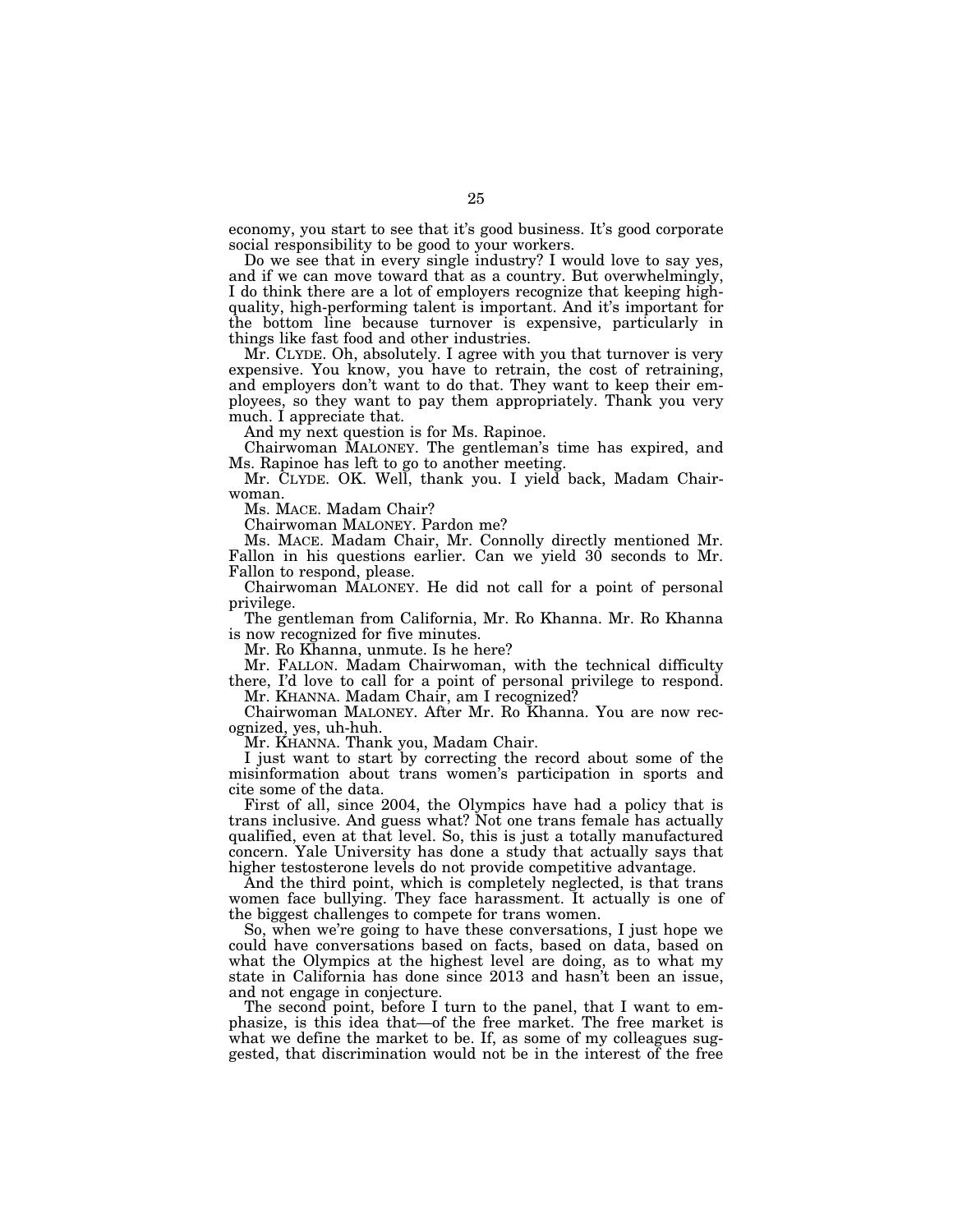economy, you start to see that it's good business. It's good corporate social responsibility to be good to your workers.

Do we see that in every single industry? I would love to say yes, and if we can move toward that as a country. But overwhelmingly, I do think there are a lot of employers recognize that keeping high-quality, high-performing talent is important. And it's important for the bottom line because turnover is expensive, particularly in things like fast food and other industries.

Mr. CLYDE. Oh, absolutely. I agree with you that turnover is very expensive. You know, you have to retrain, the cost of retraining, and employers don't want to do that. They want to keep their employees, so they want to pay them appropriately. Thank you very much. I appreciate that.

And my next question is for Ms. Rapinoe.

Chairwoman MALONEY. The gentleman's time has expired, and Ms. Rapinoe has left to go to another meeting.

Mr. CLYDE. OK. Well, thank you. I yield back, Madam Chairwoman.

Ms. MACE. Madam Chair?

Chairwoman MALONEY. Pardon me?

Ms. MACE. Madam Chair, Mr. Connolly directly mentioned Mr. Fallon in his questions earlier. Can we yield 30 seconds to Mr. Fallon to respond, please.

Chairwoman MALONEY. He did not call for a point of personal privilege.

The gentleman from California, Mr. Ro Khanna. Mr. Ro Khanna is now recognized for five minutes.

Mr. Ro Khanna, unmute. Is he here?

Mr. FALLON. Madam Chairwoman, with the technical difficulty there, I'd love to call for a point of personal privilege to respond.

Mr. KHANNA. Madam Chair, am I recognized?

Chairwoman MALONEY. After Mr. Ro Khanna. You are now recognized, yes, uh-huh.

Mr. KHANNA. Thank you, Madam Chair.

I just want to start by correcting the record about some of the misinformation about trans women's participation in sports and cite some of the data.

First of all, since 2004, the Olympics have had a policy that is trans inclusive. And guess what? Not one trans female has actually qualified, even at that level. So, this is just a totally manufactured concern. Yale University has done a study that actually says that higher testosterone levels do not provide competitive advantage.

And the third point, which is completely neglected, is that trans women face bullying. They face harassment. It actually is one of the biggest challenges to compete for trans women.

So, when we're going to have these conversations, I just hope we could have conversations based on facts, based on data, based on what the Olympics at the highest level are doing, as to what my state in California has done since 2013 and hasn't been an issue, and not engage in conjecture.

The second point, before I turn to the panel, that I want to emphasize, is this idea that—of the free market. The free market is what we define the market to be. If, as some of my colleagues suggested, that discrimination would not be in the interest of the free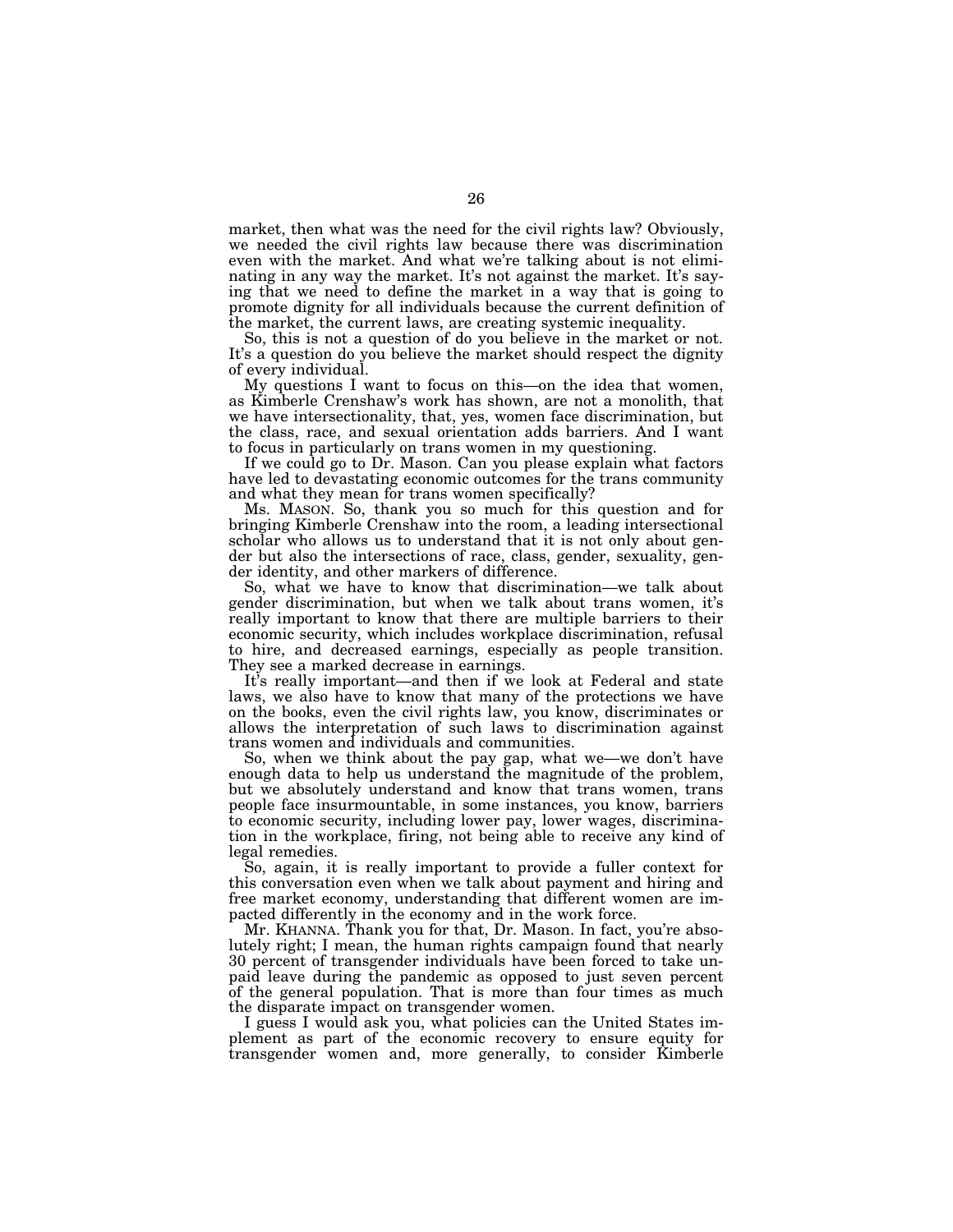market, then what was the need for the civil rights law? Obviously, we needed the civil rights law because there was discrimination even with the market. And what we're talking about is not eliminating in any way the market. It's not against the market. It's saying that we need to define the market in a way that is going to promote dignity for all individuals because the current definition of the market, the current laws, are creating systemic inequality.

So, this is not a question of do you believe in the market or not. It's a question do you believe the market should respect the dignity of every individual.

My questions I want to focus on this—on the idea that women, as Kimberle Crenshaw's work has shown, are not a monolith, that we have intersectionality, that, yes, women face discrimination, but the class, race, and sexual orientation adds barriers. And I want to focus in particularly on trans women in my questioning.

If we could go to Dr. Mason. Can you please explain what factors have led to devastating economic outcomes for the trans community and what they mean for trans women specifically?

Ms. MASON. So, thank you so much for this question and for bringing Kimberle Crenshaw into the room, a leading intersectional scholar who allows us to understand that it is not only about gender but also the intersections of race, class, gender, sexuality, gender identity, and other markers of difference.

So, what we have to know that discrimination—we talk about gender discrimination, but when we talk about trans women, it's really important to know that there are multiple barriers to their economic security, which includes workplace discrimination, refusal to hire, and decreased earnings, especially as people transition. They see a marked decrease in earnings.

It's really important—and then if we look at Federal and state laws, we also have to know that many of the protections we have on the books, even the civil rights law, you know, discriminates or allows the interpretation of such laws to discrimination against trans women and individuals and communities.

So, when we think about the pay gap, what we—we don't have enough data to help us understand the magnitude of the problem, but we absolutely understand and know that trans women, trans people face insurmountable, in some instances, you know, barriers to economic security, including lower pay, lower wages, discrimination in the workplace, firing, not being able to receive any kind of legal remedies.

So, again, it is really important to provide a fuller context for this conversation even when we talk about payment and hiring and free market economy, understanding that different women are impacted differently in the economy and in the work force.

Mr. KHANNA. Thank you for that, Dr. Mason. In fact, you're absolutely right; I mean, the human rights campaign found that nearly 30 percent of transgender individuals have been forced to take unpaid leave during the pandemic as opposed to just seven percent of the general population. That is more than four times as much the disparate impact on transgender women.

I guess I would ask you, what policies can the United States implement as part of the economic recovery to ensure equity for transgender women and, more generally, to consider Kimberle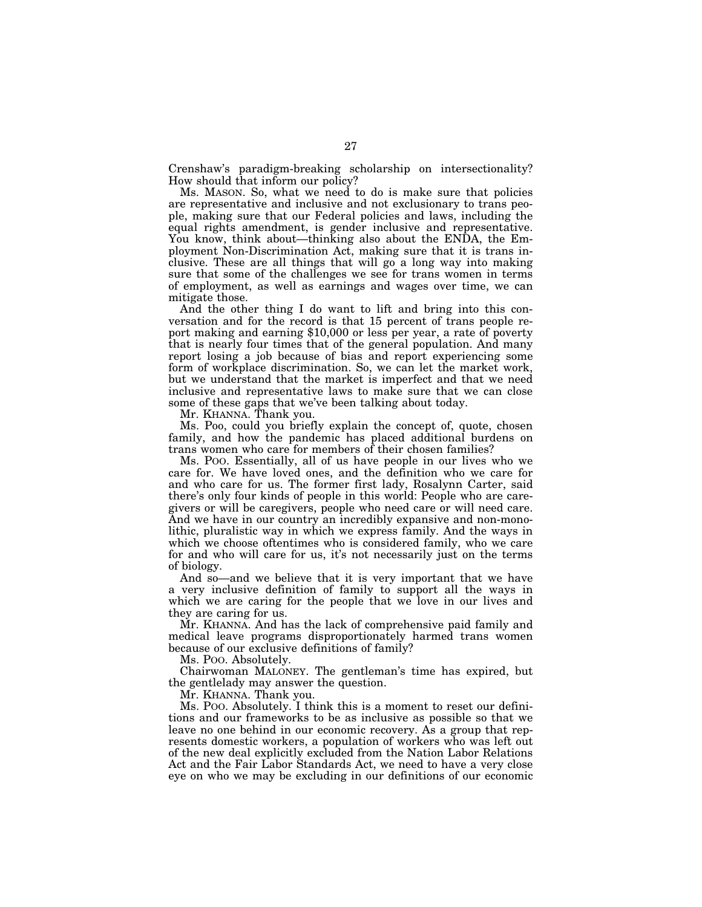Crenshaw's paradigm-breaking scholarship on intersectionality? How should that inform our policy?

Ms. MASON. So, what we need to do is make sure that policies are representative and inclusive and not exclusionary to trans people, making sure that our Federal policies and laws, including the equal rights amendment, is gender inclusive and representative. You know, think about—thinking also about the ENDA, the Employment Non-Discrimination Act, making sure that it is trans inclusive. These are all things that will go a long way into making sure that some of the challenges we see for trans women in terms of employment, as well as earnings and wages over time, we can mitigate those.

And the other thing I do want to lift and bring into this conversation and for the record is that 15 percent of trans people report making and earning $10,000 or less per year, a rate of poverty that is nearly four times that of the general population. And many report losing a job because of bias and report experiencing some form of workplace discrimination. So, we can let the market work, but we understand that the market is imperfect and that we need inclusive and representative laws to make sure that we can close some of these gaps that we've been talking about today.

Mr. KHANNA. Thank you.

Ms. Poo, could you briefly explain the concept of, quote, chosen family, and how the pandemic has placed additional burdens on trans women who care for members of their chosen families?

Ms. POO. Essentially, all of us have people in our lives who we care for. We have loved ones, and the definition who we care for and who care for us. The former first lady, Rosalynn Carter, said there's only four kinds of people in this world: People who are caregivers or will be caregivers, people who need care or will need care. And we have in our country an incredibly expansive and non-monolithic, pluralistic way in which we express family. And the ways in which we choose oftentimes who is considered family, who we care for and who will care for us, it's not necessarily just on the terms of biology.

And so—and we believe that it is very important that we have a very inclusive definition of family to support all the ways in which we are caring for the people that we love in our lives and they are caring for us.

Mr. KHANNA. And has the lack of comprehensive paid family and medical leave programs disproportionately harmed trans women because of our exclusive definitions of family?

Ms. POO. Absolutely.

Chairwoman MALONEY. The gentleman's time has expired, but the gentlelady may answer the question.

Mr. KHANNA. Thank you.

Ms. POO. Absolutely. I think this is a moment to reset our definitions and our frameworks to be as inclusive as possible so that we leave no one behind in our economic recovery. As a group that represents domestic workers, a population of workers who was left out of the new deal explicitly excluded from the Nation Labor Relations Act and the Fair Labor Standards Act, we need to have a very close eye on who we may be excluding in our definitions of our economic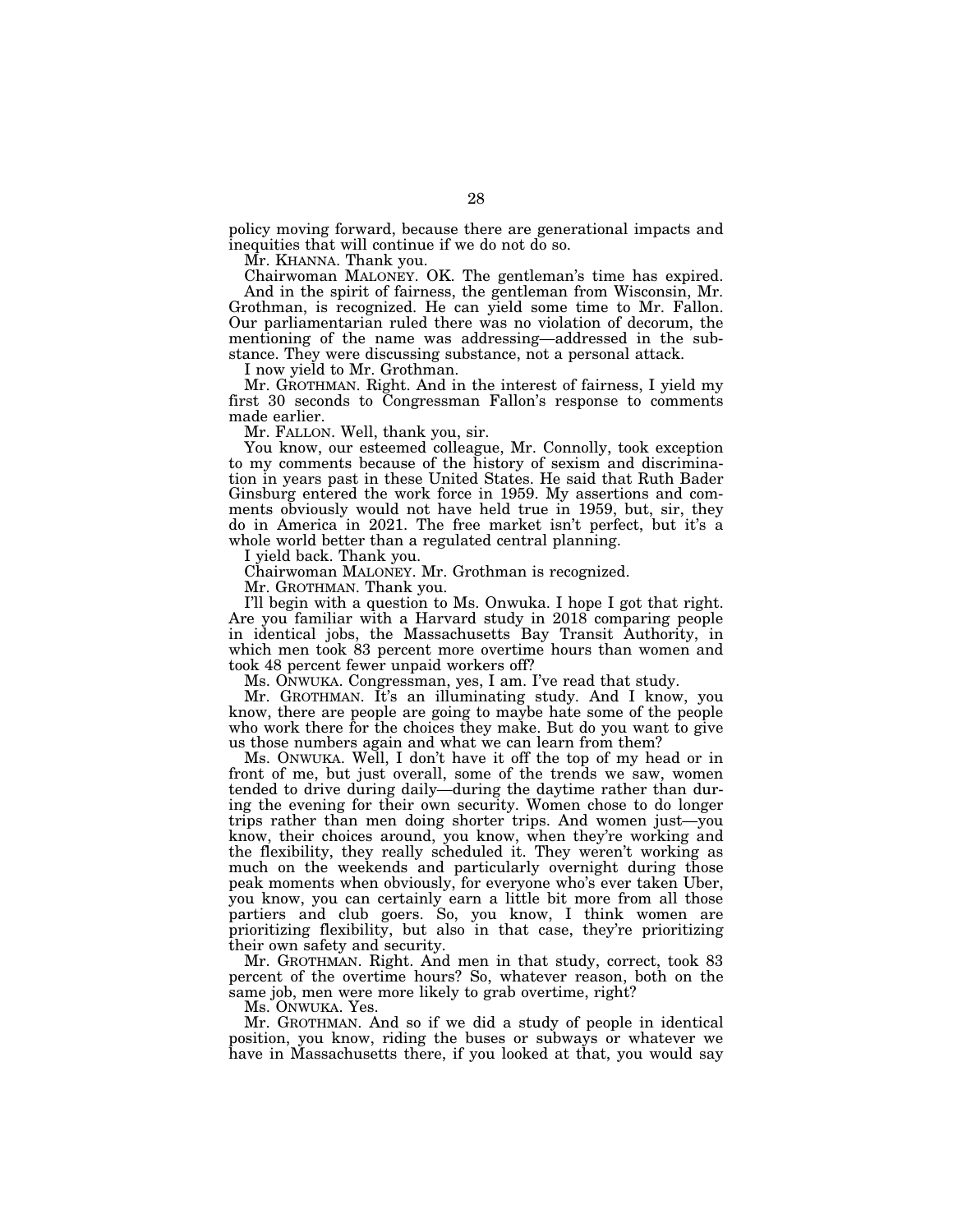policy moving forward, because there are generational impacts and inequities that will continue if we do not do so.

Mr. KHANNA. Thank you.

Chairwoman MALONEY. OK. The gentleman's time has expired.

And in the spirit of fairness, the gentleman from Wisconsin, Mr. Grothman, is recognized. He can yield some time to Mr. Fallon. Our parliamentarian ruled there was no violation of decorum, the mentioning of the name was addressing—addressed in the substance. They were discussing substance, not a personal attack.

I now yield to Mr. Grothman.

Mr. GROTHMAN. Right. And in the interest of fairness, I yield my first 30 seconds to Congressman Fallon's response to comments made earlier.

Mr. FALLON. Well, thank you, sir.

You know, our esteemed colleague, Mr. Connolly, took exception to my comments because of the history of sexism and discrimination in years past in these United States. He said that Ruth Bader Ginsburg entered the work force in 1959. My assertions and comments obviously would not have held true in 1959, but, sir, they do in America in 2021. The free market isn't perfect, but it's a whole world better than a regulated central planning.

I yield back. Thank you.

Chairwoman MALONEY. Mr. Grothman is recognized.

Mr. GROTHMAN. Thank you.

I'll begin with a question to Ms. Onwuka. I hope I got that right. Are you familiar with a Harvard study in 2018 comparing people in identical jobs, the Massachusetts Bay Transit Authority, in which men took 83 percent more overtime hours than women and took 48 percent fewer unpaid workers off?

Ms. ONWUKA. Congressman, yes, I am. I've read that study.

Mr. GROTHMAN. It's an illuminating study. And I know, you know, there are people are going to maybe hate some of the people who work there for the choices they make. But do you want to give us those numbers again and what we can learn from them?

Ms. ONWUKA. Well, I don't have it off the top of my head or in front of me, but just overall, some of the trends we saw, women tended to drive during daily—during the daytime rather than during the evening for their own security. Women chose to do longer trips rather than men doing shorter trips. And women just—you know, their choices around, you know, when they're working and the flexibility, they really scheduled it. They weren't working as much on the weekends and particularly overnight during those peak moments when obviously, for everyone who's ever taken Uber, you know, you can certainly earn a little bit more from all those partiers and club goers. So, you know, I think women are prioritizing flexibility, but also in that case, they're prioritizing their own safety and security.

Mr. GROTHMAN. Right. And men in that study, correct, took 83 percent of the overtime hours? So, whatever reason, both on the same job, men were more likely to grab overtime, right?

Ms. ONWUKA. Yes.

Mr. GROTHMAN. And so if we did a study of people in identical position, you know, riding the buses or subways or whatever we have in Massachusetts there, if you looked at that, you would say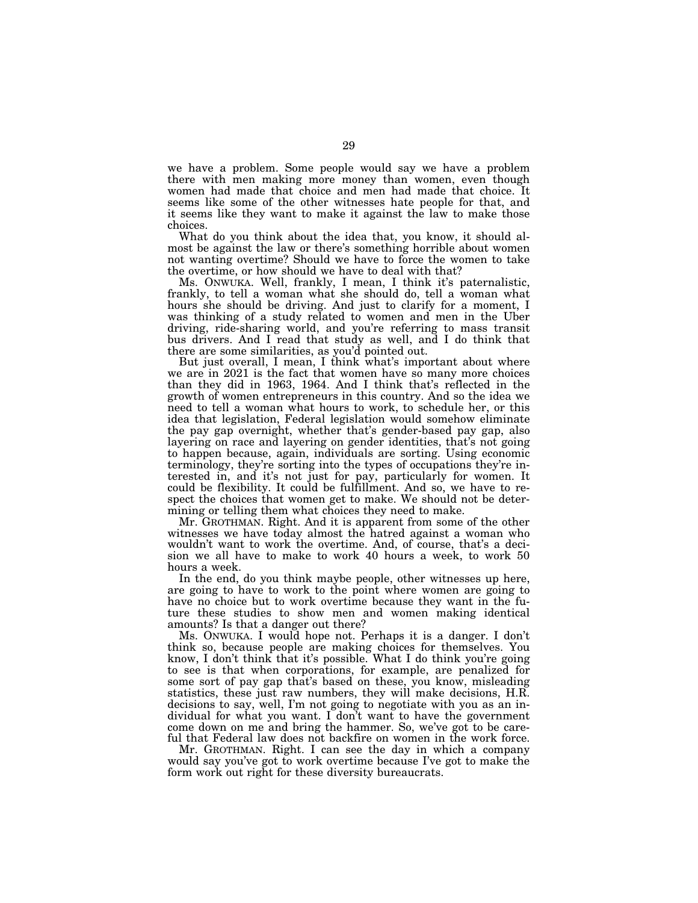we have a problem. Some people would say we have a problem there with men making more money than women, even though women had made that choice and men had made that choice. It seems like some of the other witnesses hate people for that, and it seems like they want to make it against the law to make those choices.

What do you think about the idea that, you know, it should almost be against the law or there's something horrible about women not wanting overtime? Should we have to force the women to take the overtime, or how should we have to deal with that?

Ms. ONWUKA. Well, frankly, I mean, I think it's paternalistic, frankly, to tell a woman what she should do, tell a woman what hours she should be driving. And just to clarify for a moment, I was thinking of a study related to women and men in the Uber driving, ride-sharing world, and you're referring to mass transit bus drivers. And I read that study as well, and I do think that there are some similarities, as you'd pointed out.

But just overall, I mean, I think what's important about where we are in 2021 is the fact that women have so many more choices than they did in 1963, 1964. And I think that's reflected in the growth of women entrepreneurs in this country. And so the idea we need to tell a woman what hours to work, to schedule her, or this idea that legislation, Federal legislation would somehow eliminate the pay gap overnight, whether that's gender-based pay gap, also layering on race and layering on gender identities, that's not going to happen because, again, individuals are sorting. Using economic terminology, they're sorting into the types of occupations they're interested in, and it's not just for pay, particularly for women. It could be flexibility. It could be fulfillment. And so, we have to respect the choices that women get to make. We should not be determining or telling them what choices they need to make.

Mr. GROTHMAN. Right. And it is apparent from some of the other witnesses we have today almost the hatred against a woman who wouldn't want to work the overtime. And, of course, that's a decision we all have to make to work 40 hours a week, to work 50 hours a week.

In the end, do you think maybe people, other witnesses up here, are going to have to work to the point where women are going to have no choice but to work overtime because they want in the future these studies to show men and women making identical amounts? Is that a danger out there?

Ms. ONWUKA. I would hope not. Perhaps it is a danger. I don't think so, because people are making choices for themselves. You know, I don't think that it's possible. What I do think you're going to see is that when corporations, for example, are penalized for some sort of pay gap that's based on these, you know, misleading statistics, these just raw numbers, they will make decisions, H.R. decisions to say, well, I'm not going to negotiate with you as an individual for what you want. I don't want to have the government come down on me and bring the hammer. So, we've got to be careful that Federal law does not backfire on women in the work force.

Mr. GROTHMAN. Right. I can see the day in which a company would say you've got to work overtime because I've got to make the form work out right for these diversity bureaucrats.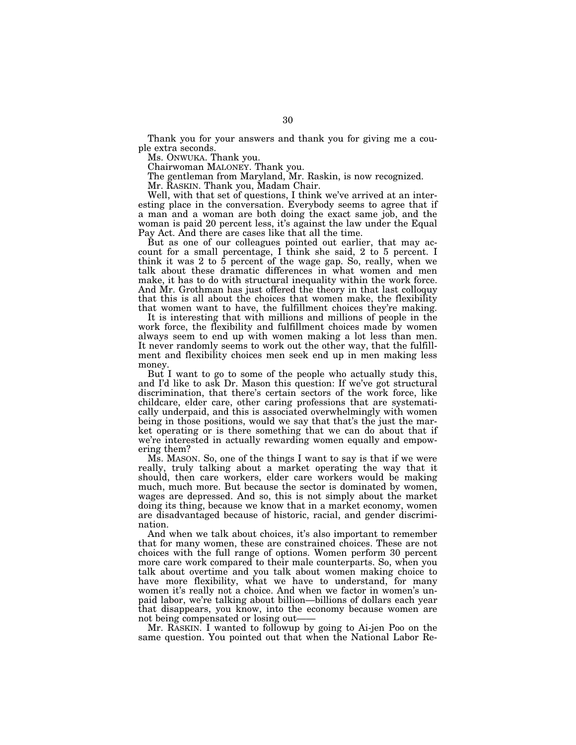Thank you for your answers and thank you for giving me a couple extra seconds.

Ms. ONWUKA. Thank you.

Chairwoman MALONEY. Thank you.

The gentleman from Maryland, Mr. Raskin, is now recognized.

Mr. RASKIN. Thank you, Madam Chair.

Well, with that set of questions, I think we've arrived at an interesting place in the conversation. Everybody seems to agree that if a man and a woman are both doing the exact same job, and the woman is paid 20 percent less, it's against the law under the Equal Pay Act. And there are cases like that all the time.

But as one of our colleagues pointed out earlier, that may account for a small percentage, I think she said, 2 to 5 percent. I think it was 2 to 5 percent of the wage gap. So, really, when we talk about these dramatic differences in what women and men make, it has to do with structural inequality within the work force. And Mr. Grothman has just offered the theory in that last colloquy that this is all about the choices that women make, the flexibility that women want to have, the fulfillment choices they're making.

It is interesting that with millions and millions of people in the work force, the flexibility and fulfillment choices made by women always seem to end up with women making a lot less than men. It never randomly seems to work out the other way, that the fulfillment and flexibility choices men seek end up in men making less money.

But I want to go to some of the people who actually study this, and I'd like to ask Dr. Mason this question: If we've got structural discrimination, that there's certain sectors of the work force, like childcare, elder care, other caring professions that are systematically underpaid, and this is associated overwhelmingly with women being in those positions, would we say that that's the just the market operating or is there something that we can do about that if we're interested in actually rewarding women equally and empowering them?

Ms. MASON. So, one of the things I want to say is that if we were really, truly talking about a market operating the way that it should, then care workers, elder care workers would be making much, much more. But because the sector is dominated by women, wages are depressed. And so, this is not simply about the market doing its thing, because we know that in a market economy, women are disadvantaged because of historic, racial, and gender discrimination.

And when we talk about choices, it's also important to remember that for many women, these are constrained choices. These are not choices with the full range of options. Women perform 30 percent more care work compared to their male counterparts. So, when you talk about overtime and you talk about women making choice to have more flexibility, what we have to understand, for many women it's really not a choice. And when we factor in women's unpaid labor, we're talking about billion—billions of dollars each year that disappears, you know, into the economy because women are not being compensated or losing out——

Mr. RASKIN. I wanted to followup by going to Ai-jen Poo on the same question. You pointed out that when the National Labor Re-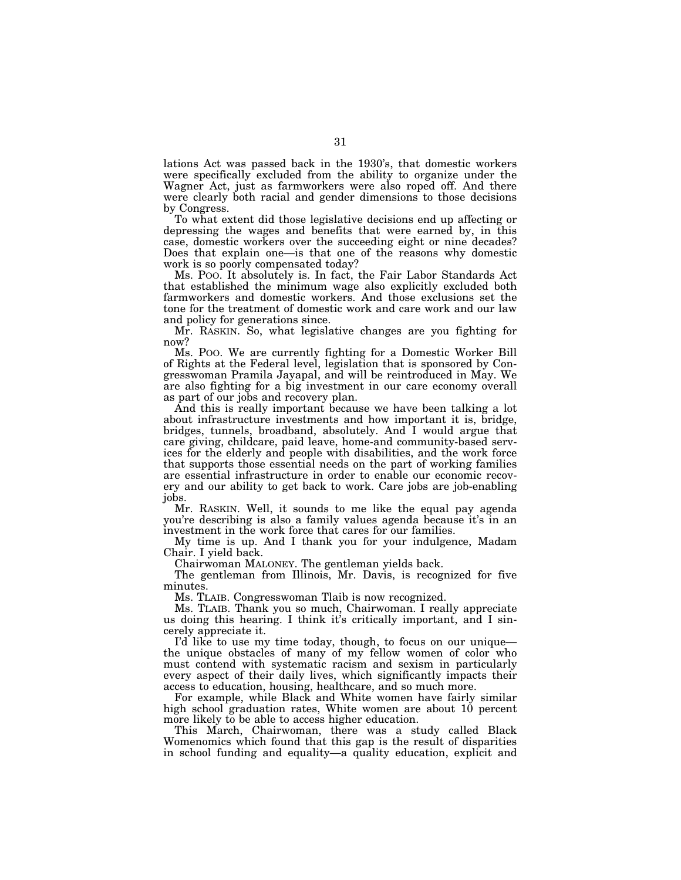lations Act was passed back in the 1930's, that domestic workers were specifically excluded from the ability to organize under the Wagner Act, just as farmworkers were also roped off. And there were clearly both racial and gender dimensions to those decisions by Congress.

To what extent did those legislative decisions end up affecting or depressing the wages and benefits that were earned by, in this case, domestic workers over the succeeding eight or nine decades? Does that explain one—is that one of the reasons why domestic work is so poorly compensated today?

Ms. POO. It absolutely is. In fact, the Fair Labor Standards Act that established the minimum wage also explicitly excluded both farmworkers and domestic workers. And those exclusions set the tone for the treatment of domestic work and care work and our law and policy for generations since.

Mr. RASKIN. So, what legislative changes are you fighting for now?

Ms. POO. We are currently fighting for a Domestic Worker Bill of Rights at the Federal level, legislation that is sponsored by Congresswoman Pramila Jayapal, and will be reintroduced in May. We are also fighting for a big investment in our care economy overall as part of our jobs and recovery plan.

And this is really important because we have been talking a lot about infrastructure investments and how important it is, bridge, bridges, tunnels, broadband, absolutely. And I would argue that care giving, childcare, paid leave, home-and community-based services for the elderly and people with disabilities, and the work force that supports those essential needs on the part of working families are essential infrastructure in order to enable our economic recovery and our ability to get back to work. Care jobs are job-enabling jobs.

Mr. RASKIN. Well, it sounds to me like the equal pay agenda you're describing is also a family values agenda because it's in an investment in the work force that cares for our families.

My time is up. And I thank you for your indulgence, Madam Chair. I yield back.

Chairwoman MALONEY. The gentleman yields back.

The gentleman from Illinois, Mr. Davis, is recognized for five minutes.

Ms. TLAIB. Congresswoman Tlaib is now recognized.

Ms. TLAIB. Thank you so much, Chairwoman. I really appreciate us doing this hearing. I think it's critically important, and I sincerely appreciate it.

I'd like to use my time today, though, to focus on our unique—the unique obstacles of many of my fellow women of color who must contend with systematic racism and sexism in particularly every aspect of their daily lives, which significantly impacts their access to education, housing, healthcare, and so much more.

For example, while Black and White women have fairly similar high school graduation rates, White women are about 10 percent more likely to be able to access higher education.

This March, Chairwoman, there was a study called Black Womenomics which found that this gap is the result of disparities in school funding and equality—a quality education, explicit and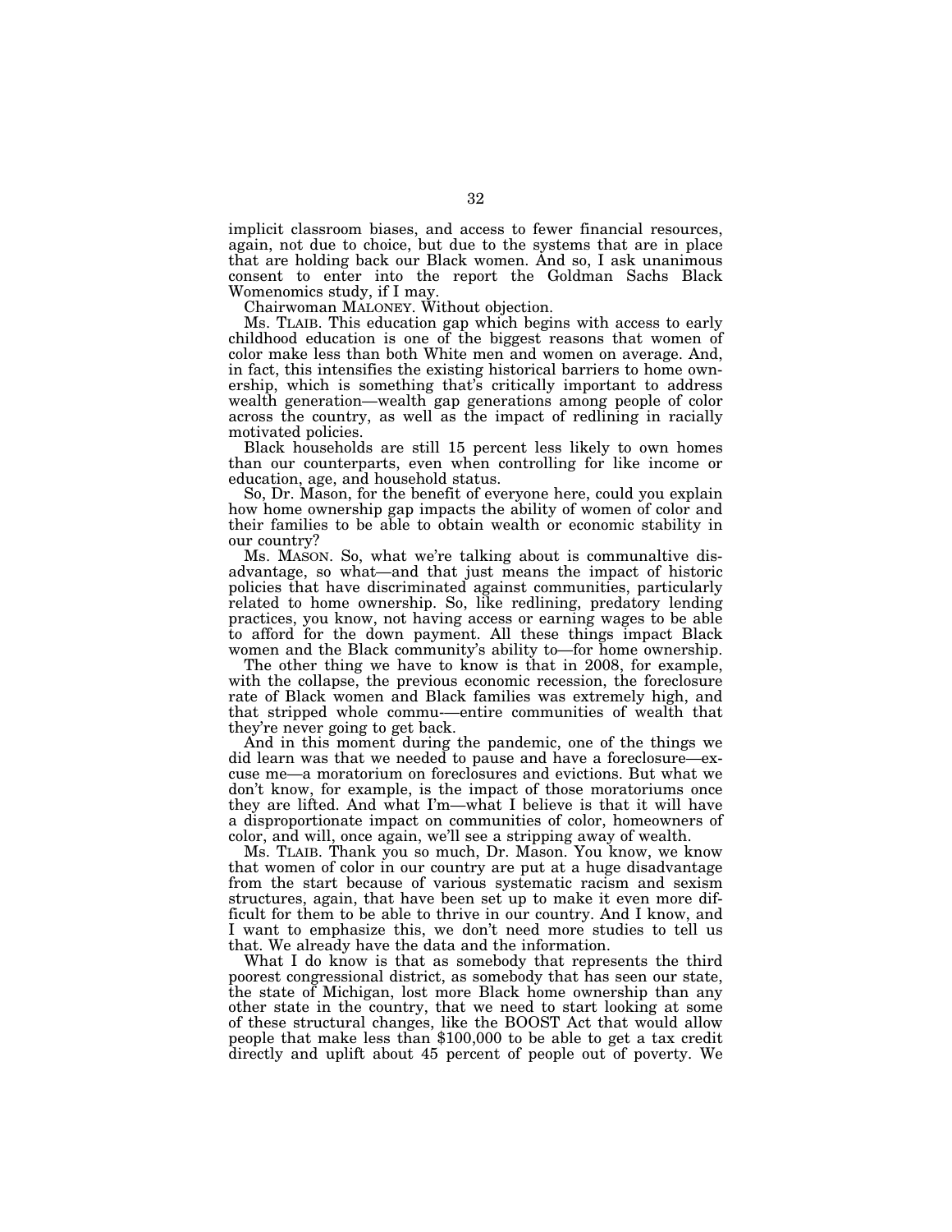implicit classroom biases, and access to fewer financial resources, again, not due to choice, but due to the systems that are in place that are holding back our Black women. And so, I ask unanimous consent to enter into the report the Goldman Sachs Black Womenomics study, if I may.

Chairwoman MALONEY. Without objection.

Ms. TLAIB. This education gap which begins with access to early childhood education is one of the biggest reasons that women of color make less than both White men and women on average. And, in fact, this intensifies the existing historical barriers to home ownership, which is something that's critically important to address wealth generation—wealth gap generations among people of color across the country, as well as the impact of redlining in racially motivated policies.

Black households are still 15 percent less likely to own homes than our counterparts, even when controlling for like income or education, age, and household status.

So, Dr. Mason, for the benefit of everyone here, could you explain how home ownership gap impacts the ability of women of color and their families to be able to obtain wealth or economic stability in our country?

Ms. MASON. So, what we're talking about is communaltive disadvantage, so what—and that just means the impact of historic policies that have discriminated against communities, particularly related to home ownership. So, like redlining, predatory lending practices, you know, not having access or earning wages to be able to afford for the down payment. All these things impact Black women and the Black community's ability to—for home ownership.

The other thing we have to know is that in 2008, for example, with the collapse, the previous economic recession, the foreclosure rate of Black women and Black families was extremely high, and that stripped whole commu-—entire communities of wealth that they're never going to get back.

And in this moment during the pandemic, one of the things we did learn was that we needed to pause and have a foreclosure—excuse me—a moratorium on foreclosures and evictions. But what we don't know, for example, is the impact of those moratoriums once they are lifted. And what I'm—what I believe is that it will have a disproportionate impact on communities of color, homeowners of color, and will, once again, we'll see a stripping away of wealth.

Ms. TLAIB. Thank you so much, Dr. Mason. You know, we know that women of color in our country are put at a huge disadvantage from the start because of various systematic racism and sexism structures, again, that have been set up to make it even more difficult for them to be able to thrive in our country. And I know, and I want to emphasize this, we don't need more studies to tell us that. We already have the data and the information.

What I do know is that as somebody that represents the third poorest congressional district, as somebody that has seen our state, the state of Michigan, lost more Black home ownership than any other state in the country, that we need to start looking at some of these structural changes, like the BOOST Act that would allow people that make less than $100,000 to be able to get a tax credit directly and uplift about 45 percent of people out of poverty. We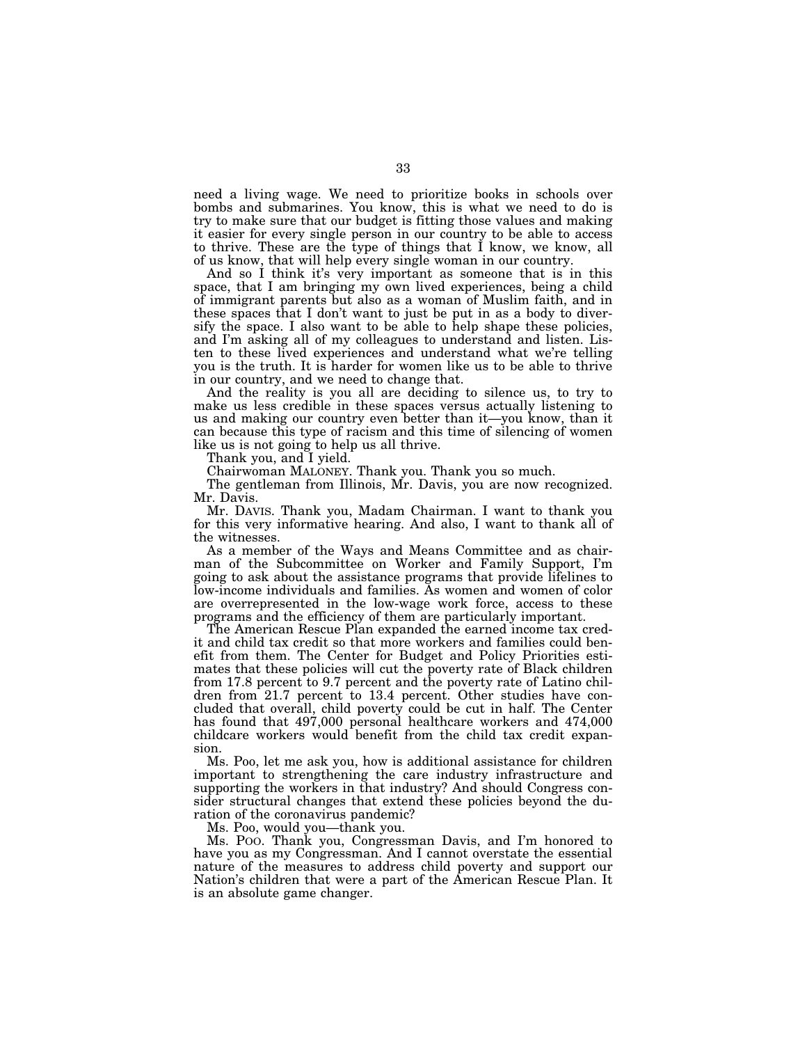need a living wage. We need to prioritize books in schools over bombs and submarines. You know, this is what we need to do is try to make sure that our budget is fitting those values and making it easier for every single person in our country to be able to access to thrive. These are the type of things that I know, we know, all of us know, that will help every single woman in our country.

And so I think it's very important as someone that is in this space, that I am bringing my own lived experiences, being a child of immigrant parents but also as a woman of Muslim faith, and in these spaces that I don't want to just be put in as a body to diversify the space. I also want to be able to help shape these policies, and I'm asking all of my colleagues to understand and listen. Listen to these lived experiences and understand what we're telling you is the truth. It is harder for women like us to be able to thrive in our country, and we need to change that.

And the reality is you all are deciding to silence us, to try to make us less credible in these spaces versus actually listening to us and making our country even better than it—you know, than it can because this type of racism and this time of silencing of women like us is not going to help us all thrive.

Thank you, and I yield.

Chairwoman MALONEY. Thank you. Thank you so much.

The gentleman from Illinois, Mr. Davis, you are now recognized. Mr. Davis.

Mr. DAVIS. Thank you, Madam Chairman. I want to thank you for this very informative hearing. And also, I want to thank all of the witnesses.

As a member of the Ways and Means Committee and as chairman of the Subcommittee on Worker and Family Support, I'm going to ask about the assistance programs that provide lifelines to low-income individuals and families. As women and women of color are overrepresented in the low-wage work force, access to these programs and the efficiency of them are particularly important.

The American Rescue Plan expanded the earned income tax credit and child tax credit so that more workers and families could benefit from them. The Center for Budget and Policy Priorities estimates that these policies will cut the poverty rate of Black children from 17.8 percent to 9.7 percent and the poverty rate of Latino children from 21.7 percent to 13.4 percent. Other studies have concluded that overall, child poverty could be cut in half. The Center has found that 497,000 personal healthcare workers and 474,000 childcare workers would benefit from the child tax credit expansion.

Ms. Poo, let me ask you, how is additional assistance for children important to strengthening the care industry infrastructure and supporting the workers in that industry? And should Congress consider structural changes that extend these policies beyond the duration of the coronavirus pandemic?

Ms. Poo, would you—thank you.

Ms. POO. Thank you, Congressman Davis, and I'm honored to have you as my Congressman. And I cannot overstate the essential nature of the measures to address child poverty and support our Nation's children that were a part of the American Rescue Plan. It is an absolute game changer.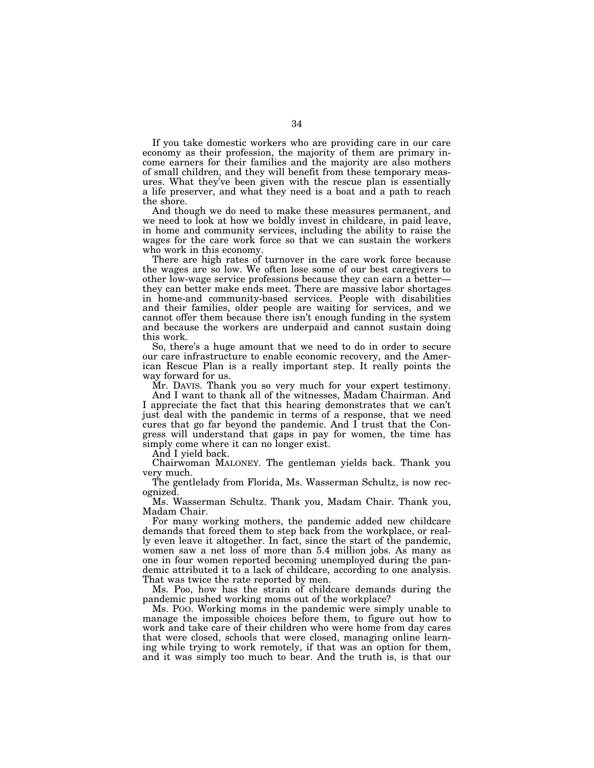If you take domestic workers who are providing care in our care economy as their profession, the majority of them are primary income earners for their families and the majority are also mothers of small children, and they will benefit from these temporary measures. What they've been given with the rescue plan is essentially a life preserver, and what they need is a boat and a path to reach the shore.

And though we do need to make these measures permanent, and we need to look at how we boldly invest in childcare, in paid leave, in home and community services, including the ability to raise the wages for the care work force so that we can sustain the workers who work in this economy.

There are high rates of turnover in the care work force because the wages are so low. We often lose some of our best caregivers to other low-wage service professions because they can earn a better— they can better make ends meet. There are massive labor shortages in home-and community-based services. People with disabilities and their families, older people are waiting for services, and we cannot offer them because there isn't enough funding in the system and because the workers are underpaid and cannot sustain doing this work.

So, there's a huge amount that we need to do in order to secure our care infrastructure to enable economic recovery, and the American Rescue Plan is a really important step. It really points the way forward for us.

Mr. DAVIS. Thank you so very much for your expert testimony.

And I want to thank all of the witnesses, Madam Chairman. And I appreciate the fact that this hearing demonstrates that we can't just deal with the pandemic in terms of a response, that we need cures that go far beyond the pandemic. And I trust that the Congress will understand that gaps in pay for women, the time has simply come where it can no longer exist.

And I yield back.

Chairwoman MALONEY. The gentleman yields back. Thank you very much.

The gentlelady from Florida, Ms. Wasserman Schultz, is now recognized.

Ms. Wasserman Schultz. Thank you, Madam Chair. Thank you, Madam Chair.

For many working mothers, the pandemic added new childcare demands that forced them to step back from the workplace, or really even leave it altogether. In fact, since the start of the pandemic, women saw a net loss of more than 5.4 million jobs. As many as one in four women reported becoming unemployed during the pandemic attributed it to a lack of childcare, according to one analysis. That was twice the rate reported by men.

Ms. Poo, how has the strain of childcare demands during the pandemic pushed working moms out of the workplace?

Ms. POO. Working moms in the pandemic were simply unable to manage the impossible choices before them, to figure out how to work and take care of their children who were home from day cares that were closed, schools that were closed, managing online learning while trying to work remotely, if that was an option for them, and it was simply too much to bear. And the truth is, is that our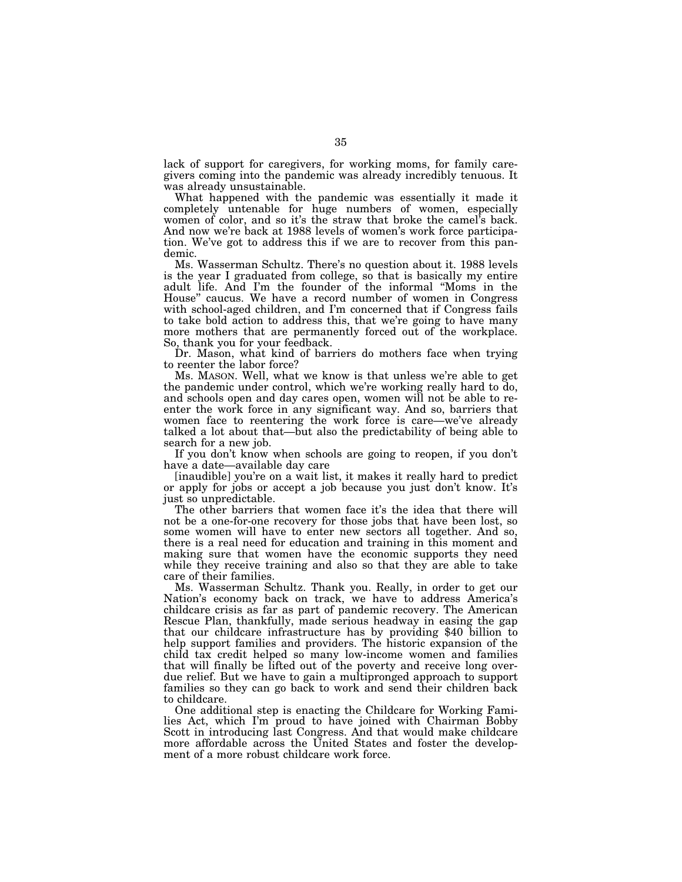lack of support for caregivers, for working moms, for family caregivers coming into the pandemic was already incredibly tenuous. It was already unsustainable.

What happened with the pandemic was essentially it made it completely untenable for huge numbers of women, especially women of color, and so it's the straw that broke the camel's back. And now we're back at 1988 levels of women's work force participation. We've got to address this if we are to recover from this pandemic.

Ms. Wasserman Schultz. There's no question about it. 1988 levels is the year I graduated from college, so that is basically my entire adult life. And I'm the founder of the informal "Moms in the House" caucus. We have a record number of women in Congress with school-aged children, and I'm concerned that if Congress fails to take bold action to address this, that we're going to have many more mothers that are permanently forced out of the workplace. So, thank you for your feedback.

Dr. Mason, what kind of barriers do mothers face when trying to reenter the labor force?

Ms. MASON. Well, what we know is that unless we're able to get the pandemic under control, which we're working really hard to do, and schools open and day cares open, women will not be able to reenter the work force in any significant way. And so, barriers that women face to reentering the work force is care—we've already talked a lot about that—but also the predictability of being able to search for a new job.

If you don't know when schools are going to reopen, if you don't have a date—available day care

[inaudible] you're on a wait list, it makes it really hard to predict or apply for jobs or accept a job because you just don't know. It's just so unpredictable.

The other barriers that women face it's the idea that there will not be a one-for-one recovery for those jobs that have been lost, so some women will have to enter new sectors all together. And so, there is a real need for education and training in this moment and making sure that women have the economic supports they need while they receive training and also so that they are able to take care of their families.

Ms. Wasserman Schultz. Thank you. Really, in order to get our Nation's economy back on track, we have to address America's childcare crisis as far as part of pandemic recovery. The American Rescue Plan, thankfully, made serious headway in easing the gap that our childcare infrastructure has by providing $40 billion to help support families and providers. The historic expansion of the child tax credit helped so many low-income women and families that will finally be lifted out of the poverty and receive long overdue relief. But we have to gain a multipronged approach to support families so they can go back to work and send their children back to childcare.

One additional step is enacting the Childcare for Working Families Act, which I'm proud to have joined with Chairman Bobby Scott in introducing last Congress. And that would make childcare more affordable across the United States and foster the development of a more robust childcare work force.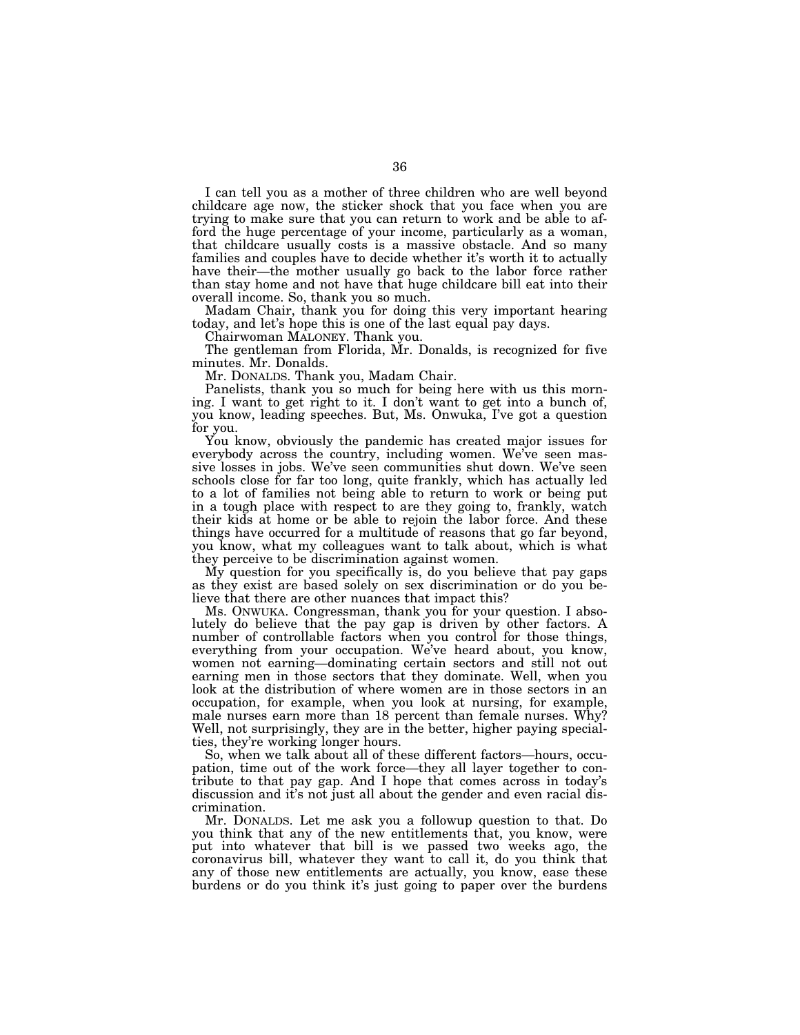I can tell you as a mother of three children who are well beyond childcare age now, the sticker shock that you face when you are trying to make sure that you can return to work and be able to afford the huge percentage of your income, particularly as a woman, that childcare usually costs is a massive obstacle. And so many families and couples have to decide whether it's worth it to actually have their—the mother usually go back to the labor force rather than stay home and not have that huge childcare bill eat into their overall income. So, thank you so much.

Madam Chair, thank you for doing this very important hearing today, and let's hope this is one of the last equal pay days.

Chairwoman MALONEY. Thank you.

The gentleman from Florida, Mr. Donalds, is recognized for five minutes. Mr. Donalds.

Mr. DONALDS. Thank you, Madam Chair.

Panelists, thank you so much for being here with us this morning. I want to get right to it. I don't want to get into a bunch of, you know, leading speeches. But, Ms. Onwuka, I've got a question for you.

You know, obviously the pandemic has created major issues for everybody across the country, including women. We've seen massive losses in jobs. We've seen communities shut down. We've seen schools close for far too long, quite frankly, which has actually led to a lot of families not being able to return to work or being put in a tough place with respect to are they going to, frankly, watch their kids at home or be able to rejoin the labor force. And these things have occurred for a multitude of reasons that go far beyond, you know, what my colleagues want to talk about, which is what they perceive to be discrimination against women.

My question for you specifically is, do you believe that pay gaps as they exist are based solely on sex discrimination or do you believe that there are other nuances that impact this?

Ms. ONWUKA. Congressman, thank you for your question. I absolutely do believe that the pay gap is driven by other factors. A number of controllable factors when you control for those things, everything from your occupation. We've heard about, you know, women not earning—dominating certain sectors and still not out earning men in those sectors that they dominate. Well, when you look at the distribution of where women are in those sectors in an occupation, for example, when you look at nursing, for example, male nurses earn more than 18 percent than female nurses. Why? Well, not surprisingly, they are in the better, higher paying specialties, they're working longer hours.

So, when we talk about all of these different factors—hours, occupation, time out of the work force—they all layer together to contribute to that pay gap. And I hope that comes across in today's discussion and it's not just all about the gender and even racial discrimination.

Mr. DONALDS. Let me ask you a followup question to that. Do you think that any of the new entitlements that, you know, were put into whatever that bill is we passed two weeks ago, the coronavirus bill, whatever they want to call it, do you think that any of those new entitlements are actually, you know, ease these burdens or do you think it's just going to paper over the burdens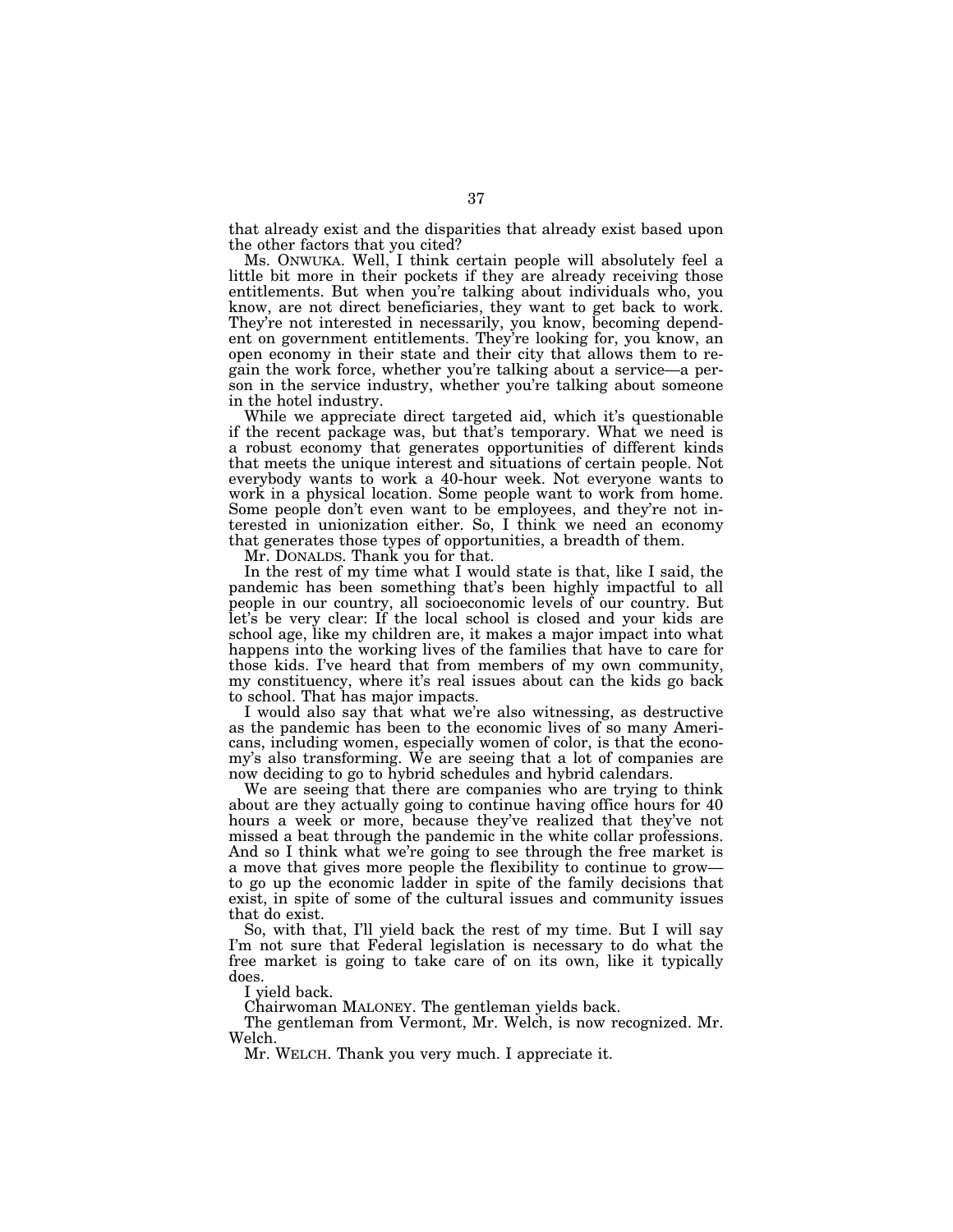that already exist and the disparities that already exist based upon the other factors that you cited?

Ms. ONWUKA. Well, I think certain people will absolutely feel a little bit more in their pockets if they are already receiving those entitlements. But when you're talking about individuals who, you know, are not direct beneficiaries, they want to get back to work. They're not interested in necessarily, you know, becoming dependent on government entitlements. They're looking for, you know, an open economy in their state and their city that allows them to regain the work force, whether you're talking about a service—a person in the service industry, whether you're talking about someone in the hotel industry.

While we appreciate direct targeted aid, which it's questionable if the recent package was, but that's temporary. What we need is a robust economy that generates opportunities of different kinds that meets the unique interest and situations of certain people. Not everybody wants to work a 40-hour week. Not everyone wants to work in a physical location. Some people want to work from home. Some people don't even want to be employees, and they're not interested in unionization either. So, I think we need an economy that generates those types of opportunities, a breadth of them.

Mr. DONALDS. Thank you for that.

In the rest of my time what I would state is that, like I said, the pandemic has been something that's been highly impactful to all people in our country, all socioeconomic levels of our country. But let's be very clear: If the local school is closed and your kids are school age, like my children are, it makes a major impact into what happens into the working lives of the families that have to care for those kids. I've heard that from members of my own community, my constituency, where it's real issues about can the kids go back to school. That has major impacts.

I would also say that what we're also witnessing, as destructive as the pandemic has been to the economic lives of so many Americans, including women, especially women of color, is that the economy's also transforming. We are seeing that a lot of companies are now deciding to go to hybrid schedules and hybrid calendars.

We are seeing that there are companies who are trying to think about are they actually going to continue having office hours for 40 hours a week or more, because they've realized that they've not missed a beat through the pandemic in the white collar professions. And so I think what we're going to see through the free market is a move that gives more people the flexibility to continue to grow—to go up the economic ladder in spite of the family decisions that exist, in spite of some of the cultural issues and community issues that do exist.

So, with that, I'll yield back the rest of my time. But I will say I'm not sure that Federal legislation is necessary to do what the free market is going to take care of on its own, like it typically does.

I yield back.

Chairwoman MALONEY. The gentleman yields back.

The gentleman from Vermont, Mr. Welch, is now recognized. Mr. Welch.

Mr. WELCH. Thank you very much. I appreciate it.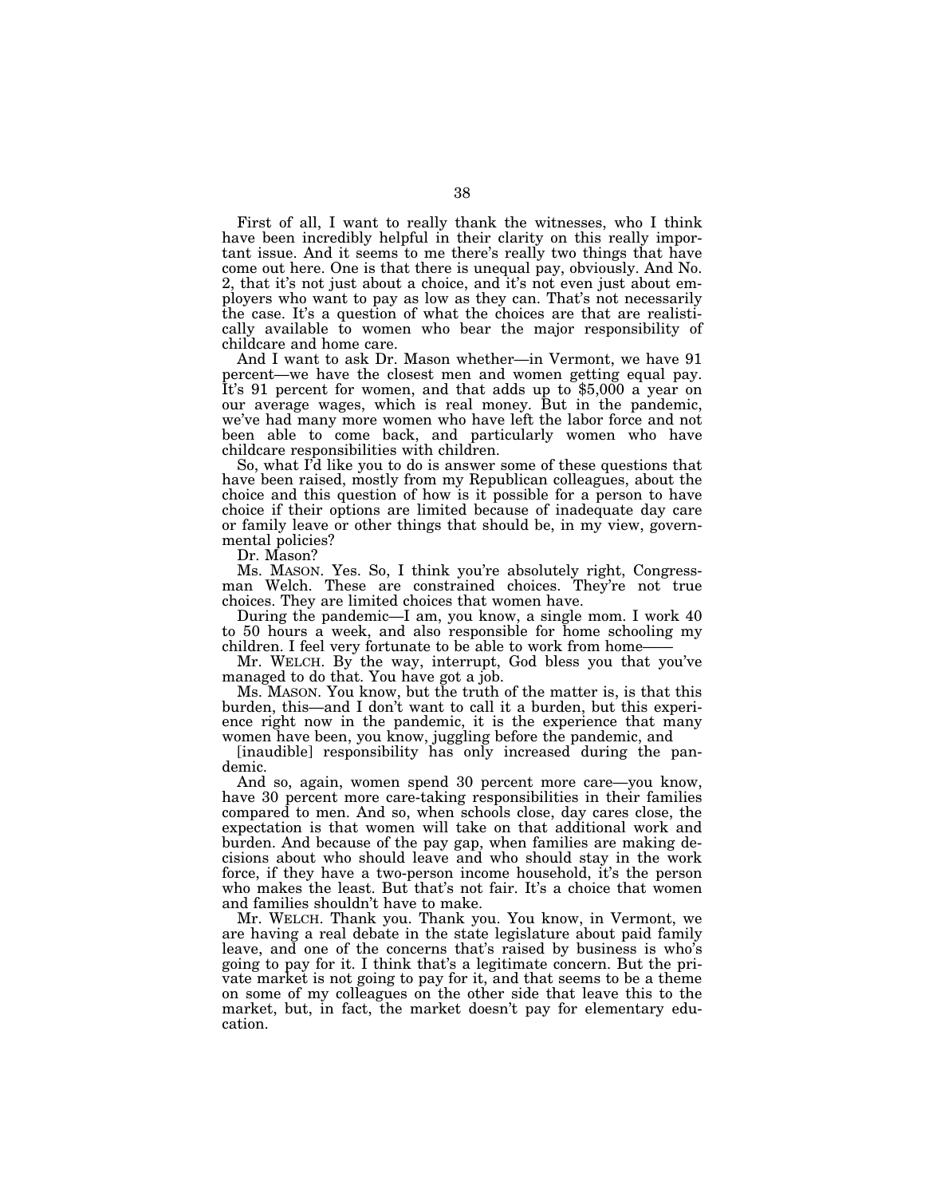First of all, I want to really thank the witnesses, who I think have been incredibly helpful in their clarity on this really important issue. And it seems to me there's really two things that have come out here. One is that there is unequal pay, obviously. And No. 2, that it's not just about a choice, and it's not even just about employers who want to pay as low as they can. That's not necessarily the case. It's a question of what the choices are that are realistically available to women who bear the major responsibility of childcare and home care.

And I want to ask Dr. Mason whether—in Vermont, we have 91 percent—we have the closest men and women getting equal pay. It's 91 percent for women, and that adds up to $5,000 a year on our average wages, which is real money. But in the pandemic, we've had many more women who have left the labor force and not been able to come back, and particularly women who have childcare responsibilities with children.

So, what I'd like you to do is answer some of these questions that have been raised, mostly from my Republican colleagues, about the choice and this question of how is it possible for a person to have choice if their options are limited because of inadequate day care or family leave or other things that should be, in my view, governmental policies?

Dr. Mason?

Ms. MASON. Yes. So, I think you're absolutely right, Congressman Welch. These are constrained choices. They're not true choices. They are limited choices that women have.

During the pandemic—I am, you know, a single mom. I work 40 to 50 hours a week, and also responsible for home schooling my children. I feel very fortunate to be able to work from home——

Mr. WELCH. By the way, interrupt, God bless you that you've managed to do that. You have got a job.

Ms. MASON. You know, but the truth of the matter is, is that this burden, this—and I don't want to call it a burden, but this experience right now in the pandemic, it is the experience that many women have been, you know, juggling before the pandemic, and [inaudible] responsibility has only increased during the pandemic.

And so, again, women spend 30 percent more care—you know, have 30 percent more care-taking responsibilities in their families compared to men. And so, when schools close, day cares close, the expectation is that women will take on that additional work and burden. And because of the pay gap, when families are making decisions about who should leave and who should stay in the work force, if they have a two-person income household, it's the person who makes the least. But that's not fair. It's a choice that women and families shouldn't have to make.

Mr. WELCH. Thank you. Thank you. You know, in Vermont, we are having a real debate in the state legislature about paid family leave, and one of the concerns that's raised by business is who's going to pay for it. I think that's a legitimate concern. But the private market is not going to pay for it, and that seems to be a theme on some of my colleagues on the other side that leave this to the market, but, in fact, the market doesn't pay for elementary education.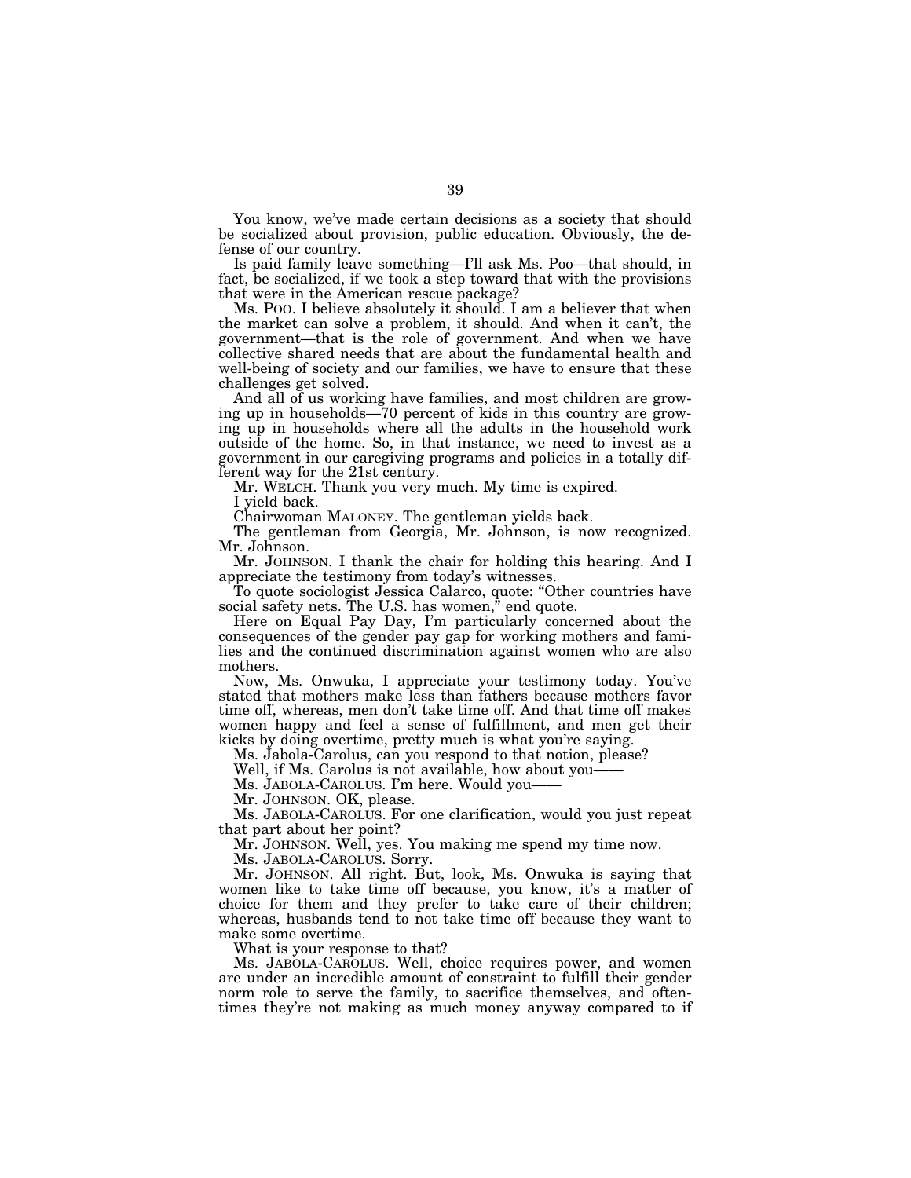You know, we've made certain decisions as a society that should be socialized about provision, public education. Obviously, the defense of our country.

Is paid family leave something—I'll ask Ms. Poo—that should, in fact, be socialized, if we took a step toward that with the provisions that were in the American rescue package?

Ms. POO. I believe absolutely it should. I am a believer that when the market can solve a problem, it should. And when it can't, the government—that is the role of government. And when we have collective shared needs that are about the fundamental health and well-being of society and our families, we have to ensure that these challenges get solved.

And all of us working have families, and most children are growing up in households—70 percent of kids in this country are growing up in households where all the adults in the household work outside of the home. So, in that instance, we need to invest as a government in our caregiving programs and policies in a totally different way for the 21st century.

Mr. WELCH. Thank you very much. My time is expired.

I yield back.

Chairwoman MALONEY. The gentleman yields back.

The gentleman from Georgia, Mr. Johnson, is now recognized. Mr. Johnson.

Mr. JOHNSON. I thank the chair for holding this hearing. And I appreciate the testimony from today's witnesses.

To quote sociologist Jessica Calarco, quote: "Other countries have social safety nets. The U.S. has women," end quote.

Here on Equal Pay Day, I'm particularly concerned about the consequences of the gender pay gap for working mothers and families and the continued discrimination against women who are also mothers.

Now, Ms. Onwuka, I appreciate your testimony today. You've stated that mothers make less than fathers because mothers favor time off, whereas, men don't take time off. And that time off makes women happy and feel a sense of fulfillment, and men get their kicks by doing overtime, pretty much is what you're saying.

Ms. Jabola-Carolus, can you respond to that notion, please?

Well, if Ms. Carolus is not available, how about you——

Ms. JABOLA-CAROLUS. I'm here. Would you——

Mr. JOHNSON. OK, please.

Ms. JABOLA-CAROLUS. For one clarification, would you just repeat that part about her point?

Mr. JOHNSON. Well, yes. You making me spend my time now.

Ms. JABOLA-CAROLUS. Sorry.

Mr. JOHNSON. All right. But, look, Ms. Onwuka is saying that women like to take time off because, you know, it's a matter of choice for them and they prefer to take care of their children; whereas, husbands tend to not take time off because they want to make some overtime.

What is your response to that?

Ms. JABOLA-CAROLUS. Well, choice requires power, and women are under an incredible amount of constraint to fulfill their gender norm role to serve the family, to sacrifice themselves, and oftentimes they're not making as much money anyway compared to if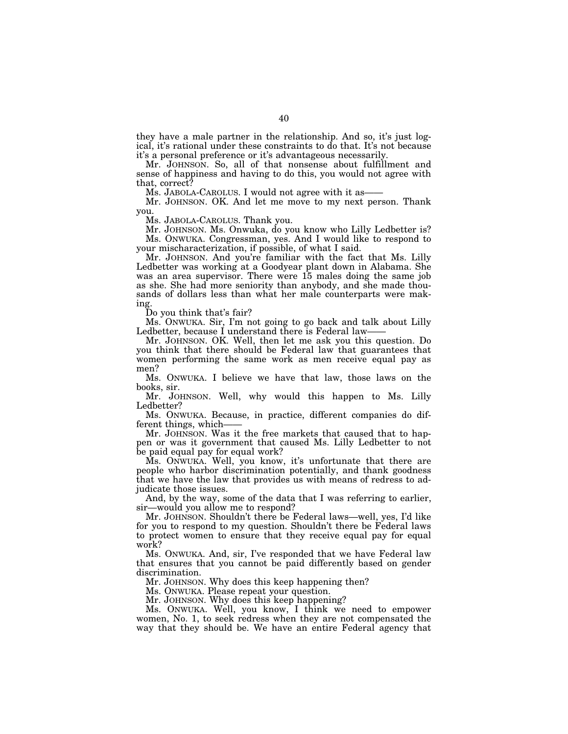they have a male partner in the relationship. And so, it's just logical, it's rational under these constraints to do that. It's not because it's a personal preference or it's advantageous necessarily.

Mr. JOHNSON. So, all of that nonsense about fulfillment and sense of happiness and having to do this, you would not agree with that, correct?

Ms. JABOLA-CAROLUS. I would not agree with it as——

Mr. JOHNSON. OK. And let me move to my next person. Thank you.

Ms. JABOLA-CAROLUS. Thank you.

Mr. JOHNSON. Ms. Onwuka, do you know who Lilly Ledbetter is?

Ms. ONWUKA. Congressman, yes. And I would like to respond to your mischaracterization, if possible, of what I said.

Mr. JOHNSON. And you're familiar with the fact that Ms. Lilly Ledbetter was working at a Goodyear plant down in Alabama. She was an area supervisor. There were 15 males doing the same job as she. She had more seniority than anybody, and she made thousands of dollars less than what her male counterparts were making.

Do you think that's fair?

Ms. ONWUKA. Sir, I'm not going to go back and talk about Lilly Ledbetter, because I understand there is Federal law——

Mr. JOHNSON. OK. Well, then let me ask you this question. Do you think that there should be Federal law that guarantees that women performing the same work as men receive equal pay as men?

Ms. ONWUKA. I believe we have that law, those laws on the books, sir.

Mr. JOHNSON. Well, why would this happen to Ms. Lilly Ledbetter?

Ms. ONWUKA. Because, in practice, different companies do different things, which——

Mr. JOHNSON. Was it the free markets that caused that to happen or was it government that caused Ms. Lilly Ledbetter to not be paid equal pay for equal work?

Ms. ONWUKA. Well, you know, it's unfortunate that there are people who harbor discrimination potentially, and thank goodness that we have the law that provides us with means of redress to adjudicate those issues.

And, by the way, some of the data that I was referring to earlier, sir—would you allow me to respond?

Mr. JOHNSON. Shouldn't there be Federal laws—well, yes, I'd like for you to respond to my question. Shouldn't there be Federal laws to protect women to ensure that they receive equal pay for equal work?

Ms. ONWUKA. And, sir, I've responded that we have Federal law that ensures that you cannot be paid differently based on gender discrimination.

Mr. JOHNSON. Why does this keep happening then?

Ms. ONWUKA. Please repeat your question.

Mr. JOHNSON. Why does this keep happening?

Ms. ONWUKA. Well, you know, I think we need to empower women, No. 1, to seek redress when they are not compensated the way that they should be. We have an entire Federal agency that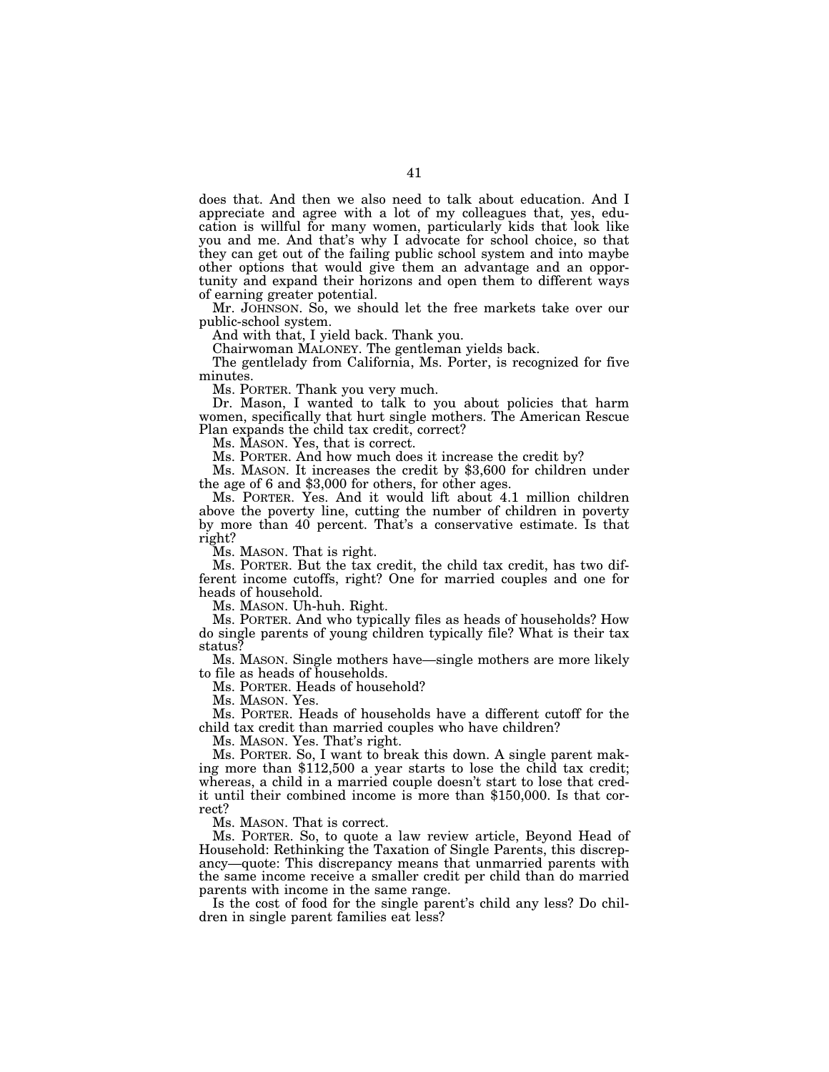does that. And then we also need to talk about education. And I appreciate and agree with a lot of my colleagues that, yes, education is willful for many women, particularly kids that look like you and me. And that's why I advocate for school choice, so that they can get out of the failing public school system and into maybe other options that would give them an advantage and an opportunity and expand their horizons and open them to different ways of earning greater potential.

Mr. JOHNSON. So, we should let the free markets take over our public-school system.

And with that, I yield back. Thank you.

Chairwoman MALONEY. The gentleman yields back.

The gentlelady from California, Ms. Porter, is recognized for five minutes.

Ms. PORTER. Thank you very much.

Dr. Mason, I wanted to talk to you about policies that harm women, specifically that hurt single mothers. The American Rescue Plan expands the child tax credit, correct?

Ms. MASON. Yes, that is correct.

Ms. PORTER. And how much does it increase the credit by?

Ms. MASON. It increases the credit by $3,600 for children under the age of 6 and $3,000 for others, for other ages.

Ms. PORTER. Yes. And it would lift about 4.1 million children above the poverty line, cutting the number of children in poverty by more than 40 percent. That's a conservative estimate. Is that right?

Ms. MASON. That is right.

Ms. PORTER. But the tax credit, the child tax credit, has two different income cutoffs, right? One for married couples and one for heads of household.

Ms. MASON. Uh-huh. Right.

Ms. PORTER. And who typically files as heads of households? How do single parents of young children typically file? What is their tax status?

Ms. MASON. Single mothers have—single mothers are more likely to file as heads of households.

Ms. PORTER. Heads of household?

Ms. MASON. Yes.

Ms. PORTER. Heads of households have a different cutoff for the child tax credit than married couples who have children?

Ms. MASON. Yes. That's right.

Ms. PORTER. So, I want to break this down. A single parent making more than $112,500 a year starts to lose the child tax credit; whereas, a child in a married couple doesn't start to lose that credit until their combined income is more than $150,000. Is that correct?

Ms. MASON. That is correct.

Ms. PORTER. So, to quote a law review article, Beyond Head of Household: Rethinking the Taxation of Single Parents, this discrepancy—quote: This discrepancy means that unmarried parents with the same income receive a smaller credit per child than do married parents with income in the same range.

Is the cost of food for the single parent's child any less? Do children in single parent families eat less?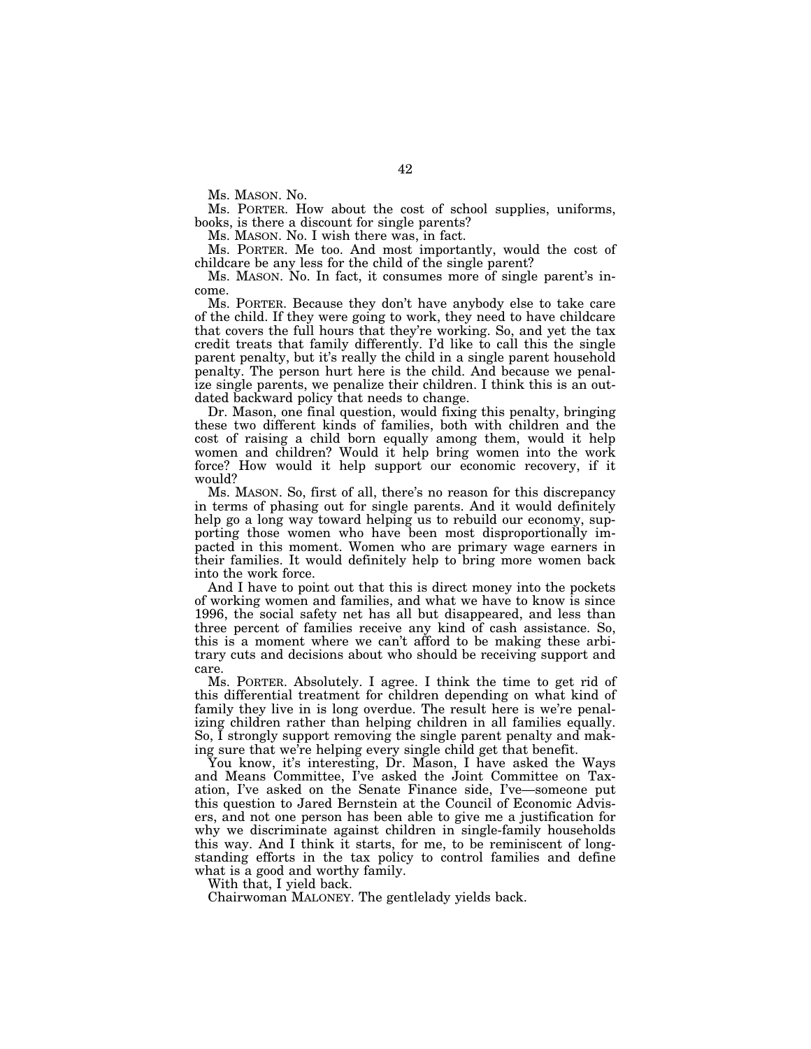Ms. MASON. No.

Ms. PORTER. How about the cost of school supplies, uniforms, books, is there a discount for single parents?

Ms. MASON. No. I wish there was, in fact.

Ms. PORTER. Me too. And most importantly, would the cost of childcare be any less for the child of the single parent?

Ms. MASON. No. In fact, it consumes more of single parent's income.

Ms. PORTER. Because they don't have anybody else to take care of the child. If they were going to work, they need to have childcare that covers the full hours that they're working. So, and yet the tax credit treats that family differently. I'd like to call this the single parent penalty, but it's really the child in a single parent household penalty. The person hurt here is the child. And because we penalize single parents, we penalize their children. I think this is an outdated backward policy that needs to change.

Dr. Mason, one final question, would fixing this penalty, bringing these two different kinds of families, both with children and the cost of raising a child born equally among them, would it help women and children? Would it help bring women into the work force? How would it help support our economic recovery, if it would?

Ms. MASON. So, first of all, there's no reason for this discrepancy in terms of phasing out for single parents. And it would definitely help go a long way toward helping us to rebuild our economy, supporting those women who have been most disproportionally impacted in this moment. Women who are primary wage earners in their families. It would definitely help to bring more women back into the work force.

And I have to point out that this is direct money into the pockets of working women and families, and what we have to know is since 1996, the social safety net has all but disappeared, and less than three percent of families receive any kind of cash assistance. So, this is a moment where we can't afford to be making these arbitrary cuts and decisions about who should be receiving support and care.

Ms. PORTER. Absolutely. I agree. I think the time to get rid of this differential treatment for children depending on what kind of family they live in is long overdue. The result here is we're penalizing children rather than helping children in all families equally. So, I strongly support removing the single parent penalty and making sure that we're helping every single child get that benefit.

You know, it's interesting, Dr. Mason, I have asked the Ways and Means Committee, I've asked the Joint Committee on Taxation, I've asked on the Senate Finance side, I've—someone put this question to Jared Bernstein at the Council of Economic Advisers, and not one person has been able to give me a justification for why we discriminate against children in single-family households this way. And I think it starts, for me, to be reminiscent of longstanding efforts in the tax policy to control families and define what is a good and worthy family.

With that, I yield back.

Chairwoman MALONEY. The gentlelady yields back.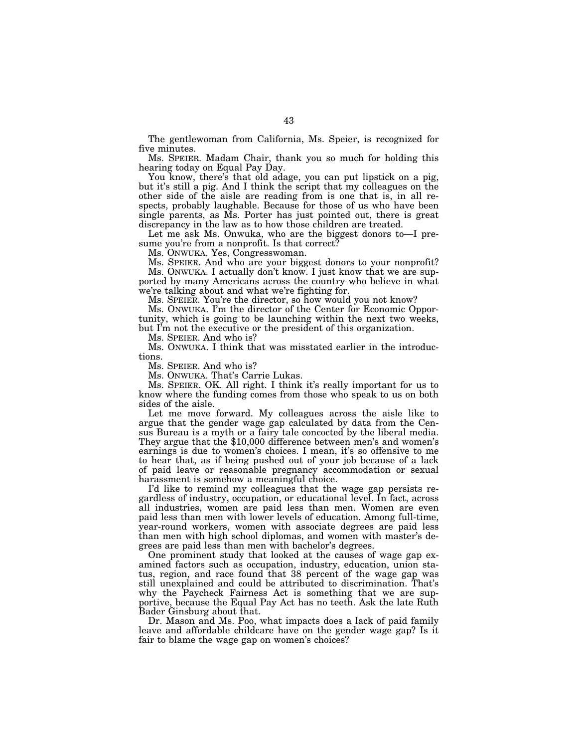The gentlewoman from California, Ms. Speier, is recognized for five minutes.

Ms. SPEIER. Madam Chair, thank you so much for holding this hearing today on Equal Pay Day.

You know, there's that old adage, you can put lipstick on a pig, but it's still a pig. And I think the script that my colleagues on the other side of the aisle are reading from is one that is, in all respects, probably laughable. Because for those of us who have been single parents, as Ms. Porter has just pointed out, there is great discrepancy in the law as to how those children are treated.

Let me ask Ms. Onwuka, who are the biggest donors to—I presume you're from a nonprofit. Is that correct?

Ms. ONWUKA. Yes, Congresswoman.

Ms. SPEIER. And who are your biggest donors to your nonprofit?

Ms. ONWUKA. I actually don't know. I just know that we are supported by many Americans across the country who believe in what we're talking about and what we're fighting for.

Ms. SPEIER. You're the director, so how would you not know?

Ms. ONWUKA. I'm the director of the Center for Economic Opportunity, which is going to be launching within the next two weeks, but I'm not the executive or the president of this organization.

Ms. SPEIER. And who is?

Ms. ONWUKA. I think that was misstated earlier in the introductions.

Ms. SPEIER. And who is?

Ms. ONWUKA. That's Carrie Lukas.

Ms. SPEIER. OK. All right. I think it's really important for us to know where the funding comes from those who speak to us on both sides of the aisle.

Let me move forward. My colleagues across the aisle like to argue that the gender wage gap calculated by data from the Census Bureau is a myth or a fairy tale concocted by the liberal media. They argue that the $10,000 difference between men's and women's earnings is due to women's choices. I mean, it's so offensive to me to hear that, as if being pushed out of your job because of a lack of paid leave or reasonable pregnancy accommodation or sexual harassment is somehow a meaningful choice.

I'd like to remind my colleagues that the wage gap persists regardless of industry, occupation, or educational level. In fact, across all industries, women are paid less than men. Women are even paid less than men with lower levels of education. Among full-time, year-round workers, women with associate degrees are paid less than men with high school diplomas, and women with master's degrees are paid less than men with bachelor's degrees.

One prominent study that looked at the causes of wage gap examined factors such as occupation, industry, education, union status, region, and race found that 38 percent of the wage gap was still unexplained and could be attributed to discrimination. That's why the Paycheck Fairness Act is something that we are supportive, because the Equal Pay Act has no teeth. Ask the late Ruth Bader Ginsburg about that.

Dr. Mason and Ms. Poo, what impacts does a lack of paid family leave and affordable childcare have on the gender wage gap? Is it fair to blame the wage gap on women's choices?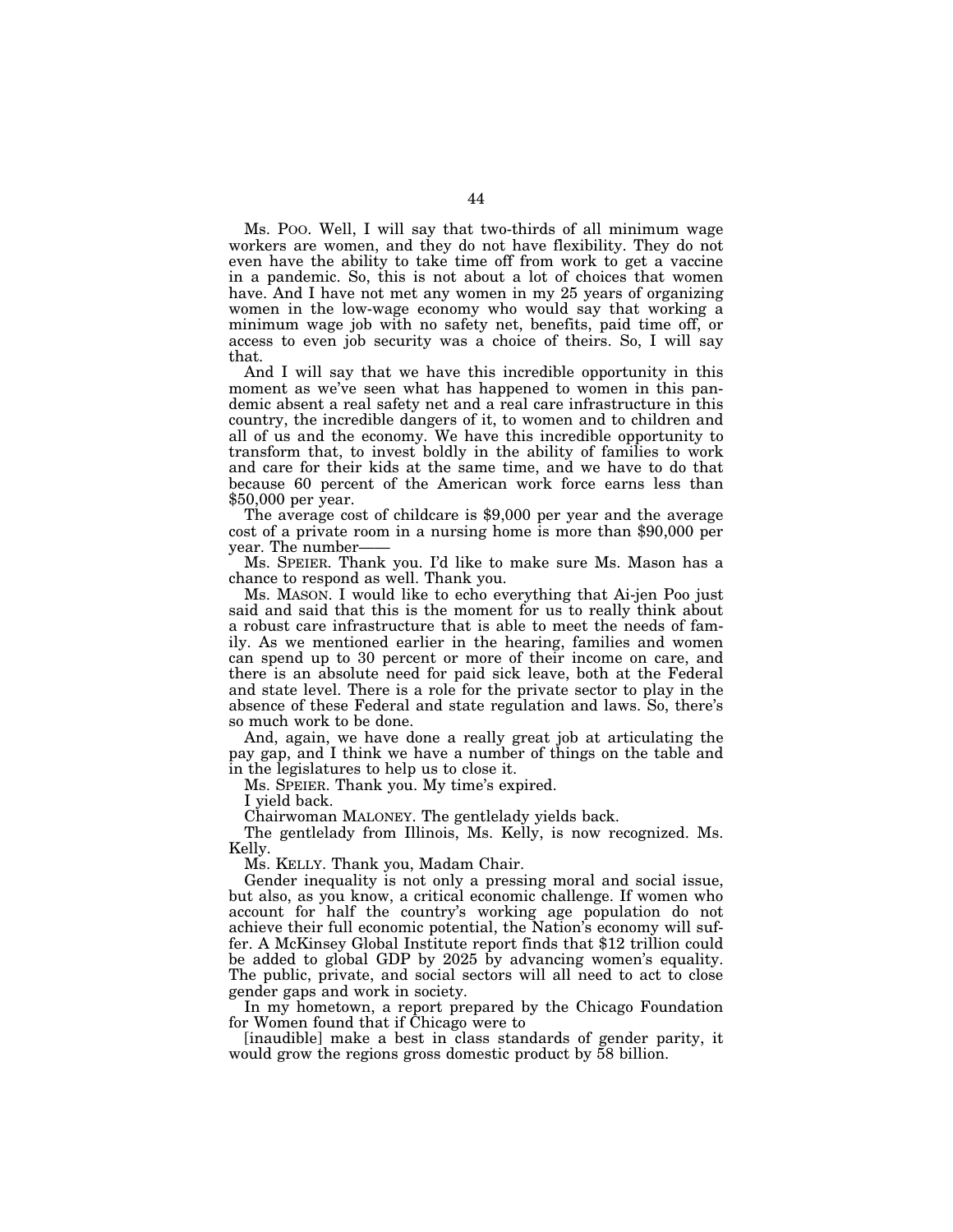Ms. POO. Well, I will say that two-thirds of all minimum wage workers are women, and they do not have flexibility. They do not even have the ability to take time off from work to get a vaccine in a pandemic. So, this is not about a lot of choices that women have. And I have not met any women in my 25 years of organizing women in the low-wage economy who would say that working a minimum wage job with no safety net, benefits, paid time off, or access to even job security was a choice of theirs. So, I will say that.

And I will say that we have this incredible opportunity in this moment as we've seen what has happened to women in this pandemic absent a real safety net and a real care infrastructure in this country, the incredible dangers of it, to women and to children and all of us and the economy. We have this incredible opportunity to transform that, to invest boldly in the ability of families to work and care for their kids at the same time, and we have to do that because 60 percent of the American work force earns less than $50,000 per year.

The average cost of childcare is $9,000 per year and the average cost of a private room in a nursing home is more than $90,000 per year. The number——

Ms. SPEIER. Thank you. I'd like to make sure Ms. Mason has a chance to respond as well. Thank you.

Ms. MASON. I would like to echo everything that Ai-jen Poo just said and said that this is the moment for us to really think about a robust care infrastructure that is able to meet the needs of family. As we mentioned earlier in the hearing, families and women can spend up to 30 percent or more of their income on care, and there is an absolute need for paid sick leave, both at the Federal and state level. There is a role for the private sector to play in the absence of these Federal and state regulation and laws. So, there's so much work to be done.

And, again, we have done a really great job at articulating the pay gap, and I think we have a number of things on the table and in the legislatures to help us to close it.

Ms. SPEIER. Thank you. My time's expired.

I yield back.

Chairwoman MALONEY. The gentlelady yields back.

The gentlelady from Illinois, Ms. Kelly, is now recognized. Ms. Kelly.

Ms. KELLY. Thank you, Madam Chair.

Gender inequality is not only a pressing moral and social issue, but also, as you know, a critical economic challenge. If women who account for half the country's working age population do not achieve their full economic potential, the Nation's economy will suffer. A McKinsey Global Institute report finds that $12 trillion could be added to global GDP by 2025 by advancing women's equality. The public, private, and social sectors will all need to act to close gender gaps and work in society.

In my hometown, a report prepared by the Chicago Foundation for Women found that if Chicago were to

[inaudible] make a best in class standards of gender parity, it would grow the regions gross domestic product by 58 billion.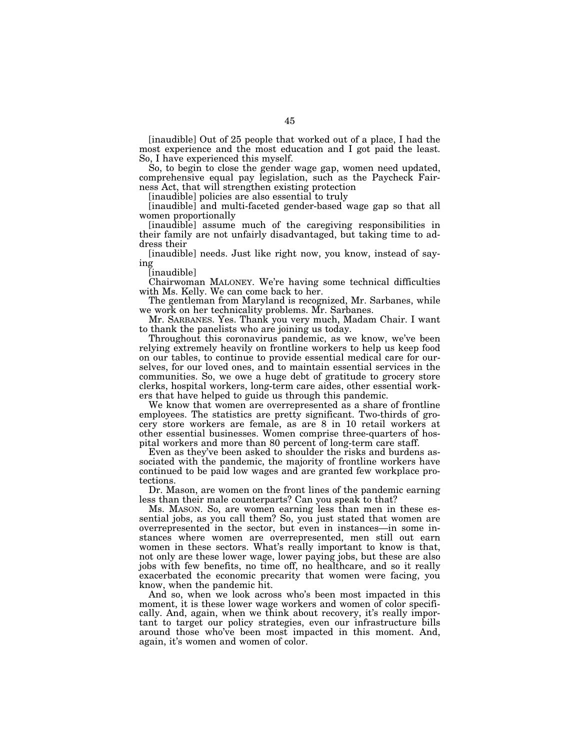[inaudible] Out of 25 people that worked out of a place, I had the most experience and the most education and I got paid the least. So, I have experienced this myself.

So, to begin to close the gender wage gap, women need updated, comprehensive equal pay legislation, such as the Paycheck Fairness Act, that will strengthen existing protection

[inaudible] policies are also essential to truly

[inaudible] and multi-faceted gender-based wage gap so that all women proportionally

[inaudible] assume much of the caregiving responsibilities in their family are not unfairly disadvantaged, but taking time to address their

[inaudible] needs. Just like right now, you know, instead of saying

[inaudible]

Chairwoman MALONEY. We're having some technical difficulties with Ms. Kelly. We can come back to her.

The gentleman from Maryland is recognized, Mr. Sarbanes, while we work on her technicality problems. Mr. Sarbanes.

Mr. SARBANES. Yes. Thank you very much, Madam Chair. I want to thank the panelists who are joining us today.

Throughout this coronavirus pandemic, as we know, we've been relying extremely heavily on frontline workers to help us keep food on our tables, to continue to provide essential medical care for ourselves, for our loved ones, and to maintain essential services in the communities. So, we owe a huge debt of gratitude to grocery store clerks, hospital workers, long-term care aides, other essential workers that have helped to guide us through this pandemic.

We know that women are overrepresented as a share of frontline employees. The statistics are pretty significant. Two-thirds of grocery store workers are female, as are 8 in 10 retail workers at other essential businesses. Women comprise three-quarters of hospital workers and more than 80 percent of long-term care staff.

Even as they've been asked to shoulder the risks and burdens associated with the pandemic, the majority of frontline workers have continued to be paid low wages and are granted few workplace protections.

Dr. Mason, are women on the front lines of the pandemic earning less than their male counterparts? Can you speak to that?

Ms. MASON. So, are women earning less than men in these essential jobs, as you call them? So, you just stated that women are overrepresented in the sector, but even in instances—in some instances where women are overrepresented, men still out earn women in these sectors. What's really important to know is that, not only are these lower wage, lower paying jobs, but these are also jobs with few benefits, no time off, no healthcare, and so it really exacerbated the economic precarity that women were facing, you know, when the pandemic hit.

And so, when we look across who's been most impacted in this moment, it is these lower wage workers and women of color specifically. And, again, when we think about recovery, it's really important to target our policy strategies, even our infrastructure bills around those who've been most impacted in this moment. And, again, it's women and women of color.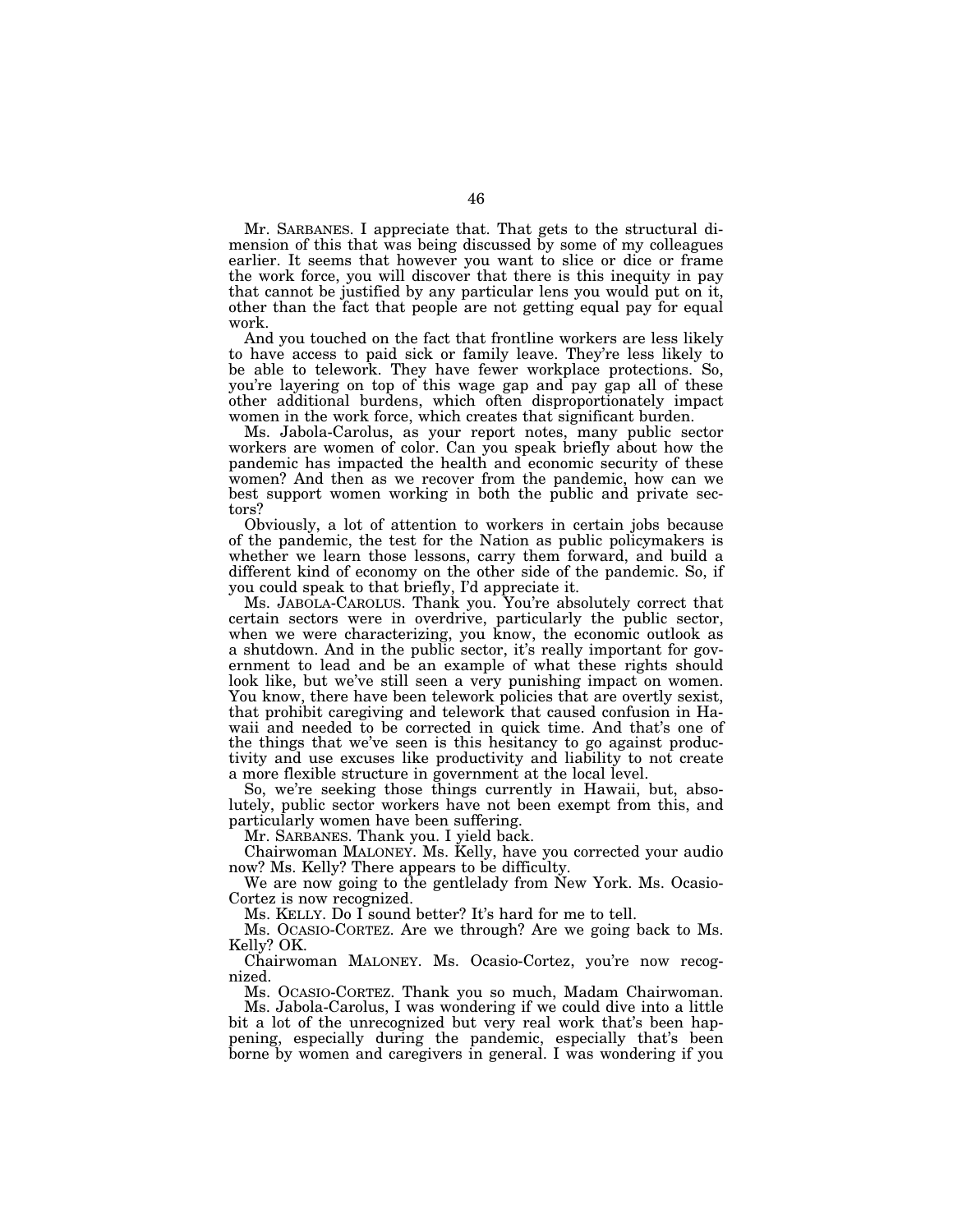Mr. SARBANES. I appreciate that. That gets to the structural dimension of this that was being discussed by some of my colleagues earlier. It seems that however you want to slice or dice or frame the work force, you will discover that there is this inequity in pay that cannot be justified by any particular lens you would put on it, other than the fact that people are not getting equal pay for equal work.

And you touched on the fact that frontline workers are less likely to have access to paid sick or family leave. They're less likely to be able to telework. They have fewer workplace protections. So, you're layering on top of this wage gap and pay gap all of these other additional burdens, which often disproportionately impact women in the work force, which creates that significant burden.

Ms. Jabola-Carolus, as your report notes, many public sector workers are women of color. Can you speak briefly about how the pandemic has impacted the health and economic security of these women? And then as we recover from the pandemic, how can we best support women working in both the public and private sectors?

Obviously, a lot of attention to workers in certain jobs because of the pandemic, the test for the Nation as public policymakers is whether we learn those lessons, carry them forward, and build a different kind of economy on the other side of the pandemic. So, if you could speak to that briefly, I'd appreciate it.

Ms. JABOLA-CAROLUS. Thank you. You're absolutely correct that certain sectors were in overdrive, particularly the public sector, when we were characterizing, you know, the economic outlook as a shutdown. And in the public sector, it's really important for government to lead and be an example of what these rights should look like, but we've still seen a very punishing impact on women. You know, there have been telework policies that are overtly sexist, that prohibit caregiving and telework that caused confusion in Hawaii and needed to be corrected in quick time. And that's one of the things that we've seen is this hesitancy to go against productivity and use excuses like productivity and liability to not create a more flexible structure in government at the local level.

So, we're seeking those things currently in Hawaii, but, absolutely, public sector workers have not been exempt from this, and particularly women have been suffering.

Mr. SARBANES. Thank you. I yield back.

Chairwoman MALONEY. Ms. Kelly, have you corrected your audio now? Ms. Kelly? There appears to be difficulty.

We are now going to the gentlelady from New York. Ms. Ocasio-Cortez is now recognized.

Ms. KELLY. Do I sound better? It's hard for me to tell.

Ms. OCASIO-CORTEZ. Are we through? Are we going back to Ms. Kelly? OK.

Chairwoman MALONEY. Ms. Ocasio-Cortez, you're now recognized.

Ms. OCASIO-CORTEZ. Thank you so much, Madam Chairwoman.

Ms. Jabola-Carolus, I was wondering if we could dive into a little bit a lot of the unrecognized but very real work that's been happening, especially during the pandemic, especially that's been borne by women and caregivers in general. I was wondering if you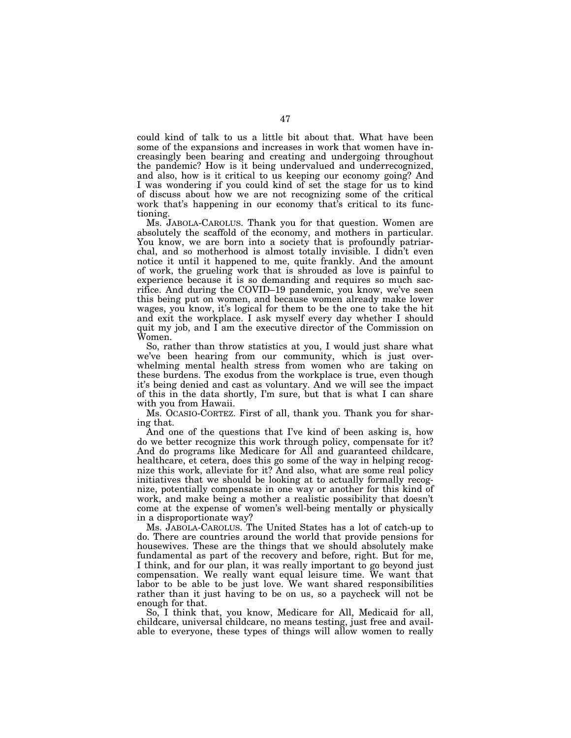could kind of talk to us a little bit about that. What have been some of the expansions and increases in work that women have increasingly been bearing and creating and undergoing throughout the pandemic? How is it being undervalued and underrecognized, and also, how is it critical to us keeping our economy going? And I was wondering if you could kind of set the stage for us to kind of discuss about how we are not recognizing some of the critical work that's happening in our economy that's critical to its functioning.

Ms. JABOLA-CAROLUS. Thank you for that question. Women are absolutely the scaffold of the economy, and mothers in particular. You know, we are born into a society that is profoundly patriarchal, and so motherhood is almost totally invisible. I didn't even notice it until it happened to me, quite frankly. And the amount of work, the grueling work that is shrouded as love is painful to experience because it is so demanding and requires so much sacrifice. And during the COVID–19 pandemic, you know, we've seen this being put on women, and because women already make lower wages, you know, it's logical for them to be the one to take the hit and exit the workplace. I ask myself every day whether I should quit my job, and I am the executive director of the Commission on Women.

So, rather than throw statistics at you, I would just share what we've been hearing from our community, which is just overwhelming mental health stress from women who are taking on these burdens. The exodus from the workplace is true, even though it's being denied and cast as voluntary. And we will see the impact of this in the data shortly, I'm sure, but that is what I can share with you from Hawaii.

Ms. OCASIO-CORTEZ. First of all, thank you. Thank you for sharing that.

And one of the questions that I've kind of been asking is, how do we better recognize this work through policy, compensate for it? And do programs like Medicare for All and guaranteed childcare, healthcare, et cetera, does this go some of the way in helping recognize this work, alleviate for it? And also, what are some real policy initiatives that we should be looking at to actually formally recognize, potentially compensate in one way or another for this kind of work, and make being a mother a realistic possibility that doesn't come at the expense of women's well-being mentally or physically in a disproportionate way?

Ms. JABOLA-CAROLUS. The United States has a lot of catch-up to do. There are countries around the world that provide pensions for housewives. These are the things that we should absolutely make fundamental as part of the recovery and before, right. But for me, I think, and for our plan, it was really important to go beyond just compensation. We really want equal leisure time. We want that labor to be able to be just love. We want shared responsibilities rather than it just having to be on us, so a paycheck will not be enough for that.

So, I think that, you know, Medicare for All, Medicaid for all, childcare, universal childcare, no means testing, just free and available to everyone, these types of things will allow women to really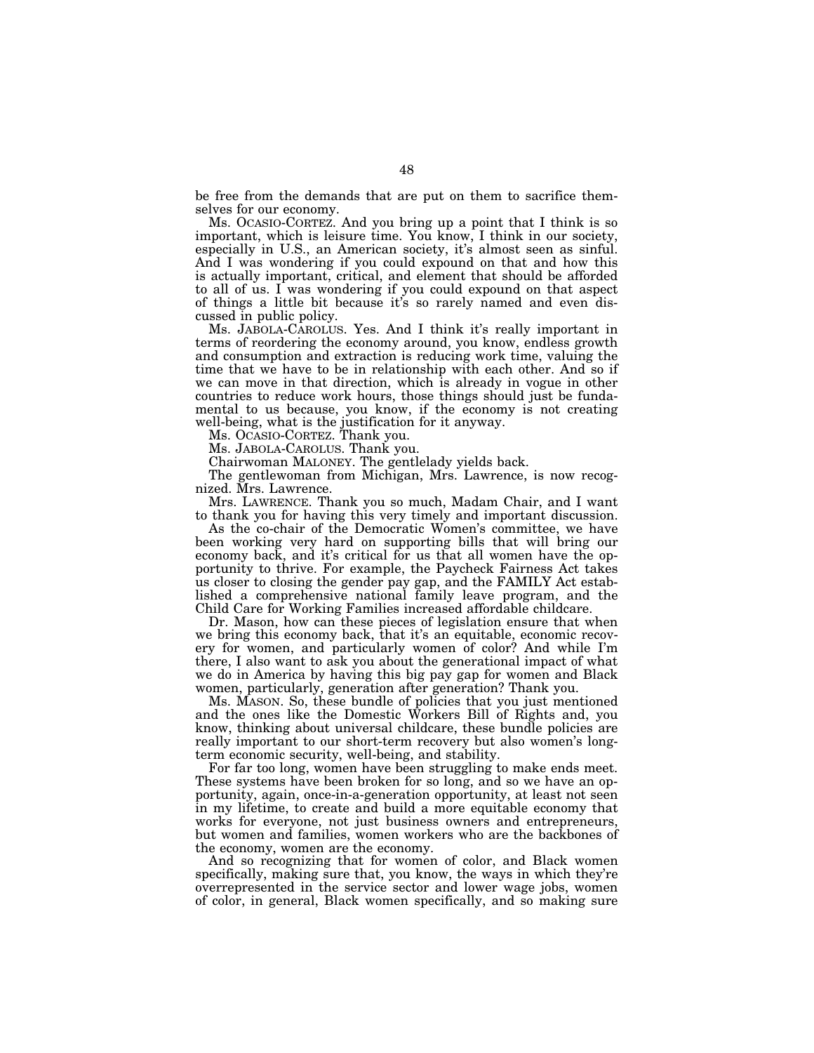be free from the demands that are put on them to sacrifice themselves for our economy.

Ms. OCASIO-CORTEZ. And you bring up a point that I think is so important, which is leisure time. You know, I think in our society, especially in U.S., an American society, it's almost seen as sinful. And I was wondering if you could expound on that and how this is actually important, critical, and element that should be afforded to all of us. I was wondering if you could expound on that aspect of things a little bit because it's so rarely named and even discussed in public policy.

Ms. JABOLA-CAROLUS. Yes. And I think it's really important in terms of reordering the economy around, you know, endless growth and consumption and extraction is reducing work time, valuing the time that we have to be in relationship with each other. And so if we can move in that direction, which is already in vogue in other countries to reduce work hours, those things should just be fundamental to us because, you know, if the economy is not creating well-being, what is the justification for it anyway.

Ms. OCASIO-CORTEZ. Thank you.

Ms. JABOLA-CAROLUS. Thank you.

Chairwoman MALONEY. The gentlelady yields back.

The gentlewoman from Michigan, Mrs. Lawrence, is now recognized. Mrs. Lawrence.

Mrs. LAWRENCE. Thank you so much, Madam Chair, and I want to thank you for having this very timely and important discussion.

As the co-chair of the Democratic Women's committee, we have been working very hard on supporting bills that will bring our economy back, and it's critical for us that all women have the opportunity to thrive. For example, the Paycheck Fairness Act takes us closer to closing the gender pay gap, and the FAMILY Act established a comprehensive national family leave program, and the Child Care for Working Families increased affordable childcare.

Dr. Mason, how can these pieces of legislation ensure that when we bring this economy back, that it's an equitable, economic recovery for women, and particularly women of color? And while I'm there, I also want to ask you about the generational impact of what we do in America by having this big pay gap for women and Black women, particularly, generation after generation? Thank you.

Ms. MASON. So, these bundle of policies that you just mentioned and the ones like the Domestic Workers Bill of Rights and, you know, thinking about universal childcare, these bundle policies are really important to our short-term recovery but also women's long-term economic security, well-being, and stability.

For far too long, women have been struggling to make ends meet. These systems have been broken for so long, and so we have an opportunity, again, once-in-a-generation opportunity, at least not seen in my lifetime, to create and build a more equitable economy that works for everyone, not just business owners and entrepreneurs, but women and families, women workers who are the backbones of the economy, women are the economy.

And so recognizing that for women of color, and Black women specifically, making sure that, you know, the ways in which they're overrepresented in the service sector and lower wage jobs, women of color, in general, Black women specifically, and so making sure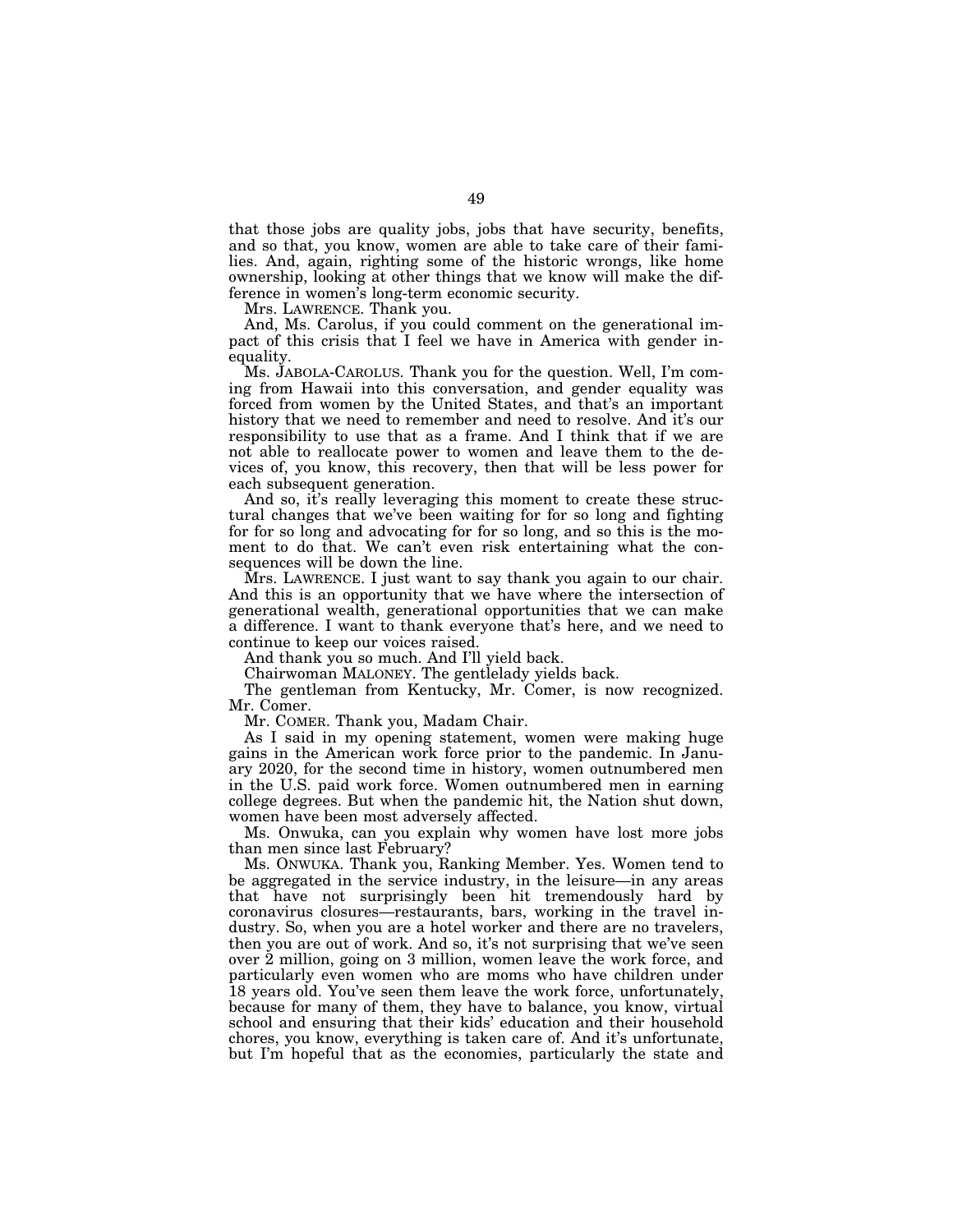that those jobs are quality jobs, jobs that have security, benefits, and so that, you know, women are able to take care of their families. And, again, righting some of the historic wrongs, like home ownership, looking at other things that we know will make the difference in women's long-term economic security.

Mrs. LAWRENCE. Thank you.

And, Ms. Carolus, if you could comment on the generational impact of this crisis that I feel we have in America with gender inequality.

Ms. JABOLA-CAROLUS. Thank you for the question. Well, I'm coming from Hawaii into this conversation, and gender equality was forced from women by the United States, and that's an important history that we need to remember and need to resolve. And it's our responsibility to use that as a frame. And I think that if we are not able to reallocate power to women and leave them to the devices of, you know, this recovery, then that will be less power for each subsequent generation.

And so, it's really leveraging this moment to create these structural changes that we've been waiting for for so long and fighting for for so long and advocating for for so long, and so this is the moment to do that. We can't even risk entertaining what the consequences will be down the line.

Mrs. LAWRENCE. I just want to say thank you again to our chair. And this is an opportunity that we have where the intersection of generational wealth, generational opportunities that we can make a difference. I want to thank everyone that's here, and we need to continue to keep our voices raised.

And thank you so much. And I'll yield back.

Chairwoman MALONEY. The gentlelady yields back.

The gentleman from Kentucky, Mr. Comer, is now recognized. Mr. Comer.

Mr. COMER. Thank you, Madam Chair.

As I said in my opening statement, women were making huge gains in the American work force prior to the pandemic. In January 2020, for the second time in history, women outnumbered men in the U.S. paid work force. Women outnumbered men in earning college degrees. But when the pandemic hit, the Nation shut down, women have been most adversely affected.

Ms. Onwuka, can you explain why women have lost more jobs than men since last February?

Ms. ONWUKA. Thank you, Ranking Member. Yes. Women tend to be aggregated in the service industry, in the leisure—in any areas that have not surprisingly been hit tremendously hard by coronavirus closures—restaurants, bars, working in the travel industry. So, when you are a hotel worker and there are no travelers, then you are out of work. And so, it's not surprising that we've seen over 2 million, going on 3 million, women leave the work force, and particularly even women who are moms who have children under 18 years old. You've seen them leave the work force, unfortunately, because for many of them, they have to balance, you know, virtual school and ensuring that their kids' education and their household chores, you know, everything is taken care of. And it's unfortunate, but I'm hopeful that as the economies, particularly the state and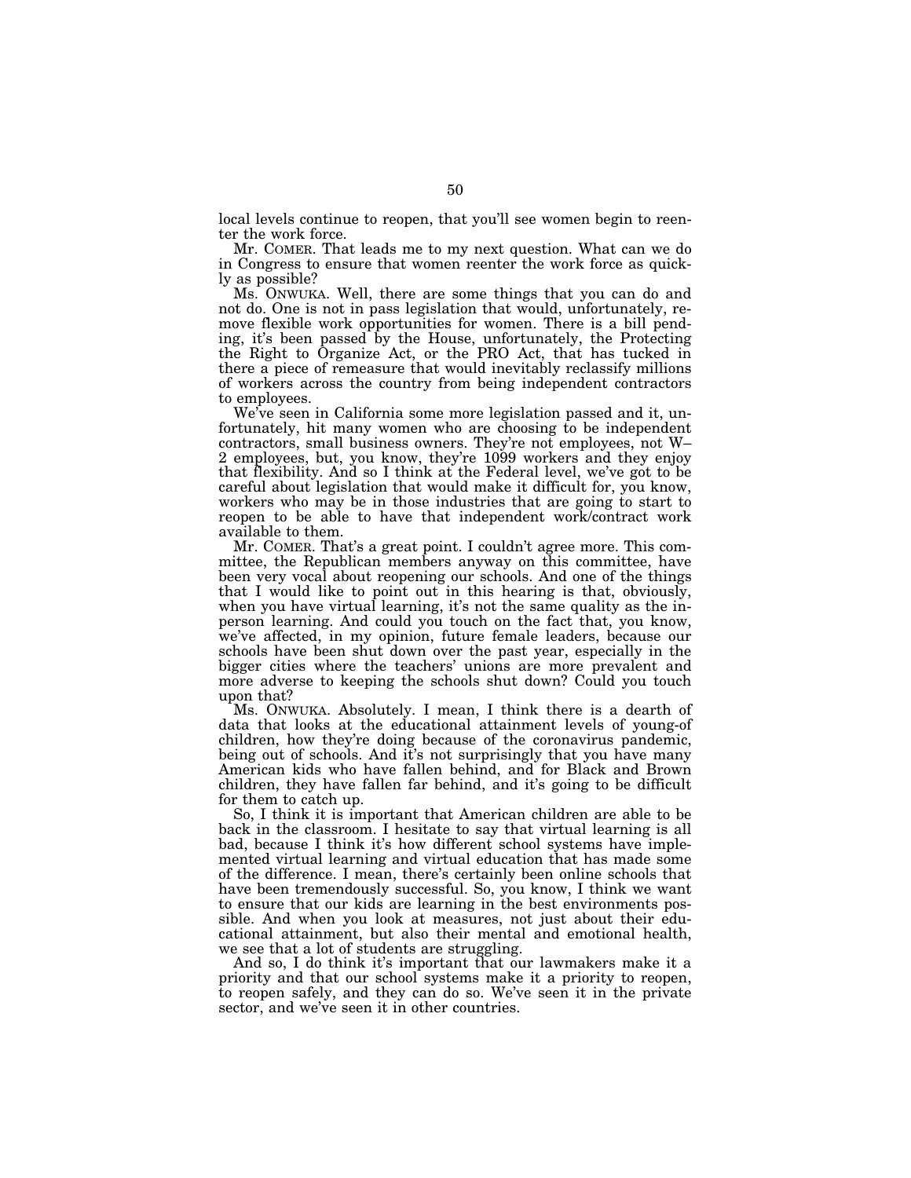local levels continue to reopen, that you'll see women begin to reenter the work force.

Mr. COMER. That leads me to my next question. What can we do in Congress to ensure that women reenter the work force as quickly as possible?

Ms. ONWUKA. Well, there are some things that you can do and not do. One is not in pass legislation that would, unfortunately, remove flexible work opportunities for women. There is a bill pending, it's been passed by the House, unfortunately, the Protecting the Right to Organize Act, or the PRO Act, that has tucked in there a piece of remeasure that would inevitably reclassify millions of workers across the country from being independent contractors to employees.

We've seen in California some more legislation passed and it, unfortunately, hit many women who are choosing to be independent contractors, small business owners. They're not employees, not W–2 employees, but, you know, they're 1099 workers and they enjoy that flexibility. And so I think at the Federal level, we've got to be careful about legislation that would make it difficult for, you know, workers who may be in those industries that are going to start to reopen to be able to have that independent work/contract work available to them.

Mr. COMER. That's a great point. I couldn't agree more. This committee, the Republican members anyway on this committee, have been very vocal about reopening our schools. And one of the things that I would like to point out in this hearing is that, obviously, when you have virtual learning, it's not the same quality as the in-person learning. And could you touch on the fact that, you know, we've affected, in my opinion, future female leaders, because our schools have been shut down over the past year, especially in the bigger cities where the teachers' unions are more prevalent and more adverse to keeping the schools shut down? Could you touch upon that?

Ms. ONWUKA. Absolutely. I mean, I think there is a dearth of data that looks at the educational attainment levels of young-of children, how they're doing because of the coronavirus pandemic, being out of schools. And it's not surprisingly that you have many American kids who have fallen behind, and for Black and Brown children, they have fallen far behind, and it's going to be difficult for them to catch up.

So, I think it is important that American children are able to be back in the classroom. I hesitate to say that virtual learning is all bad, because I think it's how different school systems have implemented virtual learning and virtual education that has made some of the difference. I mean, there's certainly been online schools that have been tremendously successful. So, you know, I think we want to ensure that our kids are learning in the best environments possible. And when you look at measures, not just about their educational attainment, but also their mental and emotional health, we see that a lot of students are struggling.

And so, I do think it's important that our lawmakers make it a priority and that our school systems make it a priority to reopen, to reopen safely, and they can do so. We've seen it in the private sector, and we've seen it in other countries.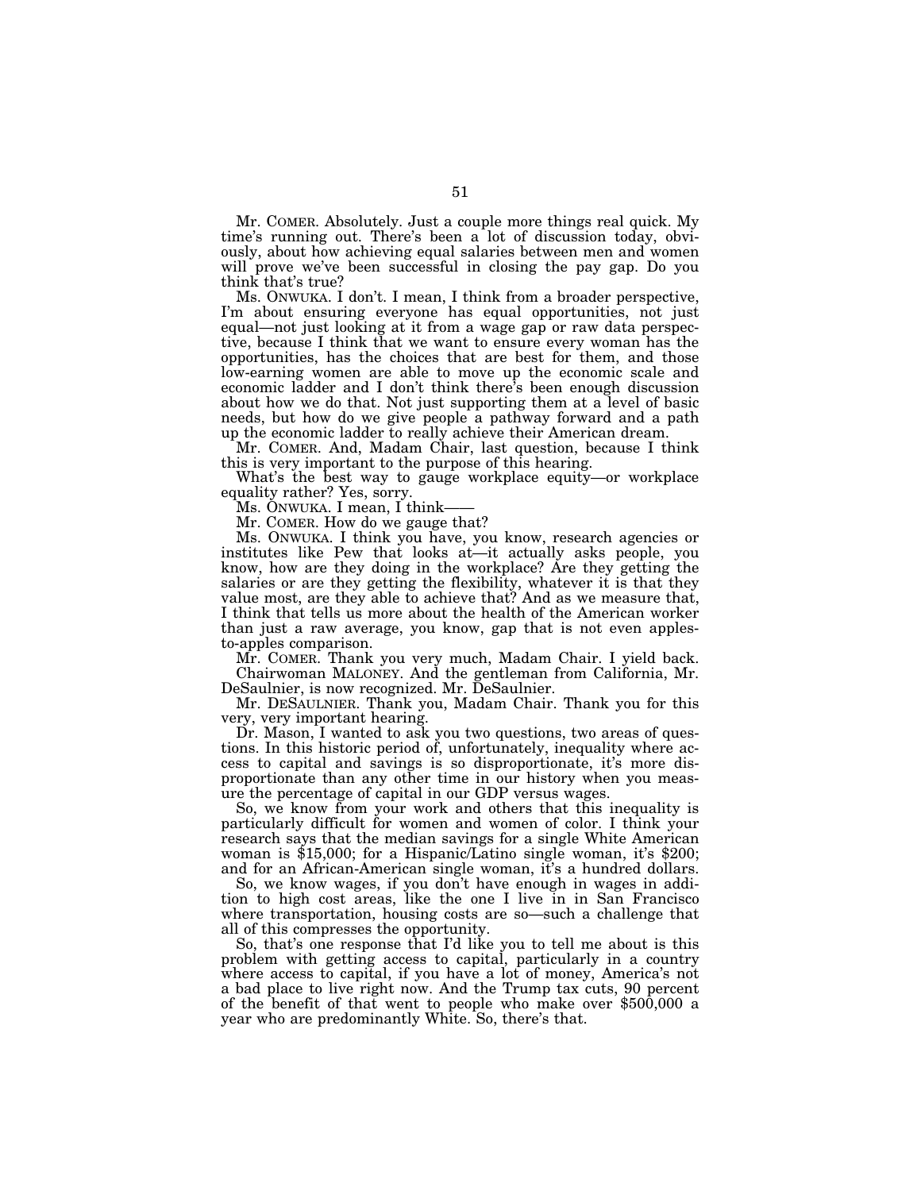Mr. COMER. Absolutely. Just a couple more things real quick. My time's running out. There's been a lot of discussion today, obviously, about how achieving equal salaries between men and women will prove we've been successful in closing the pay gap. Do you think that's true?

Ms. ONWUKA. I don't. I mean, I think from a broader perspective, I'm about ensuring everyone has equal opportunities, not just equal—not just looking at it from a wage gap or raw data perspective, because I think that we want to ensure every woman has the opportunities, has the choices that are best for them, and those low-earning women are able to move up the economic scale and economic ladder and I don't think there's been enough discussion about how we do that. Not just supporting them at a level of basic needs, but how do we give people a pathway forward and a path up the economic ladder to really achieve their American dream.

Mr. COMER. And, Madam Chair, last question, because I think this is very important to the purpose of this hearing.

What's the best way to gauge workplace equity—or workplace equality rather? Yes, sorry.

Ms. ONWUKA. I mean, I think——

Mr. COMER. How do we gauge that?

Ms. ONWUKA. I think you have, you know, research agencies or institutes like Pew that looks at—it actually asks people, you know, how are they doing in the workplace? Are they getting the salaries or are they getting the flexibility, whatever it is that they value most, are they able to achieve that? And as we measure that, I think that tells us more about the health of the American worker than just a raw average, you know, gap that is not even apples-to-apples comparison.

Mr. COMER. Thank you very much, Madam Chair. I yield back.

Chairwoman MALONEY. And the gentleman from California, Mr. DeSaulnier, is now recognized. Mr. DeSaulnier.

Mr. DESAULNIER. Thank you, Madam Chair. Thank you for this very, very important hearing.

Dr. Mason, I wanted to ask you two questions, two areas of questions. In this historic period of, unfortunately, inequality where access to capital and savings is so disproportionate, it's more disproportionate than any other time in our history when you measure the percentage of capital in our GDP versus wages.

So, we know from your work and others that this inequality is particularly difficult for women and women of color. I think your research says that the median savings for a single White American woman is $15,000; for a Hispanic/Latino single woman, it's $200; and for an African-American single woman, it's a hundred dollars.

So, we know wages, if you don't have enough in wages in addition to high cost areas, like the one I live in in San Francisco where transportation, housing costs are so—such a challenge that all of this compresses the opportunity.

So, that's one response that I'd like you to tell me about is this problem with getting access to capital, particularly in a country where access to capital, if you have a lot of money, America's not a bad place to live right now. And the Trump tax cuts, 90 percent of the benefit of that went to people who make over $500,000 a year who are predominantly White. So, there's that.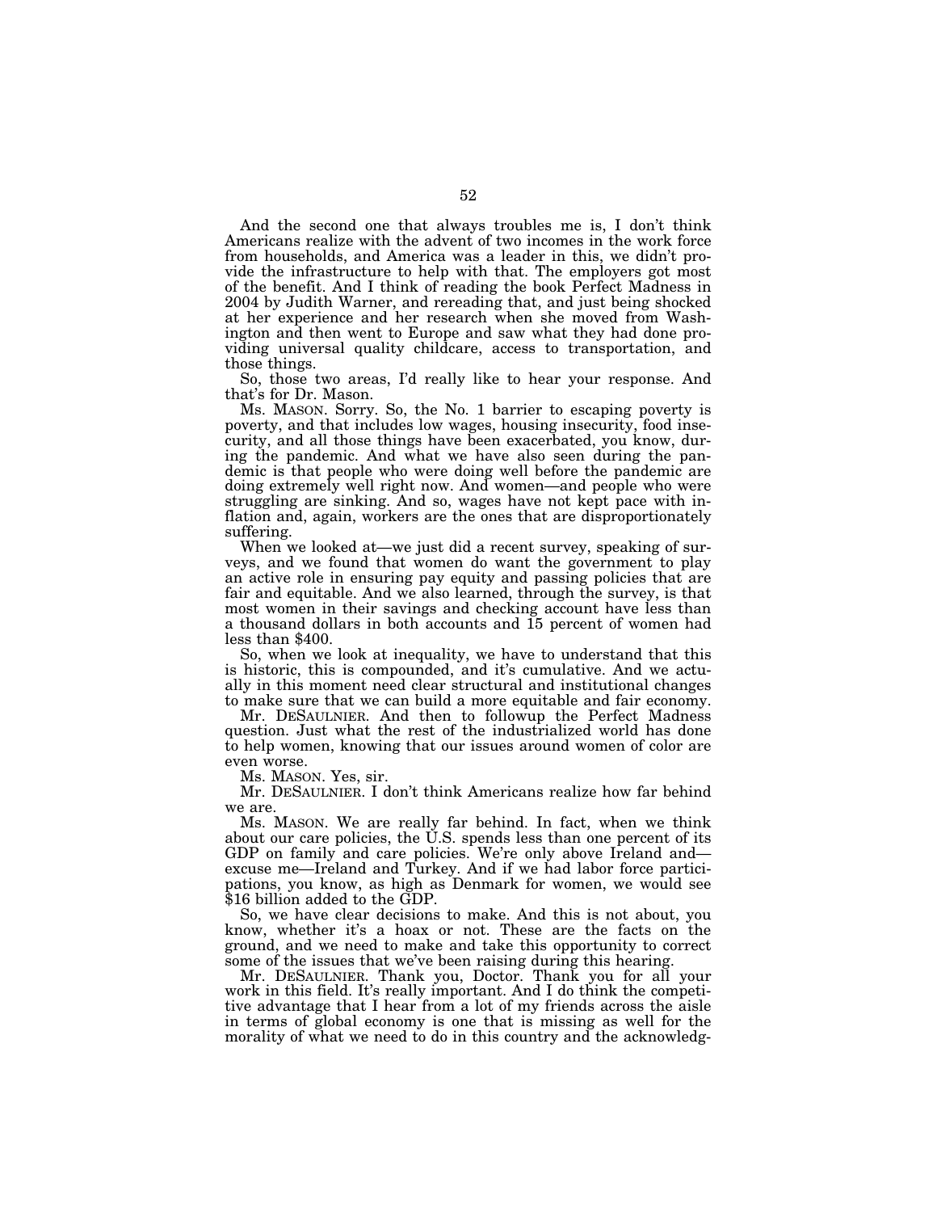And the second one that always troubles me is, I don't think Americans realize with the advent of two incomes in the work force from households, and America was a leader in this, we didn't provide the infrastructure to help with that. The employers got most of the benefit. And I think of reading the book Perfect Madness in 2004 by Judith Warner, and rereading that, and just being shocked at her experience and her research when she moved from Washington and then went to Europe and saw what they had done providing universal quality childcare, access to transportation, and those things.

So, those two areas, I'd really like to hear your response. And that's for Dr. Mason.

Ms. MASON. Sorry. So, the No. 1 barrier to escaping poverty is poverty, and that includes low wages, housing insecurity, food insecurity, and all those things have been exacerbated, you know, during the pandemic. And what we have also seen during the pandemic is that people who were doing well before the pandemic are doing extremely well right now. And women—and people who were struggling are sinking. And so, wages have not kept pace with inflation and, again, workers are the ones that are disproportionately suffering.

When we looked at—we just did a recent survey, speaking of surveys, and we found that women do want the government to play an active role in ensuring pay equity and passing policies that are fair and equitable. And we also learned, through the survey, is that most women in their savings and checking account have less than a thousand dollars in both accounts and 15 percent of women had less than $400.

So, when we look at inequality, we have to understand that this is historic, this is compounded, and it's cumulative. And we actually in this moment need clear structural and institutional changes to make sure that we can build a more equitable and fair economy.

Mr. DESAULNIER. And then to followup the Perfect Madness question. Just what the rest of the industrialized world has done to help women, knowing that our issues around women of color are even worse.

Ms. MASON. Yes, sir.

Mr. DESAULNIER. I don't think Americans realize how far behind we are.

Ms. MASON. We are really far behind. In fact, when we think about our care policies, the U.S. spends less than one percent of its GDP on family and care policies. We're only above Ireland and—excuse me—Ireland and Turkey. And if we had labor force participations, you know, as high as Denmark for women, we would see $16 billion added to the GDP.

So, we have clear decisions to make. And this is not about, you know, whether it's a hoax or not. These are the facts on the ground, and we need to make and take this opportunity to correct some of the issues that we've been raising during this hearing.

Mr. DESAULNIER. Thank you, Doctor. Thank you for all your work in this field. It's really important. And I do think the competitive advantage that I hear from a lot of my friends across the aisle in terms of global economy is one that is missing as well for the morality of what we need to do in this country and the acknowledg-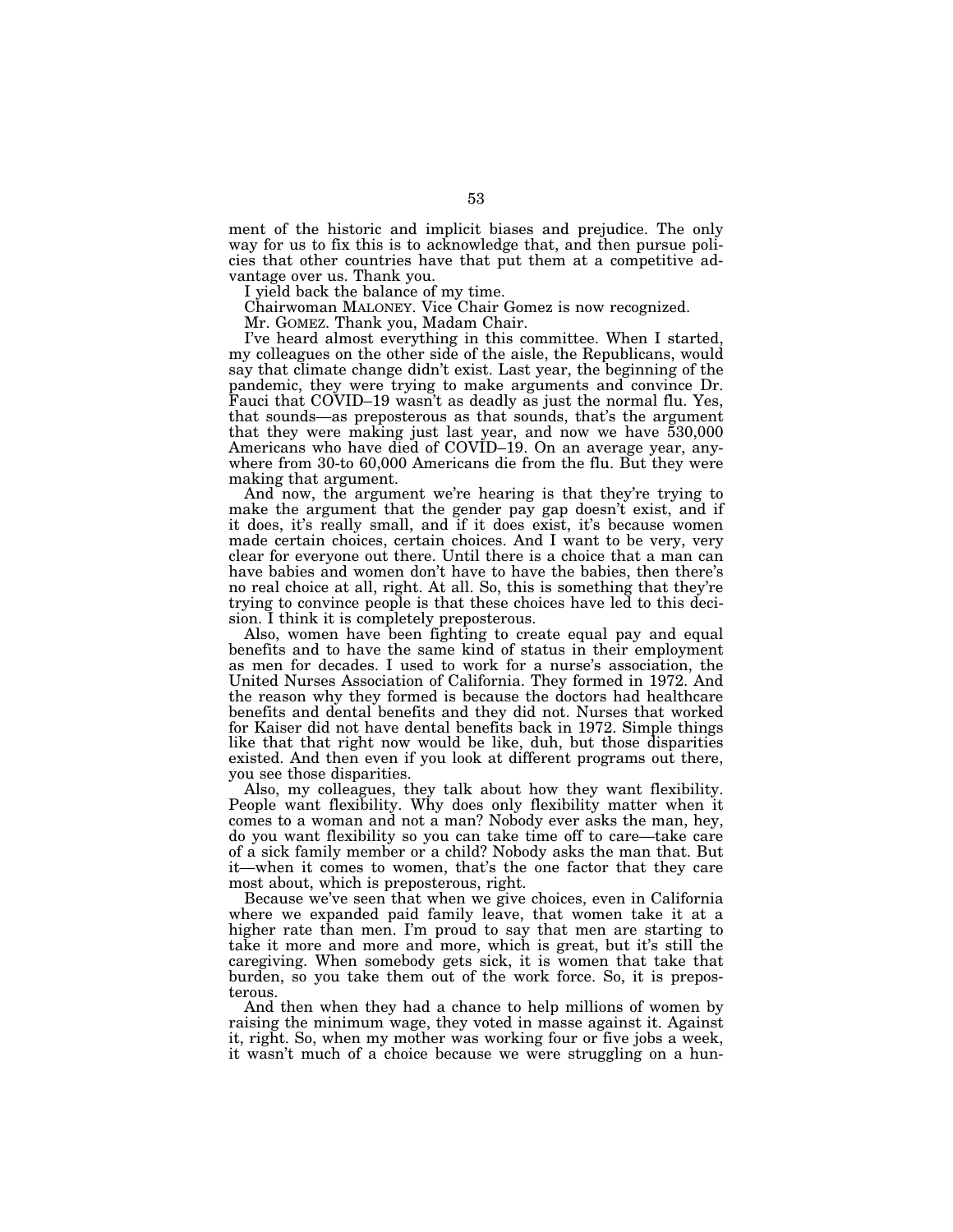ment of the historic and implicit biases and prejudice. The only way for us to fix this is to acknowledge that, and then pursue policies that other countries have that put them at a competitive advantage over us. Thank you.

I yield back the balance of my time.

Chairwoman MALONEY. Vice Chair Gomez is now recognized.

Mr. GOMEZ. Thank you, Madam Chair.

I've heard almost everything in this committee. When I started, my colleagues on the other side of the aisle, the Republicans, would say that climate change didn't exist. Last year, the beginning of the pandemic, they were trying to make arguments and convince Dr. Fauci that COVID–19 wasn't as deadly as just the normal flu. Yes, that sounds—as preposterous as that sounds, that's the argument that they were making just last year, and now we have 530,000 Americans who have died of COVID–19. On an average year, anywhere from 30-to 60,000 Americans die from the flu. But they were making that argument.

And now, the argument we're hearing is that they're trying to make the argument that the gender pay gap doesn't exist, and if it does, it's really small, and if it does exist, it's because women made certain choices, certain choices. And I want to be very, very clear for everyone out there. Until there is a choice that a man can have babies and women don't have to have the babies, then there's no real choice at all, right. At all. So, this is something that they're trying to convince people is that these choices have led to this decision. I think it is completely preposterous.

Also, women have been fighting to create equal pay and equal benefits and to have the same kind of status in their employment as men for decades. I used to work for a nurse's association, the United Nurses Association of California. They formed in 1972. And the reason why they formed is because the doctors had healthcare benefits and dental benefits and they did not. Nurses that worked for Kaiser did not have dental benefits back in 1972. Simple things like that that right now would be like, duh, but those disparities existed. And then even if you look at different programs out there, you see those disparities.

Also, my colleagues, they talk about how they want flexibility. People want flexibility. Why does only flexibility matter when it comes to a woman and not a man? Nobody ever asks the man, hey, do you want flexibility so you can take time off to care—take care of a sick family member or a child? Nobody asks the man that. But it—when it comes to women, that's the one factor that they care most about, which is preposterous, right.

Because we've seen that when we give choices, even in California where we expanded paid family leave, that women take it at a higher rate than men. I'm proud to say that men are starting to take it more and more and more, which is great, but it's still the caregiving. When somebody gets sick, it is women that take that burden, so you take them out of the work force. So, it is preposterous.

And then when they had a chance to help millions of women by raising the minimum wage, they voted in masse against it. Against it, right. So, when my mother was working four or five jobs a week, it wasn't much of a choice because we were struggling on a hun-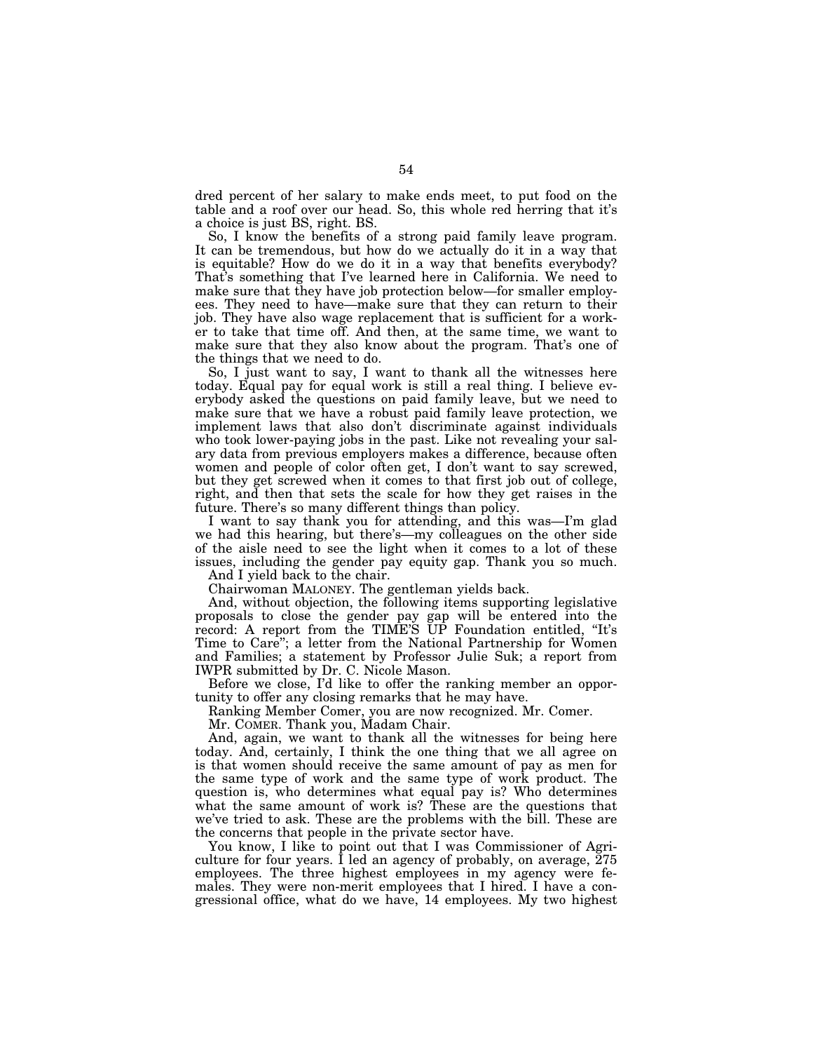dred percent of her salary to make ends meet, to put food on the table and a roof over our head. So, this whole red herring that it's a choice is just BS, right. BS.

So, I know the benefits of a strong paid family leave program. It can be tremendous, but how do we actually do it in a way that is equitable? How do we do it in a way that benefits everybody? That's something that I've learned here in California. We need to make sure that they have job protection below—for smaller employees. They need to have—make sure that they can return to their job. They have also wage replacement that is sufficient for a worker to take that time off. And then, at the same time, we want to make sure that they also know about the program. That's one of the things that we need to do.

So, I just want to say, I want to thank all the witnesses here today. Equal pay for equal work is still a real thing. I believe everybody asked the questions on paid family leave, but we need to make sure that we have a robust paid family leave protection, we implement laws that also don't discriminate against individuals who took lower-paying jobs in the past. Like not revealing your salary data from previous employers makes a difference, because often women and people of color often get, I don't want to say screwed, but they get screwed when it comes to that first job out of college, right, and then that sets the scale for how they get raises in the future. There's so many different things than policy.

I want to say thank you for attending, and this was—I'm glad we had this hearing, but there's—my colleagues on the other side of the aisle need to see the light when it comes to a lot of these issues, including the gender pay equity gap. Thank you so much.

And I yield back to the chair.

Chairwoman MALONEY. The gentleman yields back.

And, without objection, the following items supporting legislative proposals to close the gender pay gap will be entered into the record: A report from the TIME'S UP Foundation entitled, "It's Time to Care"; a letter from the National Partnership for Women and Families; a statement by Professor Julie Suk; a report from IWPR submitted by Dr. C. Nicole Mason.

Before we close, I'd like to offer the ranking member an opportunity to offer any closing remarks that he may have.

Ranking Member Comer, you are now recognized. Mr. Comer.

Mr. COMER. Thank you, Madam Chair.

And, again, we want to thank all the witnesses for being here today. And, certainly, I think the one thing that we all agree on is that women should receive the same amount of pay as men for the same type of work and the same type of work product. The question is, who determines what equal pay is? Who determines what the same amount of work is? These are the questions that we've tried to ask. These are the problems with the bill. These are the concerns that people in the private sector have.

You know, I like to point out that I was Commissioner of Agriculture for four years. I led an agency of probably, on average, 275 employees. The three highest employees in my agency were females. They were non-merit employees that I hired. I have a congressional office, what do we have, 14 employees. My two highest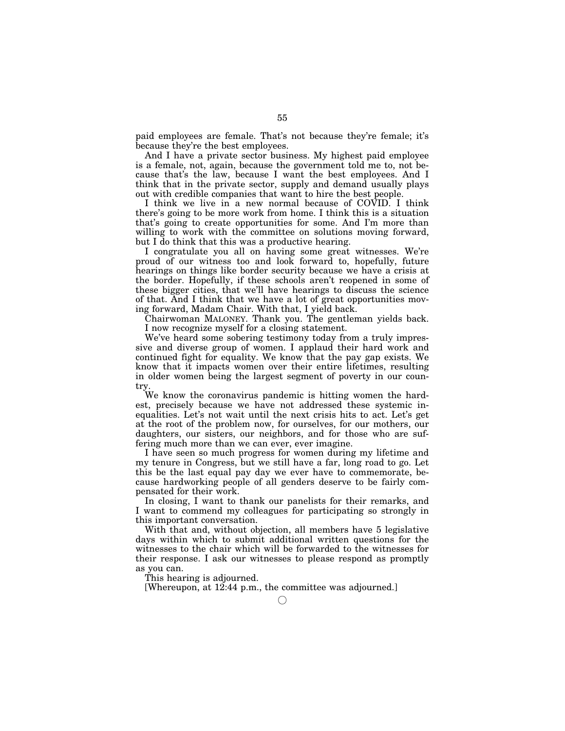paid employees are female. That's not because they're female; it's because they're the best employees.

And I have a private sector business. My highest paid employee is a female, not, again, because the government told me to, not because that's the law, because I want the best employees. And I think that in the private sector, supply and demand usually plays out with credible companies that want to hire the best people.

I think we live in a new normal because of COVID. I think there's going to be more work from home. I think this is a situation that's going to create opportunities for some. And I'm more than willing to work with the committee on solutions moving forward, but I do think that this was a productive hearing.

I congratulate you all on having some great witnesses. We're proud of our witness too and look forward to, hopefully, future hearings on things like border security because we have a crisis at the border. Hopefully, if these schools aren't reopened in some of these bigger cities, that we'll have hearings to discuss the science of that. And I think that we have a lot of great opportunities moving forward, Madam Chair. With that, I yield back.

Chairwoman MALONEY. Thank you. The gentleman yields back. I now recognize myself for a closing statement.

We've heard some sobering testimony today from a truly impressive and diverse group of women. I applaud their hard work and continued fight for equality. We know that the pay gap exists. We know that it impacts women over their entire lifetimes, resulting in older women being the largest segment of poverty in our country.

We know the coronavirus pandemic is hitting women the hardest, precisely because we have not addressed these systemic inequalities. Let's not wait until the next crisis hits to act. Let's get at the root of the problem now, for ourselves, for our mothers, our daughters, our sisters, our neighbors, and for those who are suffering much more than we can ever, ever imagine.

I have seen so much progress for women during my lifetime and my tenure in Congress, but we still have a far, long road to go. Let this be the last equal pay day we ever have to commemorate, because hardworking people of all genders deserve to be fairly compensated for their work.

In closing, I want to thank our panelists for their remarks, and I want to commend my colleagues for participating so strongly in this important conversation.

With that and, without objection, all members have 5 legislative days within which to submit additional written questions for the witnesses to the chair which will be forwarded to the witnesses for their response. I ask our witnesses to please respond as promptly as you can.

This hearing is adjourned.

[Whereupon, at 12:44 p.m., the committee was adjourned.]

○